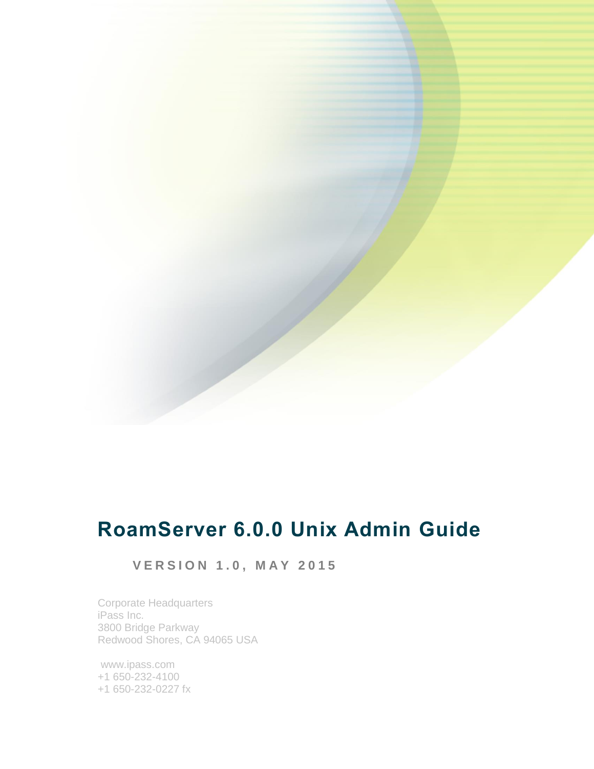# RoamServer 6.0.0 Unix Admin Guide

**VERSION 1.0, MAY 2015**

Corporate Headquarters
iPass Inc.
3800 Bridge Parkway
Redwood Shores, CA 94065 USA

www.ipass.com
+1 650-232-4100
+1 650-232-0227 fx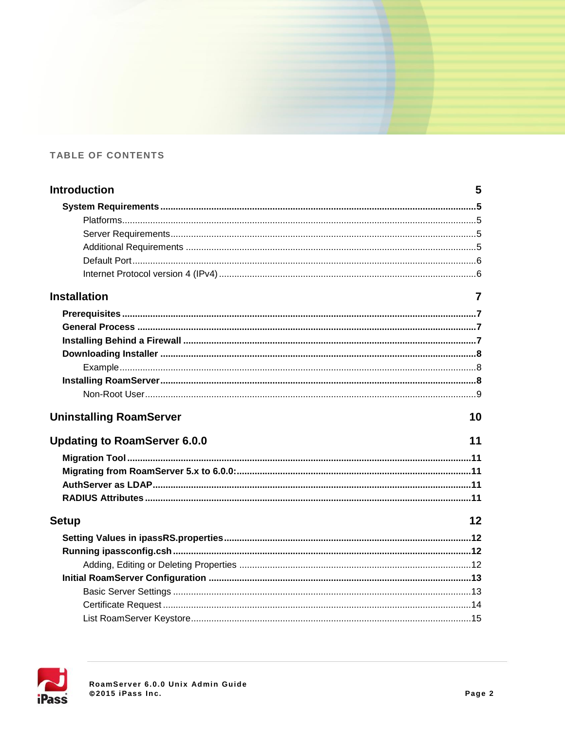TABLE OF CONTENTS

**Introduction** 5

- **System Requirements** 5
  - Platforms 5
  - Server Requirements 5
  - Additional Requirements 5
  - Default Port 6
  - Internet Protocol version 4 (IPv4) 6

**Installation** 7

- **Prerequisites** 7
- **General Process** 7
- **Installing Behind a Firewall** 7
- **Downloading Installer** 8
  - Example 8
- **Installing RoamServer** 8
  - Non-Root User 9

**Uninstalling RoamServer** 10

**Updating to RoamServer 6.0.0** 11

- **Migration Tool** 11
- **Migrating from RoamServer 5.x to 6.0.0:** 11
- **AuthServer as LDAP** 11
- **RADIUS Attributes** 11

**Setup** 12

- **Setting Values in ipassRS.properties** 12
- **Running ipassconfig.csh** 12
  - Adding, Editing or Deleting Properties 12
- **Initial RoamServer Configuration** 13
  - Basic Server Settings 13
  - Certificate Request 14
  - List RoamServer Keystore 15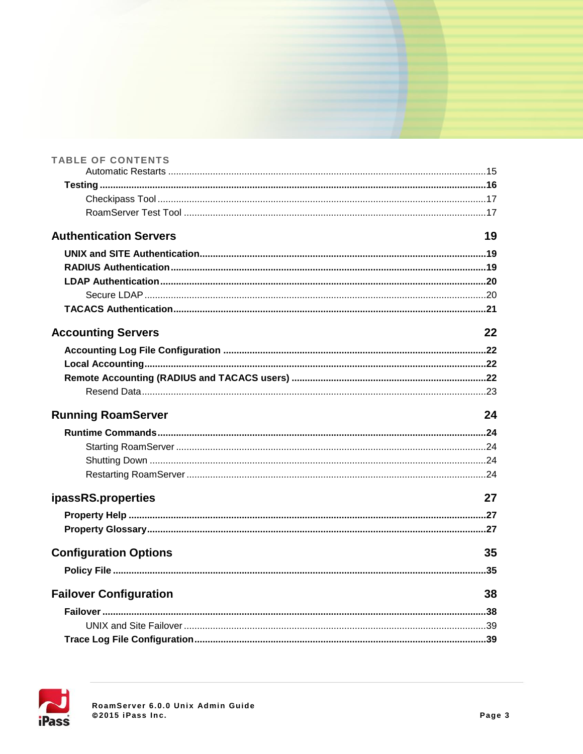TABLE OF CONTENTS

- Automatic Restarts ........ 15
- **Testing** ........ **16**
  - Checkipass Tool ........ 17
  - RoamServer Test Tool ........ 17

**Authentication Servers** ........ **19**

- **UNIX and SITE Authentication** ........ **19**
- **RADIUS Authentication** ........ **19**
- **LDAP Authentication** ........ **20**
  - Secure LDAP ........ 20
- **TACACS Authentication** ........ **21**

**Accounting Servers** ........ **22**

- **Accounting Log File Configuration** ........ **22**
- **Local Accounting** ........ **22**
- **Remote Accounting (RADIUS and TACACS users)** ........ **22**
  - Resend Data ........ 23

**Running RoamServer** ........ **24**

- **Runtime Commands** ........ **24**
  - Starting RoamServer ........ 24
  - Shutting Down ........ 24
  - Restarting RoamServer ........ 24

**ipassRS.properties** ........ **27**

- **Property Help** ........ **27**
- **Property Glossary** ........ **27**

**Configuration Options** ........ **35**

- **Policy File** ........ **35**

**Failover Configuration** ........ **38**

- **Failover** ........ **38**
  - UNIX and Site Failover ........ 39
- **Trace Log File Configuration** ........ **39**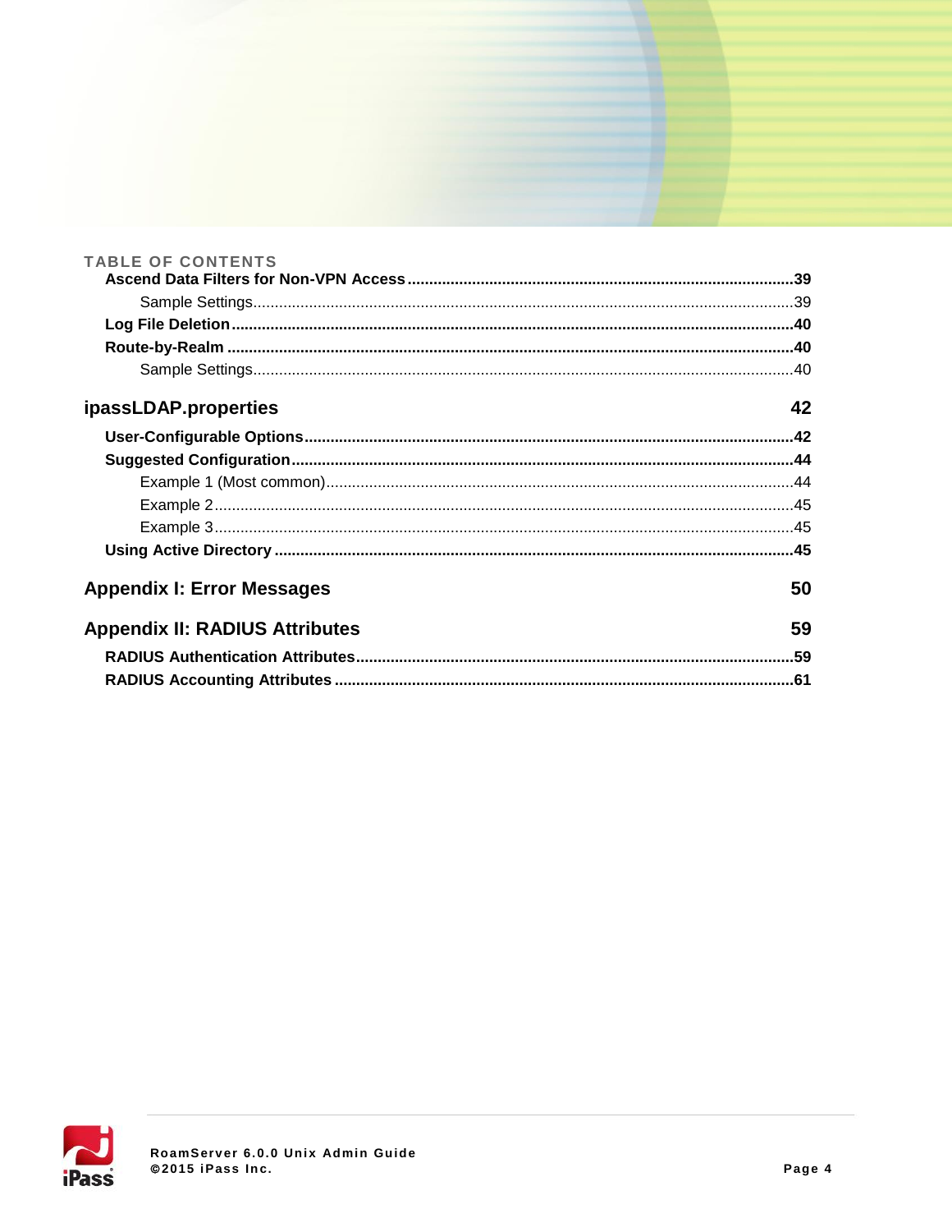TABLE OF CONTENTS

**Ascend Data Filters for Non-VPN Access** ........ 39

- Sample Settings ........ 39

**Log File Deletion** ........ 40

**Route-by-Realm** ........ 40

- Sample Settings ........ 40

**ipassLDAP.properties** ........ 42

**User-Configurable Options** ........ 42

**Suggested Configuration** ........ 44

- Example 1 (Most common) ........ 44
- Example 2 ........ 45
- Example 3 ........ 45

**Using Active Directory** ........ 45

**Appendix I: Error Messages** ........ 50

**Appendix II: RADIUS Attributes** ........ 59

**RADIUS Authentication Attributes** ........ 59

**RADIUS Accounting Attributes** ........ 61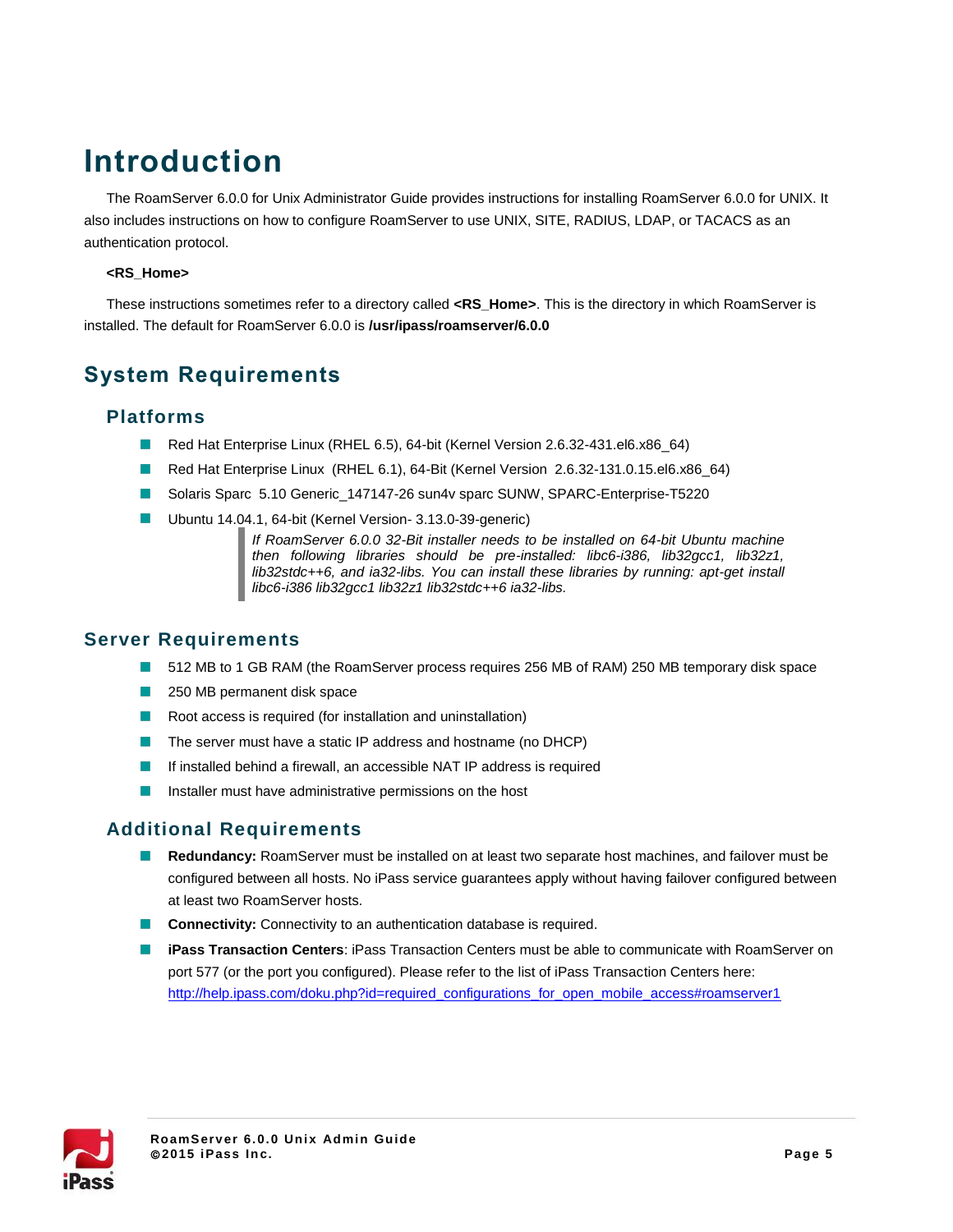# Introduction

The RoamServer 6.0.0 for Unix Administrator Guide provides instructions for installing RoamServer 6.0.0 for UNIX. It also includes instructions on how to configure RoamServer to use UNIX, SITE, RADIUS, LDAP, or TACACS as an authentication protocol.

**<RS_Home>**

These instructions sometimes refer to a directory called **<RS_Home>**. This is the directory in which RoamServer is installed. The default for RoamServer 6.0.0 is **/usr/ipass/roamserver/6.0.0**

## System Requirements

### Platforms

- Red Hat Enterprise Linux (RHEL 6.5), 64-bit (Kernel Version 2.6.32-431.el6.x86_64)
- Red Hat Enterprise Linux (RHEL 6.1), 64-Bit (Kernel Version 2.6.32-131.0.15.el6.x86_64)
- Solaris Sparc 5.10 Generic_147147-26 sun4v sparc SUNW, SPARC-Enterprise-T5220
- Ubuntu 14.04.1, 64-bit (Kernel Version- 3.13.0-39-generic)

> *If RoamServer 6.0.0 32-Bit installer needs to be installed on 64-bit Ubuntu machine then following libraries should be pre-installed: libc6-i386, lib32gcc1, lib32z1, lib32stdc++6, and ia32-libs. You can install these libraries by running: apt-get install libc6-i386 lib32gcc1 lib32z1 lib32stdc++6 ia32-libs.*

## Server Requirements

- 512 MB to 1 GB RAM (the RoamServer process requires 256 MB of RAM) 250 MB temporary disk space
- 250 MB permanent disk space
- Root access is required (for installation and uninstallation)
- The server must have a static IP address and hostname (no DHCP)
- If installed behind a firewall, an accessible NAT IP address is required
- Installer must have administrative permissions on the host

### Additional Requirements

- **Redundancy:** RoamServer must be installed on at least two separate host machines, and failover must be configured between all hosts. No iPass service guarantees apply without having failover configured between at least two RoamServer hosts.
- **Connectivity:** Connectivity to an authentication database is required.
- **iPass Transaction Centers**: iPass Transaction Centers must be able to communicate with RoamServer on port 577 (or the port you configured). Please refer to the list of iPass Transaction Centers here: http://help.ipass.com/doku.php?id=required_configurations_for_open_mobile_access#roamserver1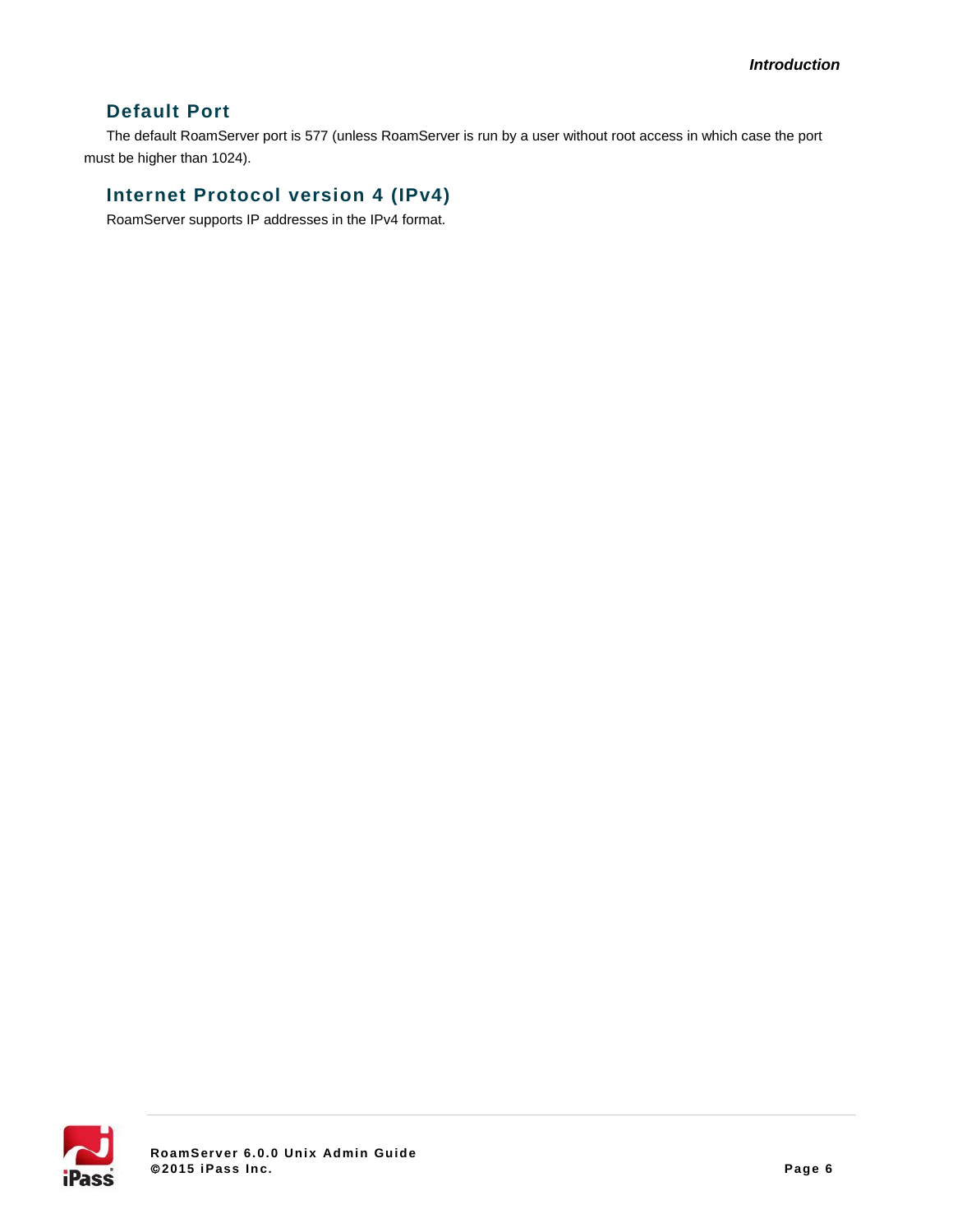## Default Port

The default RoamServer port is 577 (unless RoamServer is run by a user without root access in which case the port must be higher than 1024).

## Internet Protocol version 4 (IPv4)

RoamServer supports IP addresses in the IPv4 format.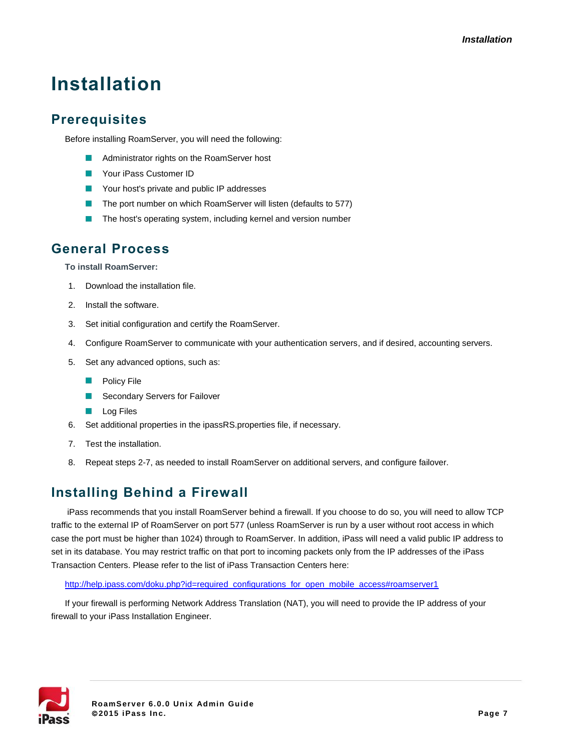# Installation

## Prerequisites

Before installing RoamServer, you will need the following:

- Administrator rights on the RoamServer host
- Your iPass Customer ID
- Your host's private and public IP addresses
- The port number on which RoamServer will listen (defaults to 577)
- The host's operating system, including kernel and version number

## General Process

**To install RoamServer:**

1. Download the installation file.
2. Install the software.
3. Set initial configuration and certify the RoamServer.
4. Configure RoamServer to communicate with your authentication servers, and if desired, accounting servers.
5. Set any advanced options, such as:
   - Policy File
   - Secondary Servers for Failover
   - Log Files
6. Set additional properties in the ipassRS.properties file, if necessary.
7. Test the installation.
8. Repeat steps 2-7, as needed to install RoamServer on additional servers, and configure failover.

## Installing Behind a Firewall

iPass recommends that you install RoamServer behind a firewall. If you choose to do so, you will need to allow TCP traffic to the external IP of RoamServer on port 577 (unless RoamServer is run by a user without root access in which case the port must be higher than 1024) through to RoamServer. In addition, iPass will need a valid public IP address to set in its database. You may restrict traffic on that port to incoming packets only from the IP addresses of the iPass Transaction Centers. Please refer to the list of iPass Transaction Centers here:

http://help.ipass.com/doku.php?id=required_configurations_for_open_mobile_access#roamserver1

If your firewall is performing Network Address Translation (NAT), you will need to provide the IP address of your firewall to your iPass Installation Engineer.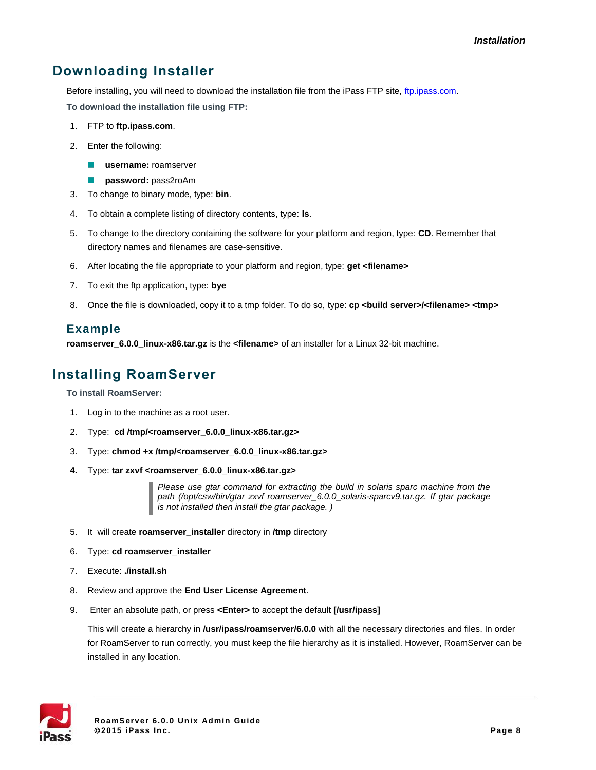## Downloading Installer

Before installing, you will need to download the installation file from the iPass FTP site, ftp.ipass.com.

**To download the installation file using FTP:**

1. FTP to **ftp.ipass.com**.
2. Enter the following:
   - **username:** roamserver
   - **password:** pass2roAm
3. To change to binary mode, type: **bin**.
4. To obtain a complete listing of directory contents, type: **ls**.
5. To change to the directory containing the software for your platform and region, type: **CD**. Remember that directory names and filenames are case-sensitive.
6. After locating the file appropriate to your platform and region, type: **get <filename>**
7. To exit the ftp application, type: **bye**
8. Once the file is downloaded, copy it to a tmp folder. To do so, type: **cp <build server>/<filename> <tmp>**

### Example

**roamserver_6.0.0_linux-x86.tar.gz** is the **<filename>** of an installer for a Linux 32-bit machine.

## Installing RoamServer

**To install RoamServer:**

1. Log in to the machine as a root user.
2. Type: **cd /tmp/<roamserver_6.0.0_linux-x86.tar.gz>**
3. Type: **chmod +x /tmp/<roamserver_6.0.0_linux-x86.tar.gz>**
4. Type: **tar zxvf <roamserver_6.0.0_linux-x86.tar.gz>**

   > *Please use gtar command for extracting the build in solaris sparc machine from the path (/opt/csw/bin/gtar zxvf roamserver_6.0.0_solaris-sparcv9.tar.gz. If gtar package is not installed then install the gtar package. )*

5. It will create **roamserver_installer** directory in **/tmp** directory
6. Type: **cd roamserver_installer**
7. Execute: **./install.sh**
8. Review and approve the **End User License Agreement**.
9. Enter an absolute path, or press **<Enter>** to accept the default **[/usr/ipass]**

   This will create a hierarchy in **/usr/ipass/roamserver/6.0.0** with all the necessary directories and files. In order for RoamServer to run correctly, you must keep the file hierarchy as it is installed. However, RoamServer can be installed in any location.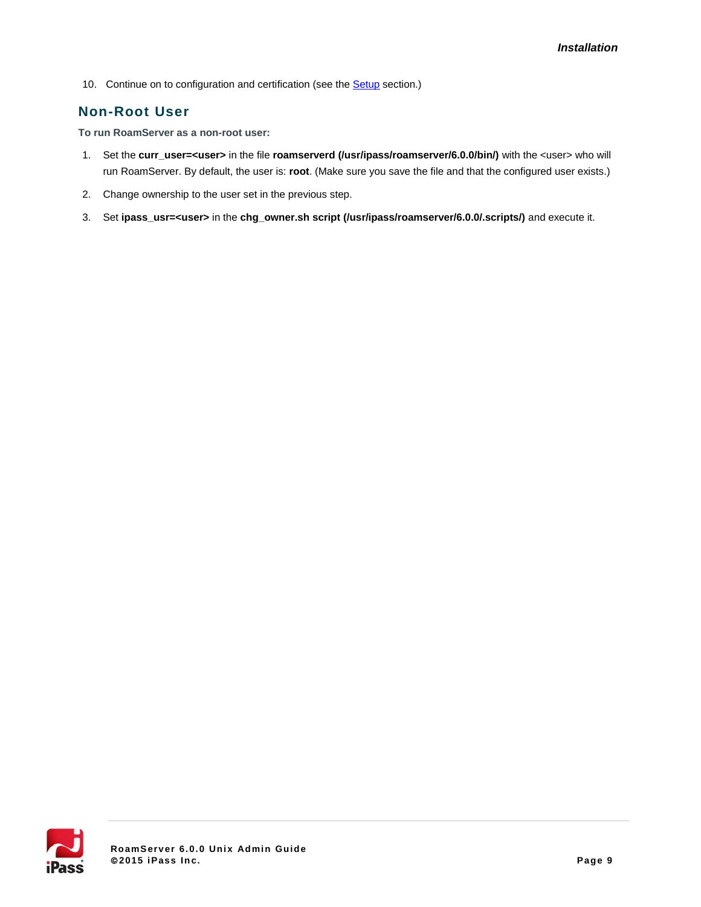10. Continue on to configuration and certification (see the Setup section.)

## Non-Root User

**To run RoamServer as a non-root user:**

1. Set the **curr_user=<user>** in the file **roamserverd (/usr/ipass/roamserver/6.0.0/bin/)** with the <user> who will run RoamServer. By default, the user is: **root**. (Make sure you save the file and that the configured user exists.)
2. Change ownership to the user set in the previous step.
3. Set **ipass_usr=<user>** in the **chg_owner.sh script (/usr/ipass/roamserver/6.0.0/.scripts/)** and execute it.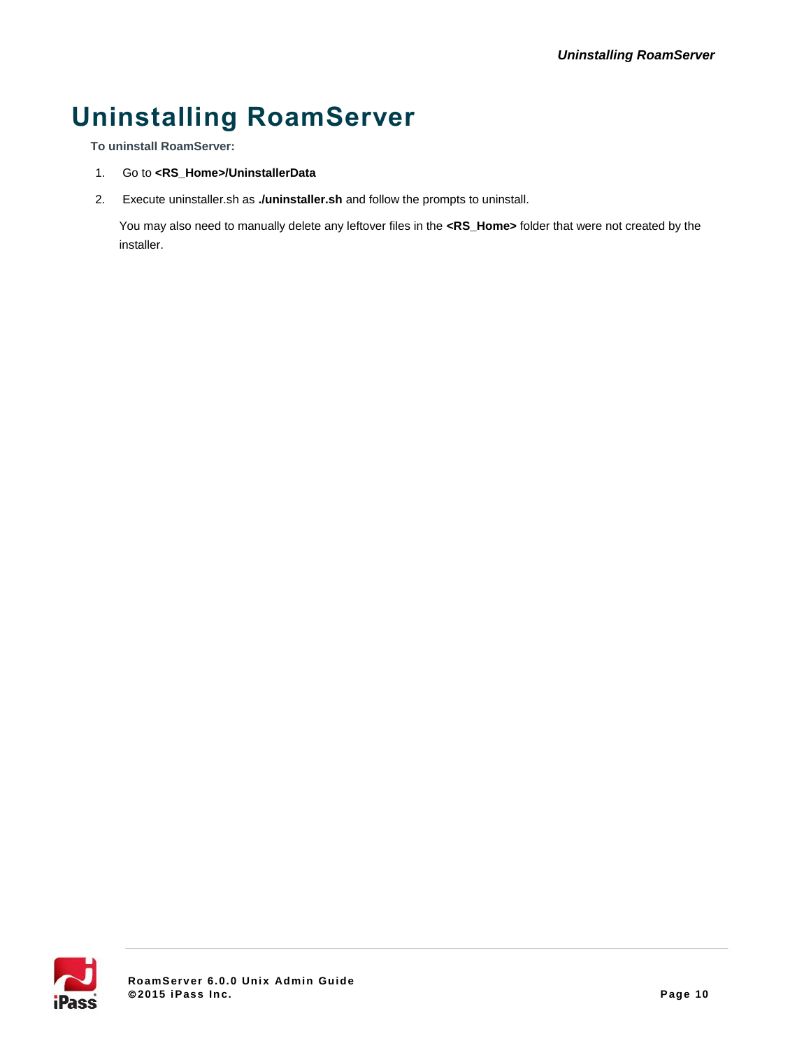# Uninstalling RoamServer

**To uninstall RoamServer:**

1. Go to **<RS_Home>/UninstallerData**
2. Execute uninstaller.sh as **./uninstaller.sh** and follow the prompts to uninstall.

   You may also need to manually delete any leftover files in the **<RS_Home>** folder that were not created by the installer.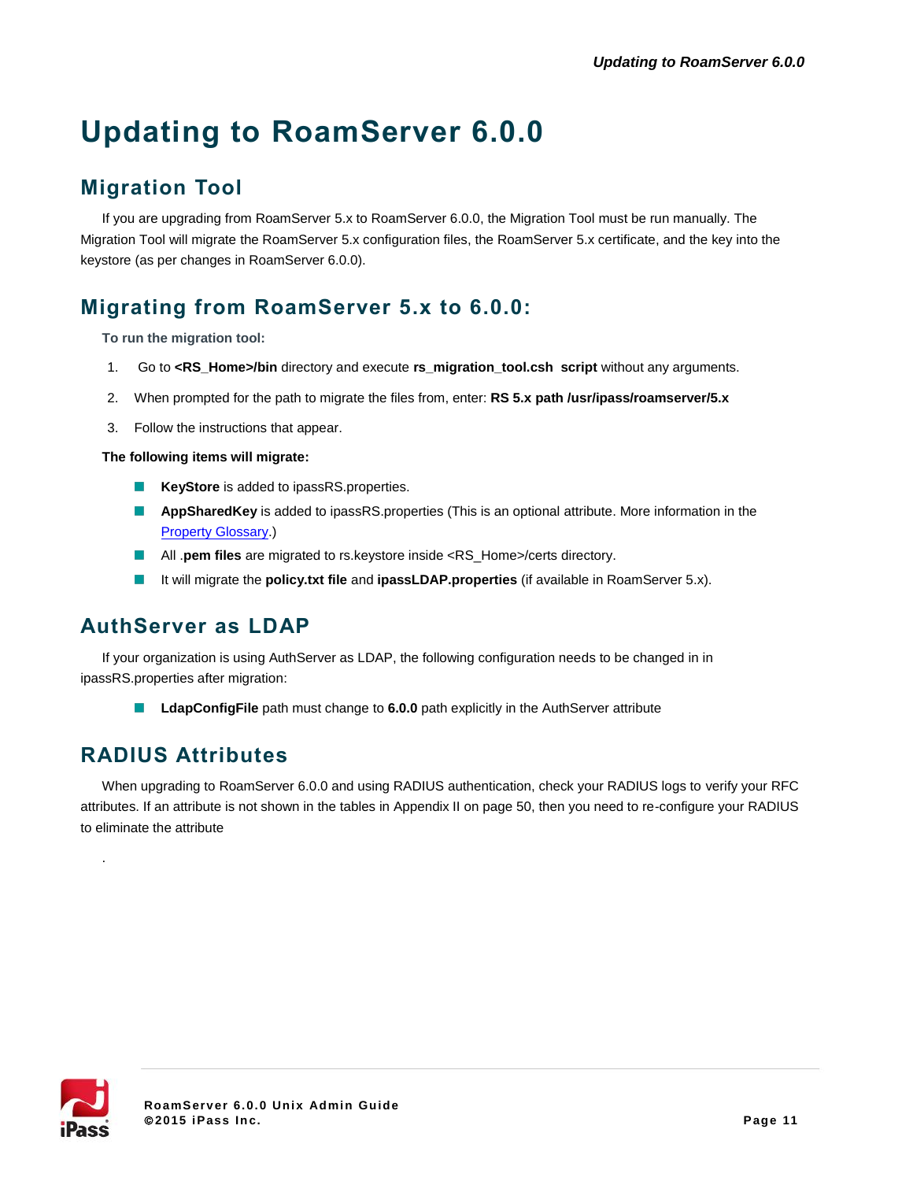// Updating to RoamServer 6.0.0

## Migration Tool

If you are upgrading from RoamServer 5.x to RoamServer 6.0.0, the Migration Tool must be run manually. The Migration Tool will migrate the RoamServer 5.x configuration files, the RoamServer 5.x certificate, and the key into the keystore (as per changes in RoamServer 6.0.0).

## Migrating from RoamServer 5.x to 6.0.0:

**To run the migration tool:**

1. Go to **<RS_Home>/bin** directory and execute **rs_migration_tool.csh script** without any arguments.
2. When prompted for the path to migrate the files from, enter: **RS 5.x path /usr/ipass/roamserver/5.x**
3. Follow the instructions that appear.

**The following items will migrate:**

- **KeyStore** is added to ipassRS.properties.
- **AppSharedKey** is added to ipassRS.properties (This is an optional attribute. More information in the Property Glossary.)
- All .**pem files** are migrated to rs.keystore inside <RS_Home>/certs directory.
- It will migrate the **policy.txt file** and **ipassLDAP.properties** (if available in RoamServer 5.x).

## AuthServer as LDAP

If your organization is using AuthServer as LDAP, the following configuration needs to be changed in in ipassRS.properties after migration:

- **LdapConfigFile** path must change to **6.0.0** path explicitly in the AuthServer attribute

## RADIUS Attributes

When upgrading to RoamServer 6.0.0 and using RADIUS authentication, check your RADIUS logs to verify your RFC attributes. If an attribute is not shown in the tables in Appendix II on page 50, then you need to re-configure your RADIUS to eliminate the attribute

.

# Updating to RoamServer 6.0.0

## Migration Tool

If you are upgrading from RoamServer 5.x to RoamServer 6.0.0, the Migration Tool must be run manually. The Migration Tool will migrate the RoamServer 5.x configuration files, the RoamServer 5.x certificate, and the key into the keystore (as per changes in RoamServer 6.0.0).

## Migrating from RoamServer 5.x to 6.0.0:

**To run the migration tool:**

1. Go to **<RS_Home>/bin** directory and execute **rs_migration_tool.csh script** without any arguments.
2. When prompted for the path to migrate the files from, enter: **RS 5.x path /usr/ipass/roamserver/5.x**
3. Follow the instructions that appear.

**The following items will migrate:**

- **KeyStore** is added to ipassRS.properties.
- **AppSharedKey** is added to ipassRS.properties (This is an optional attribute. More information in the Property Glossary.)
- All .**pem files** are migrated to rs.keystore inside <RS_Home>/certs directory.
- It will migrate the **policy.txt file** and **ipassLDAP.properties** (if available in RoamServer 5.x).

## AuthServer as LDAP

If your organization is using AuthServer as LDAP, the following configuration needs to be changed in in ipassRS.properties after migration:

- **LdapConfigFile** path must change to **6.0.0** path explicitly in the AuthServer attribute

## RADIUS Attributes

When upgrading to RoamServer 6.0.0 and using RADIUS authentication, check your RADIUS logs to verify your RFC attributes. If an attribute is not shown in the tables in Appendix II on page 50, then you need to re-configure your RADIUS to eliminate the attribute

.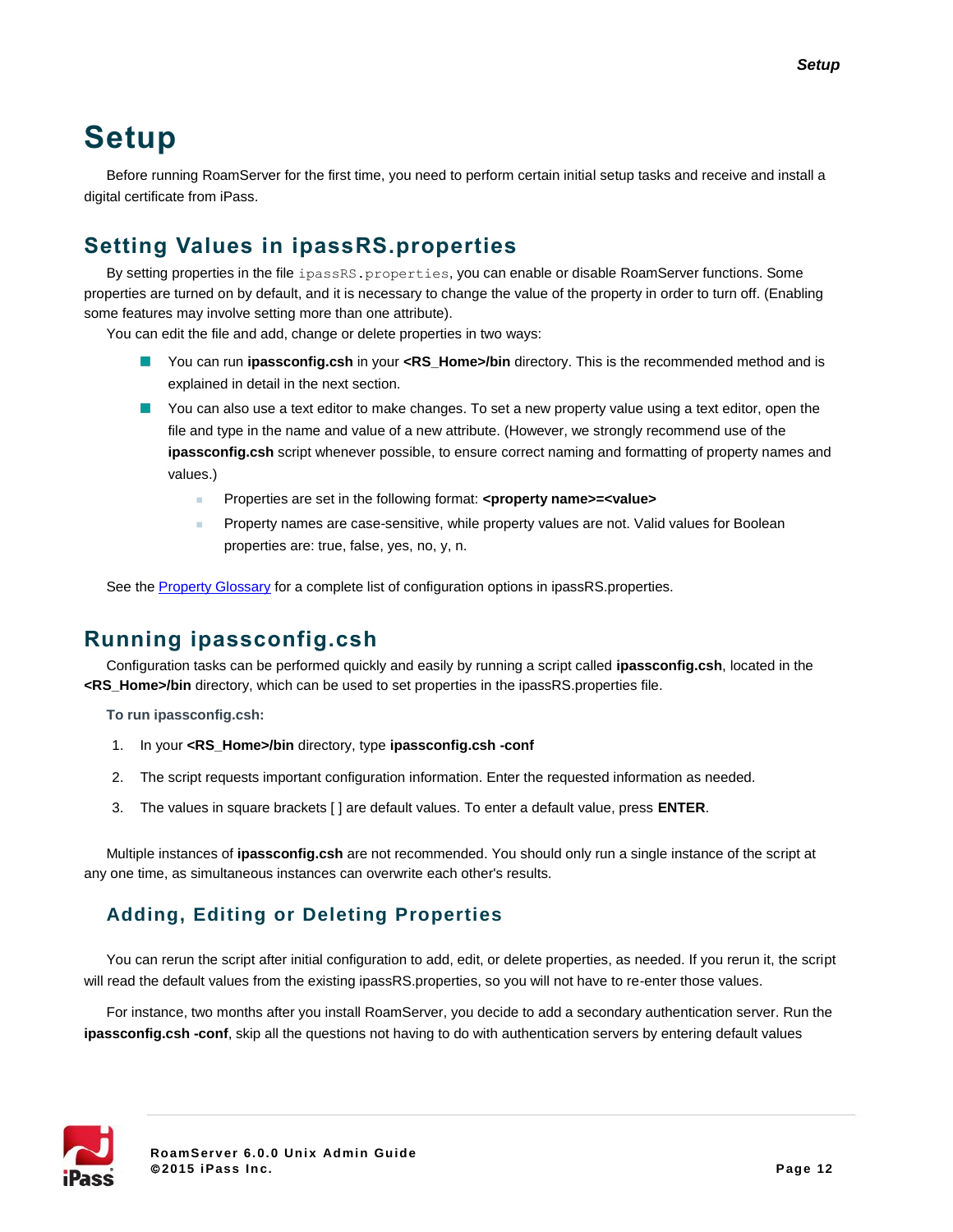# Setup

Before running RoamServer for the first time, you need to perform certain initial setup tasks and receive and install a digital certificate from iPass.

## Setting Values in ipassRS.properties

By setting properties in the file `ipassRS.properties`, you can enable or disable RoamServer functions. Some properties are turned on by default, and it is necessary to change the value of the property in order to turn off. (Enabling some features may involve setting more than one attribute).

You can edit the file and add, change or delete properties in two ways:

- You can run **ipassconfig.csh** in your **<RS_Home>/bin** directory. This is the recommended method and is explained in detail in the next section.
- You can also use a text editor to make changes. To set a new property value using a text editor, open the file and type in the name and value of a new attribute. (However, we strongly recommend use of the **ipassconfig.csh** script whenever possible, to ensure correct naming and formatting of property names and values.)
  - Properties are set in the following format: **<property name>=<value>**
  - Property names are case-sensitive, while property values are not. Valid values for Boolean properties are: true, false, yes, no, y, n.

See the Property Glossary for a complete list of configuration options in ipassRS.properties.

## Running ipassconfig.csh

Configuration tasks can be performed quickly and easily by running a script called **ipassconfig.csh**, located in the **<RS_Home>/bin** directory, which can be used to set properties in the ipassRS.properties file.

**To run ipassconfig.csh:**

1. In your **<RS_Home>/bin** directory, type **ipassconfig.csh -conf**
2. The script requests important configuration information. Enter the requested information as needed.
3. The values in square brackets [ ] are default values. To enter a default value, press **ENTER**.

Multiple instances of **ipassconfig.csh** are not recommended. You should only run a single instance of the script at any one time, as simultaneous instances can overwrite each other's results.

### Adding, Editing or Deleting Properties

You can rerun the script after initial configuration to add, edit, or delete properties, as needed. If you rerun it, the script will read the default values from the existing ipassRS.properties, so you will not have to re-enter those values.

For instance, two months after you install RoamServer, you decide to add a secondary authentication server. Run the **ipassconfig.csh -conf**, skip all the questions not having to do with authentication servers by entering default values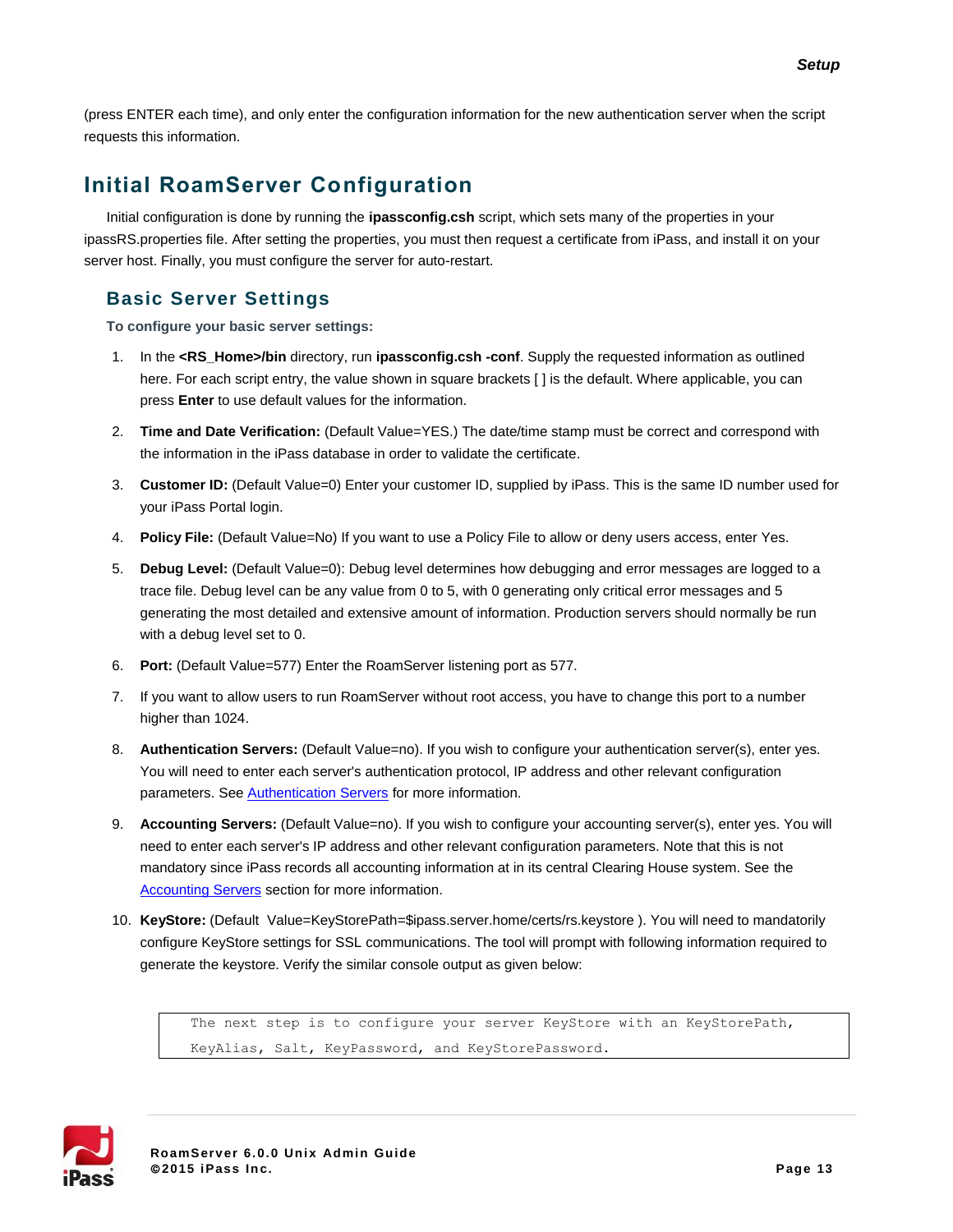(press ENTER each time), and only enter the configuration information for the new authentication server when the script requests this information.

## Initial RoamServer Configuration

Initial configuration is done by running the **ipassconfig.csh** script, which sets many of the properties in your ipassRS.properties file. After setting the properties, you must then request a certificate from iPass, and install it on your server host. Finally, you must configure the server for auto-restart.

### Basic Server Settings

**To configure your basic server settings:**

1. In the **<RS_Home>/bin** directory, run **ipassconfig.csh -conf**. Supply the requested information as outlined here. For each script entry, the value shown in square brackets [ ] is the default. Where applicable, you can press **Enter** to use default values for the information.
2. **Time and Date Verification:** (Default Value=YES.) The date/time stamp must be correct and correspond with the information in the iPass database in order to validate the certificate.
3. **Customer ID:** (Default Value=0) Enter your customer ID, supplied by iPass. This is the same ID number used for your iPass Portal login.
4. **Policy File:** (Default Value=No) If you want to use a Policy File to allow or deny users access, enter Yes.
5. **Debug Level:** (Default Value=0): Debug level determines how debugging and error messages are logged to a trace file. Debug level can be any value from 0 to 5, with 0 generating only critical error messages and 5 generating the most detailed and extensive amount of information. Production servers should normally be run with a debug level set to 0.
6. **Port:** (Default Value=577) Enter the RoamServer listening port as 577.
7. If you want to allow users to run RoamServer without root access, you have to change this port to a number higher than 1024.
8. **Authentication Servers:** (Default Value=no). If you wish to configure your authentication server(s), enter yes. You will need to enter each server's authentication protocol, IP address and other relevant configuration parameters. See Authentication Servers for more information.
9. **Accounting Servers:** (Default Value=no). If you wish to configure your accounting server(s), enter yes. You will need to enter each server's IP address and other relevant configuration parameters. Note that this is not mandatory since iPass records all accounting information at in its central Clearing House system. See the Accounting Servers section for more information.
10. **KeyStore:** (Default Value=KeyStorePath=$ipass.server.home/certs/rs.keystore ). You will need to mandatorily configure KeyStore settings for SSL communications. The tool will prompt with following information required to generate the keystore. Verify the similar console output as given below:

```
The next step is to configure your server KeyStore with an KeyStorePath,
KeyAlias, Salt, KeyPassword, and KeyStorePassword.
```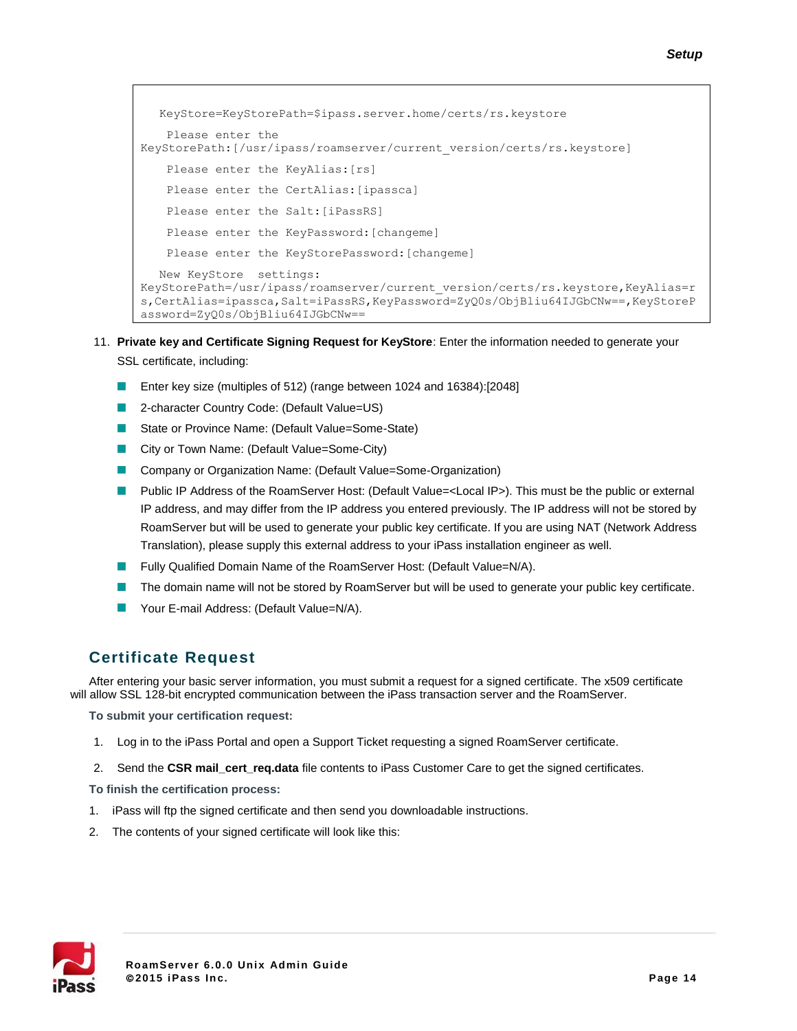```
   KeyStore=KeyStorePath=$ipass.server.home/certs/rs.keystore

    Please enter the
KeyStorePath:[/usr/ipass/roamserver/current_version/certs/rs.keystore]

    Please enter the KeyAlias:[rs]

    Please enter the CertAlias:[ipassca]

    Please enter the Salt:[iPassRS]

    Please enter the KeyPassword:[changeme]

    Please enter the KeyStorePassword:[changeme]

   New KeyStore  settings:
KeyStorePath=/usr/ipass/roamserver/current_version/certs/rs.keystore,KeyAlias=r
s,CertAlias=ipassca,Salt=iPassRS,KeyPassword=ZyQ0s/ObjBliu64IJGbCNw==,KeyStoreP
assword=ZyQ0s/ObjBliu64IJGbCNw==
```

11. **Private key and Certificate Signing Request for KeyStore**: Enter the information needed to generate your SSL certificate, including:
    - Enter key size (multiples of 512) (range between 1024 and 16384):[2048]
    - 2-character Country Code: (Default Value=US)
    - State or Province Name: (Default Value=Some-State)
    - City or Town Name: (Default Value=Some-City)
    - Company or Organization Name: (Default Value=Some-Organization)
    - Public IP Address of the RoamServer Host: (Default Value=<Local IP>). This must be the public or external IP address, and may differ from the IP address you entered previously. The IP address will not be stored by RoamServer but will be used to generate your public key certificate. If you are using NAT (Network Address Translation), please supply this external address to your iPass installation engineer as well.
    - Fully Qualified Domain Name of the RoamServer Host: (Default Value=N/A).
    - The domain name will not be stored by RoamServer but will be used to generate your public key certificate.
    - Your E-mail Address: (Default Value=N/A).

## Certificate Request

After entering your basic server information, you must submit a request for a signed certificate. The x509 certificate will allow SSL 128-bit encrypted communication between the iPass transaction server and the RoamServer.

**To submit your certification request:**

1. Log in to the iPass Portal and open a Support Ticket requesting a signed RoamServer certificate.
2. Send the **CSR mail_cert_req.data** file contents to iPass Customer Care to get the signed certificates.

**To finish the certification process:**

1. iPass will ftp the signed certificate and then send you downloadable instructions.
2. The contents of your signed certificate will look like this: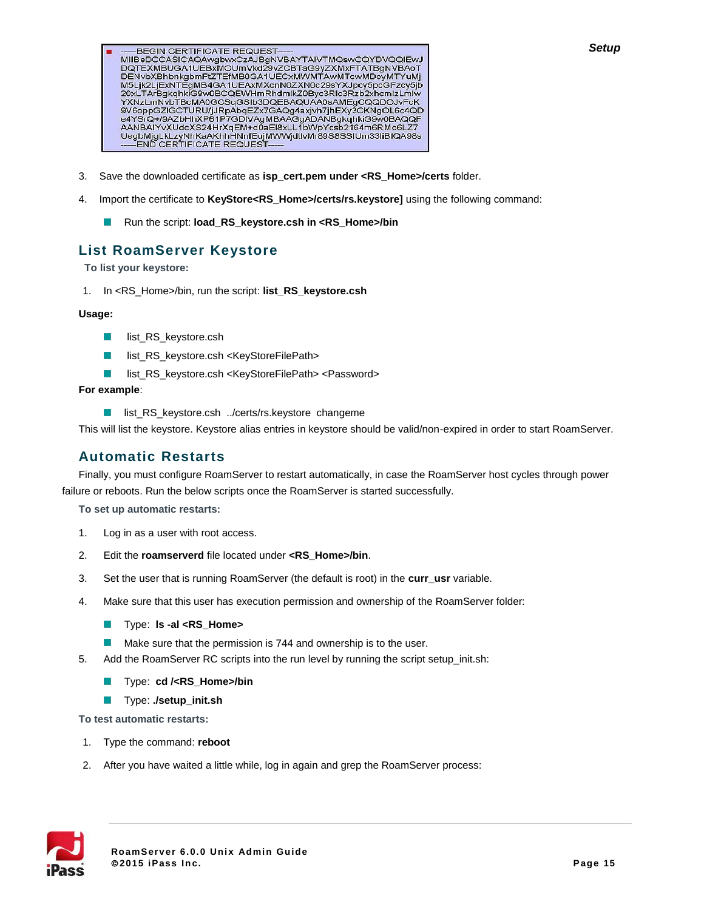```
-----BEGIN CERTIFICATE REQUEST-----
MIIBeDCCASICAQAwgbwxCzAJBgNVBAYTAlVTMQswCQYDVQQIEwJ
DQTEXMBUGA1UEBxMOUmVkd29vZCBTaG9yZXMxFTATBgNVBAoT
DENvbXBhbnkgbmFtZTEfMB0GA1UECxMWMTAwMTcwMDoyMTYuMj
M5Ljk2LjExNTEgMB4GA1UEAxMXcnN0ZXN0c29sYXJpcy5pcGFzcy5jb
20xLTArBgkqhkiG9w0BCQEWHmRhdmlkZ0Byc3Rlc3Rzb2xhcmlzLmlw
YXNzLmNvbTBcMA0GCSqGSIb3DQEBAQUAA0sAMEgCQQDOJvFcK
9V6oppGZIGCTURU/jJRpAbqEZx7GAQg4axjvh7jhEXy3CKNgOL6c4QD
e4YSrQ+/9AZbHhXP61P7GDlVAgMBAAGgADANBgkqhkiG9w0BAQQF
AANBAIYvXUdcXS24HrXqEM+d0aEI8xLL1bWpYcsb2164m6RMo6LZ7
UegbMjgLkLzyNhKaAKhhHNnfEujMWWjdtlvMr89S8SSlUm33lIBIQA98s
-----END CERTIFICATE REQUEST-----
```

3. Save the downloaded certificate as **isp_cert.pem under <RS_Home>/certs** folder.
4. Import the certificate to **KeyStore<RS_Home>/certs/rs.keystore]** using the following command:
   - Run the script: **load_RS_keystore.csh in <RS_Home>/bin**

## List RoamServer Keystore

**To list your keystore:**

1. In <RS_Home>/bin, run the script: **list_RS_keystore.csh**

**Usage:**

- list_RS_keystore.csh
- list_RS_keystore.csh <KeyStoreFilePath>
- list_RS_keystore.csh <KeyStoreFilePath> <Password>

**For example**:

- list_RS_keystore.csh ../certs/rs.keystore changeme

This will list the keystore. Keystore alias entries in keystore should be valid/non-expired in order to start RoamServer.

## Automatic Restarts

Finally, you must configure RoamServer to restart automatically, in case the RoamServer host cycles through power failure or reboots. Run the below scripts once the RoamServer is started successfully.

**To set up automatic restarts:**

1. Log in as a user with root access.
2. Edit the **roamserverd** file located under **<RS_Home>/bin**.
3. Set the user that is running RoamServer (the default is root) in the **curr_usr** variable.
4. Make sure that this user has execution permission and ownership of the RoamServer folder:
   - Type: **ls -al <RS_Home>**
   - Make sure that the permission is 744 and ownership is to the user.
5. Add the RoamServer RC scripts into the run level by running the script setup_init.sh:
   - Type: **cd /<RS_Home>/bin**
   - Type: **./setup_init.sh**

**To test automatic restarts:**

1. Type the command: **reboot**
2. After you have waited a little while, log in again and grep the RoamServer process: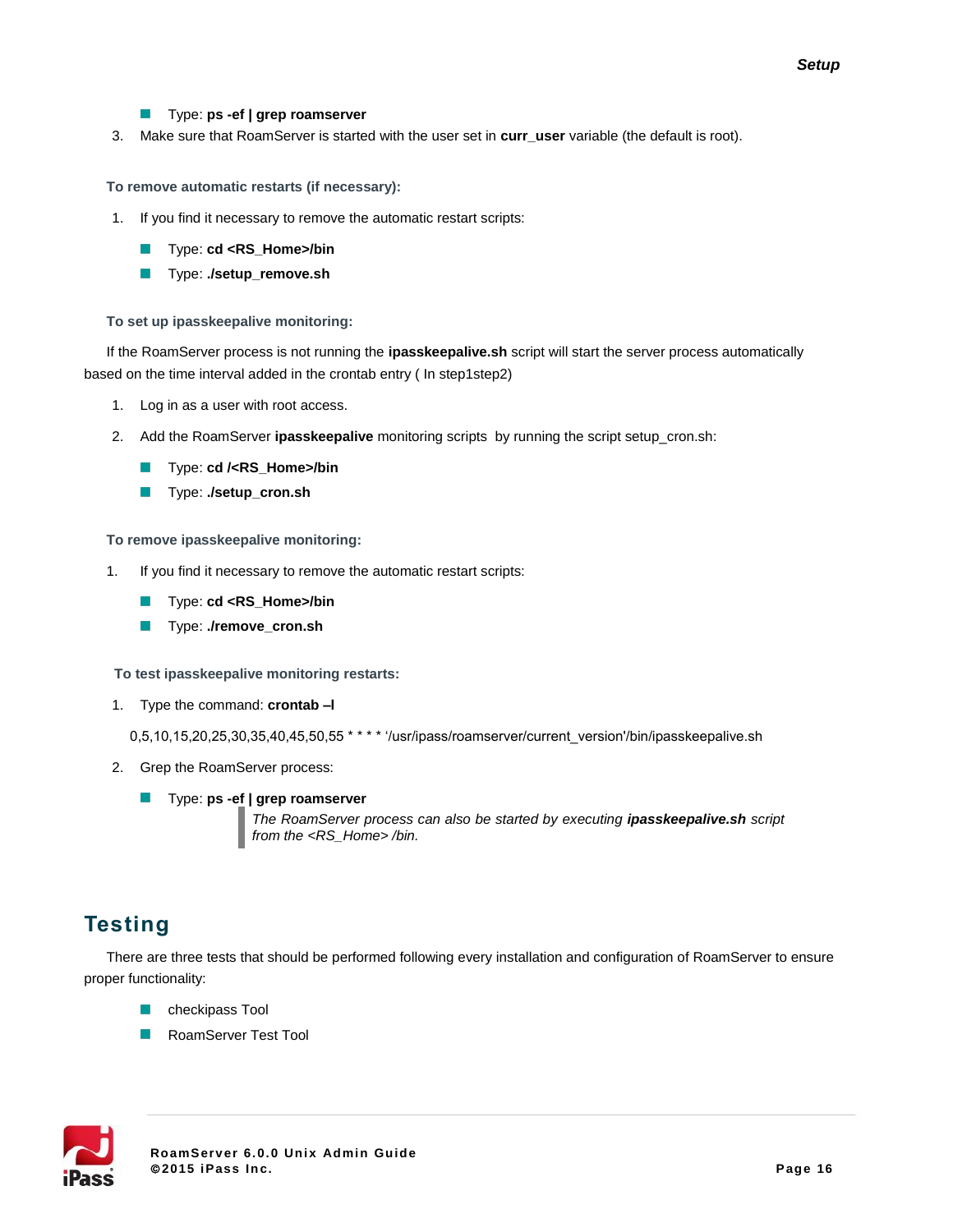- Type: **ps -ef | grep roamserver**

3. Make sure that RoamServer is started with the user set in **curr_user** variable (the default is root).

**To remove automatic restarts (if necessary):**

1. If you find it necessary to remove the automatic restart scripts:
   - Type: **cd <RS_Home>/bin**
   - Type: **./setup_remove.sh**

**To set up ipasskeepalive monitoring:**

If the RoamServer process is not running the **ipasskeepalive.sh** script will start the server process automatically based on the time interval added in the crontab entry ( In step1step2)

1. Log in as a user with root access.
2. Add the RoamServer **ipasskeepalive** monitoring scripts by running the script setup_cron.sh:
   - Type: **cd /<RS_Home>/bin**
   - Type: **./setup_cron.sh**

**To remove ipasskeepalive monitoring:**

1. If you find it necessary to remove the automatic restart scripts:
   - Type: **cd <RS_Home>/bin**
   - Type: **./remove_cron.sh**

**To test ipasskeepalive monitoring restarts:**

1. Type the command: **crontab –l**

   0,5,10,15,20,25,30,35,40,45,50,55 * * * * '/usr/ipass/roamserver/current_version'/bin/ipasskeepalive.sh

2. Grep the RoamServer process:
   - Type: **ps -ef | grep roamserver**

   > *The RoamServer process can also be started by executing* ***ipasskeepalive.sh*** *script from the <RS_Home> /bin.*

## Testing

There are three tests that should be performed following every installation and configuration of RoamServer to ensure proper functionality:

- checkipass Tool
- RoamServer Test Tool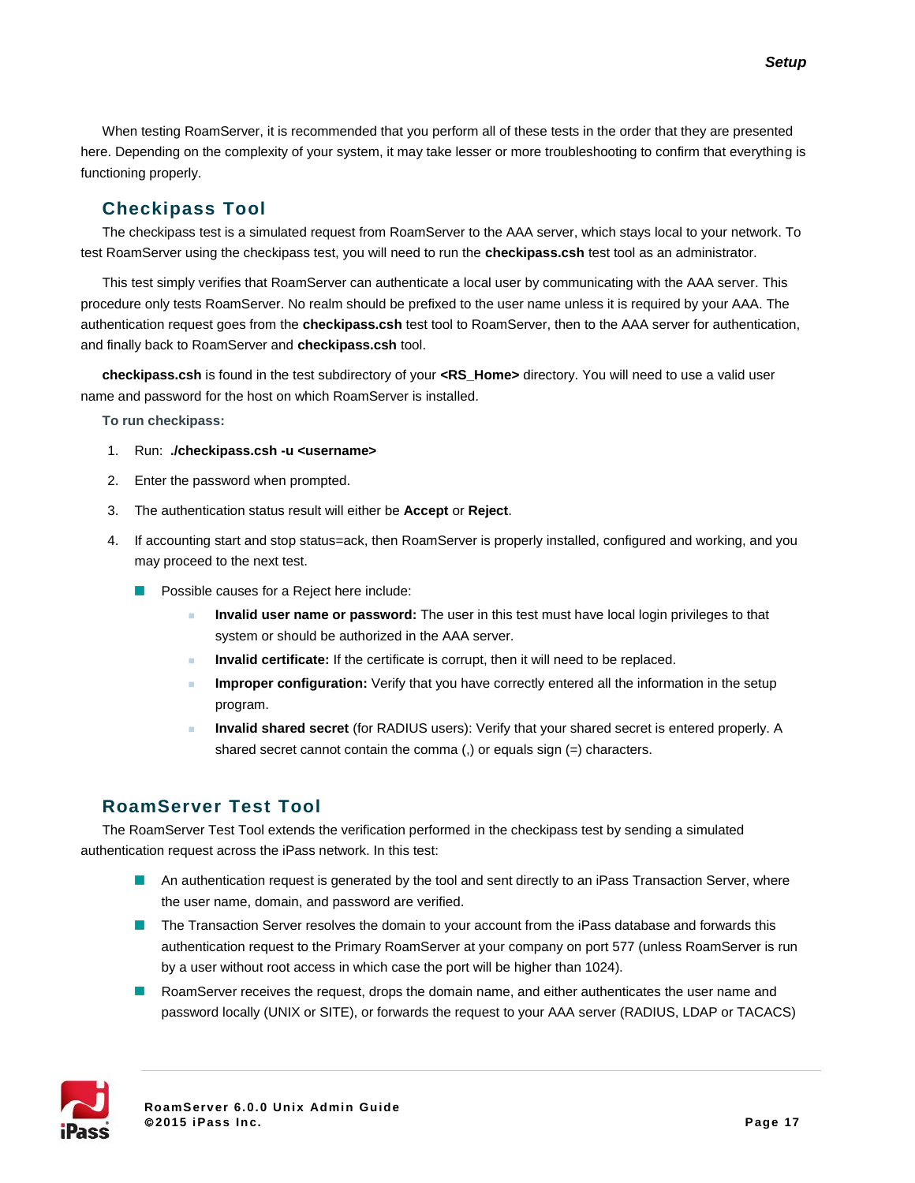When testing RoamServer, it is recommended that you perform all of these tests in the order that they are presented here. Depending on the complexity of your system, it may take lesser or more troubleshooting to confirm that everything is functioning properly.

## Checkipass Tool

The checkipass test is a simulated request from RoamServer to the AAA server, which stays local to your network. To test RoamServer using the checkipass test, you will need to run the **checkipass.csh** test tool as an administrator.

This test simply verifies that RoamServer can authenticate a local user by communicating with the AAA server. This procedure only tests RoamServer. No realm should be prefixed to the user name unless it is required by your AAA. The authentication request goes from the **checkipass.csh** test tool to RoamServer, then to the AAA server for authentication, and finally back to RoamServer and **checkipass.csh** tool.

**checkipass.csh** is found in the test subdirectory of your **<RS_Home>** directory. You will need to use a valid user name and password for the host on which RoamServer is installed.

**To run checkipass:**

1. Run: **./checkipass.csh -u <username>**
2. Enter the password when prompted.
3. The authentication status result will either be **Accept** or **Reject**.
4. If accounting start and stop status=ack, then RoamServer is properly installed, configured and working, and you may proceed to the next test.
   - Possible causes for a Reject here include:
     - **Invalid user name or password:** The user in this test must have local login privileges to that system or should be authorized in the AAA server.
     - **Invalid certificate:** If the certificate is corrupt, then it will need to be replaced.
     - **Improper configuration:** Verify that you have correctly entered all the information in the setup program.
     - **Invalid shared secret** (for RADIUS users): Verify that your shared secret is entered properly. A shared secret cannot contain the comma (,) or equals sign (=) characters.

## RoamServer Test Tool

The RoamServer Test Tool extends the verification performed in the checkipass test by sending a simulated authentication request across the iPass network. In this test:

- An authentication request is generated by the tool and sent directly to an iPass Transaction Server, where the user name, domain, and password are verified.
- The Transaction Server resolves the domain to your account from the iPass database and forwards this authentication request to the Primary RoamServer at your company on port 577 (unless RoamServer is run by a user without root access in which case the port will be higher than 1024).
- RoamServer receives the request, drops the domain name, and either authenticates the user name and password locally (UNIX or SITE), or forwards the request to your AAA server (RADIUS, LDAP or TACACS)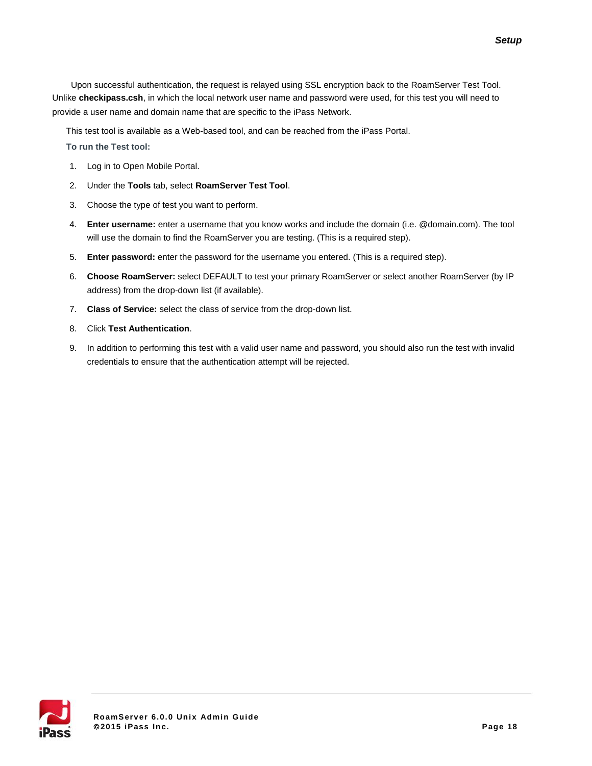Upon successful authentication, the request is relayed using SSL encryption back to the RoamServer Test Tool. Unlike **checkipass.csh**, in which the local network user name and password were used, for this test you will need to provide a user name and domain name that are specific to the iPass Network.

This test tool is available as a Web-based tool, and can be reached from the iPass Portal.

**To run the Test tool:**

1. Log in to Open Mobile Portal.
2. Under the **Tools** tab, select **RoamServer Test Tool**.
3. Choose the type of test you want to perform.
4. **Enter username:** enter a username that you know works and include the domain (i.e. @domain.com). The tool will use the domain to find the RoamServer you are testing. (This is a required step).
5. **Enter password:** enter the password for the username you entered. (This is a required step).
6. **Choose RoamServer:** select DEFAULT to test your primary RoamServer or select another RoamServer (by IP address) from the drop-down list (if available).
7. **Class of Service:** select the class of service from the drop-down list.
8. Click **Test Authentication**.
9. In addition to performing this test with a valid user name and password, you should also run the test with invalid credentials to ensure that the authentication attempt will be rejected.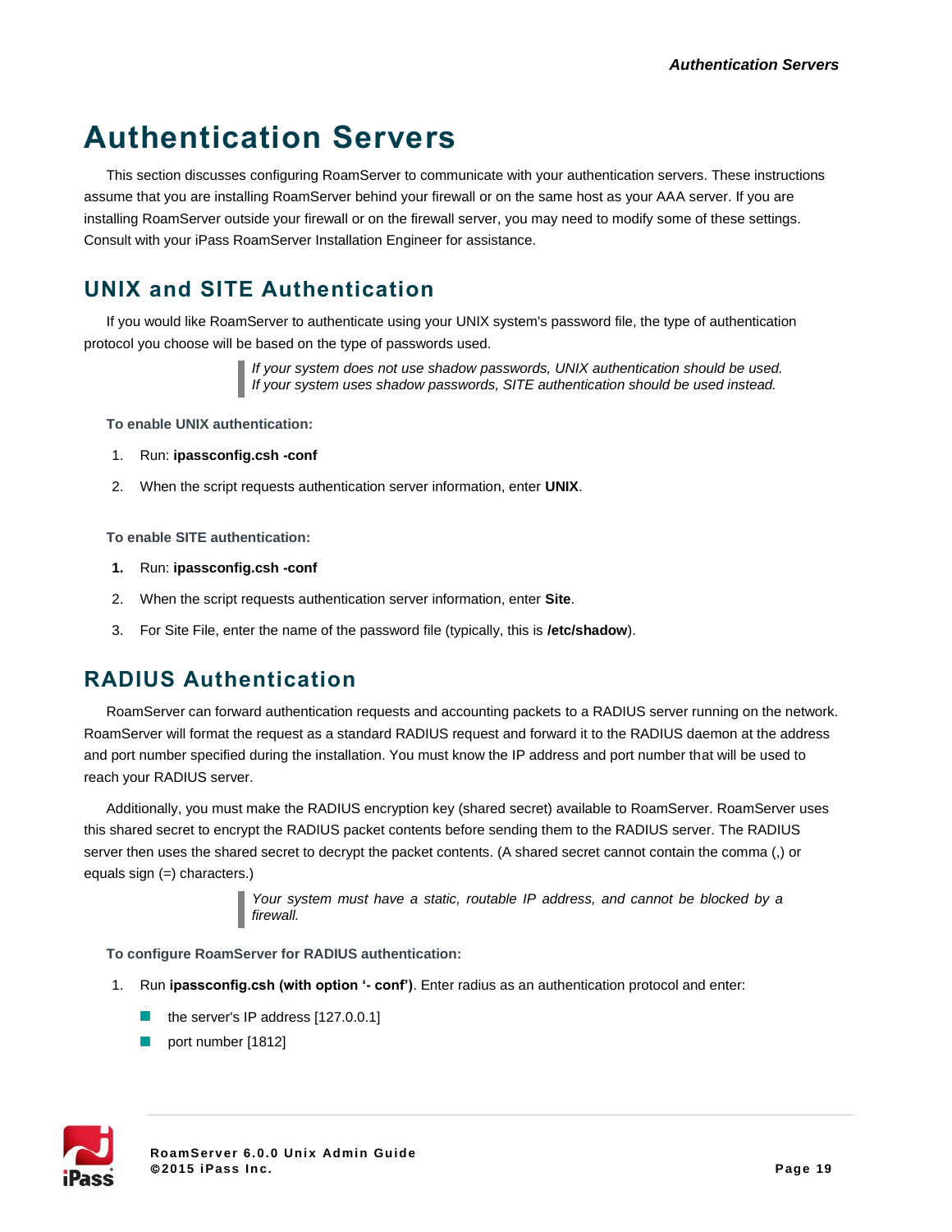# Authentication Servers

This section discusses configuring RoamServer to communicate with your authentication servers. These instructions assume that you are installing RoamServer behind your firewall or on the same host as your AAA server. If you are installing RoamServer outside your firewall or on the firewall server, you may need to modify some of these settings. Consult with your iPass RoamServer Installation Engineer for assistance.

## UNIX and SITE Authentication

If you would like RoamServer to authenticate using your UNIX system's password file, the type of authentication protocol you choose will be based on the type of passwords used.

> *If your system does not use shadow passwords, UNIX authentication should be used. If your system uses shadow passwords, SITE authentication should be used instead.*

**To enable UNIX authentication:**

1. Run: **ipassconfig.csh -conf**
2. When the script requests authentication server information, enter **UNIX**.

**To enable SITE authentication:**

1. Run: **ipassconfig.csh -conf**
2. When the script requests authentication server information, enter **Site**.
3. For Site File, enter the name of the password file (typically, this is **/etc/shadow**).

## RADIUS Authentication

RoamServer can forward authentication requests and accounting packets to a RADIUS server running on the network. RoamServer will format the request as a standard RADIUS request and forward it to the RADIUS daemon at the address and port number specified during the installation. You must know the IP address and port number that will be used to reach your RADIUS server.

Additionally, you must make the RADIUS encryption key (shared secret) available to RoamServer. RoamServer uses this shared secret to encrypt the RADIUS packet contents before sending them to the RADIUS server. The RADIUS server then uses the shared secret to decrypt the packet contents. (A shared secret cannot contain the comma (,) or equals sign (=) characters.)

> *Your system must have a static, routable IP address, and cannot be blocked by a firewall.*

**To configure RoamServer for RADIUS authentication:**

1. Run **ipassconfig.csh (with option '- conf')**. Enter radius as an authentication protocol and enter:
   - the server's IP address [127.0.0.1]
   - port number [1812]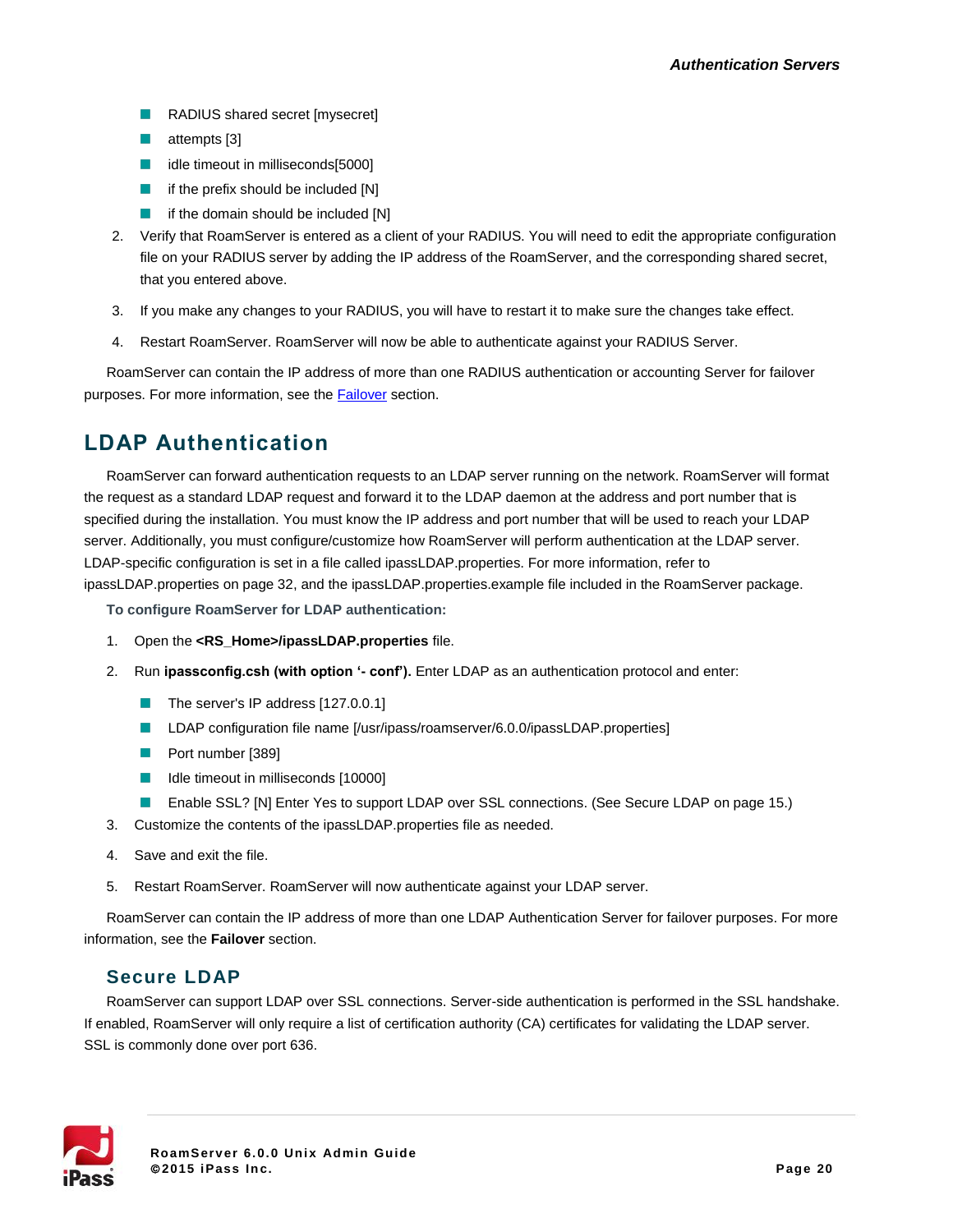- RADIUS shared secret [mysecret]
- attempts [3]
- idle timeout in milliseconds[5000]
- if the prefix should be included [N]
- if the domain should be included [N]

2. Verify that RoamServer is entered as a client of your RADIUS. You will need to edit the appropriate configuration file on your RADIUS server by adding the IP address of the RoamServer, and the corresponding shared secret, that you entered above.
3. If you make any changes to your RADIUS, you will have to restart it to make sure the changes take effect.
4. Restart RoamServer. RoamServer will now be able to authenticate against your RADIUS Server.

RoamServer can contain the IP address of more than one RADIUS authentication or accounting Server for failover purposes. For more information, see the Failover section.

## LDAP Authentication

RoamServer can forward authentication requests to an LDAP server running on the network. RoamServer will format the request as a standard LDAP request and forward it to the LDAP daemon at the address and port number that is specified during the installation. You must know the IP address and port number that will be used to reach your LDAP server. Additionally, you must configure/customize how RoamServer will perform authentication at the LDAP server. LDAP-specific configuration is set in a file called ipassLDAP.properties. For more information, refer to ipassLDAP.properties on page 32, and the ipassLDAP.properties.example file included in the RoamServer package.

**To configure RoamServer for LDAP authentication:**

1. Open the **<RS_Home>/ipassLDAP.properties** file.
2. Run **ipassconfig.csh (with option '- conf').** Enter LDAP as an authentication protocol and enter:
   - The server's IP address [127.0.0.1]
   - LDAP configuration file name [/usr/ipass/roamserver/6.0.0/ipassLDAP.properties]
   - Port number [389]
   - Idle timeout in milliseconds [10000]
   - Enable SSL? [N] Enter Yes to support LDAP over SSL connections. (See Secure LDAP on page 15.)
3. Customize the contents of the ipassLDAP.properties file as needed.
4. Save and exit the file.
5. Restart RoamServer. RoamServer will now authenticate against your LDAP server.

RoamServer can contain the IP address of more than one LDAP Authentication Server for failover purposes. For more information, see the **Failover** section.

### Secure LDAP

RoamServer can support LDAP over SSL connections. Server-side authentication is performed in the SSL handshake. If enabled, RoamServer will only require a list of certification authority (CA) certificates for validating the LDAP server. SSL is commonly done over port 636.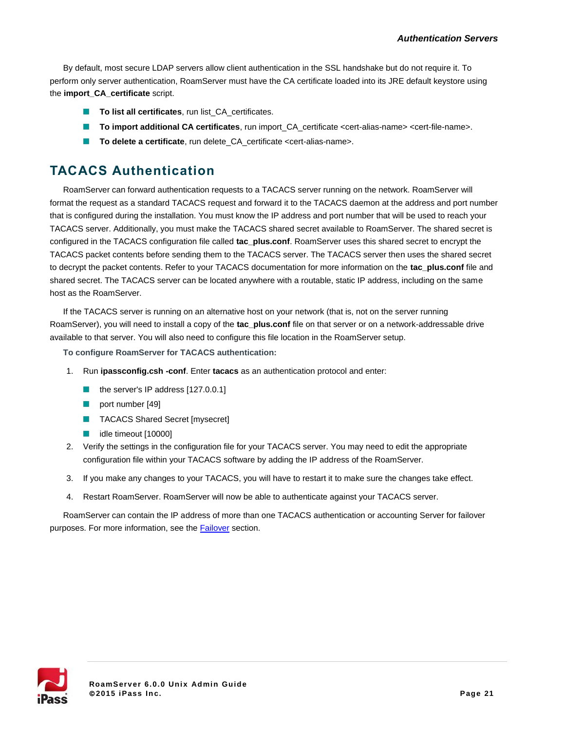By default, most secure LDAP servers allow client authentication in the SSL handshake but do not require it. To perform only server authentication, RoamServer must have the CA certificate loaded into its JRE default keystore using the **import_CA_certificate** script.

- **To list all certificates**, run list_CA_certificates.
- **To import additional CA certificates**, run import_CA_certificate <cert-alias-name> <cert-file-name>.
- **To delete a certificate**, run delete_CA_certificate <cert-alias-name>.

## TACACS Authentication

RoamServer can forward authentication requests to a TACACS server running on the network. RoamServer will format the request as a standard TACACS request and forward it to the TACACS daemon at the address and port number that is configured during the installation. You must know the IP address and port number that will be used to reach your TACACS server. Additionally, you must make the TACACS shared secret available to RoamServer. The shared secret is configured in the TACACS configuration file called **tac_plus.conf**. RoamServer uses this shared secret to encrypt the TACACS packet contents before sending them to the TACACS server. The TACACS server then uses the shared secret to decrypt the packet contents. Refer to your TACACS documentation for more information on the **tac_plus.conf** file and shared secret. The TACACS server can be located anywhere with a routable, static IP address, including on the same host as the RoamServer.

If the TACACS server is running on an alternative host on your network (that is, not on the server running RoamServer), you will need to install a copy of the **tac_plus.conf** file on that server or on a network-addressable drive available to that server. You will also need to configure this file location in the RoamServer setup.

**To configure RoamServer for TACACS authentication:**

1. Run **ipassconfig.csh -conf**. Enter **tacacs** as an authentication protocol and enter:
   - the server's IP address [127.0.0.1]
   - port number [49]
   - TACACS Shared Secret [mysecret]
   - idle timeout [10000]
2. Verify the settings in the configuration file for your TACACS server. You may need to edit the appropriate configuration file within your TACACS software by adding the IP address of the RoamServer.
3. If you make any changes to your TACACS, you will have to restart it to make sure the changes take effect.
4. Restart RoamServer. RoamServer will now be able to authenticate against your TACACS server.

RoamServer can contain the IP address of more than one TACACS authentication or accounting Server for failover purposes. For more information, see the Failover section.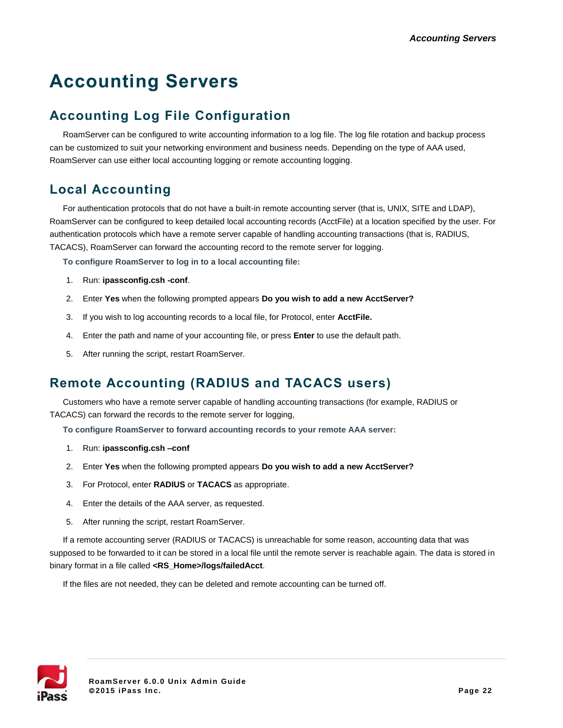# Accounting Servers

## Accounting Log File Configuration

RoamServer can be configured to write accounting information to a log file. The log file rotation and backup process can be customized to suit your networking environment and business needs. Depending on the type of AAA used, RoamServer can use either local accounting logging or remote accounting logging.

## Local Accounting

For authentication protocols that do not have a built-in remote accounting server (that is, UNIX, SITE and LDAP), RoamServer can be configured to keep detailed local accounting records (AcctFile) at a location specified by the user. For authentication protocols which have a remote server capable of handling accounting transactions (that is, RADIUS, TACACS), RoamServer can forward the accounting record to the remote server for logging.

**To configure RoamServer to log in to a local accounting file:**

1. Run: **ipassconfig.csh -conf**.
2. Enter **Yes** when the following prompted appears **Do you wish to add a new AcctServer?**
3. If you wish to log accounting records to a local file, for Protocol, enter **AcctFile.**
4. Enter the path and name of your accounting file, or press **Enter** to use the default path.
5. After running the script, restart RoamServer.

## Remote Accounting (RADIUS and TACACS users)

Customers who have a remote server capable of handling accounting transactions (for example, RADIUS or TACACS) can forward the records to the remote server for logging,

**To configure RoamServer to forward accounting records to your remote AAA server:**

1. Run: **ipassconfig.csh –conf**
2. Enter **Yes** when the following prompted appears **Do you wish to add a new AcctServer?**
3. For Protocol, enter **RADIUS** or **TACACS** as appropriate.
4. Enter the details of the AAA server, as requested.
5. After running the script, restart RoamServer.

If a remote accounting server (RADIUS or TACACS) is unreachable for some reason, accounting data that was supposed to be forwarded to it can be stored in a local file until the remote server is reachable again. The data is stored in binary format in a file called **<RS_Home>/logs/failedAcct**.

If the files are not needed, they can be deleted and remote accounting can be turned off.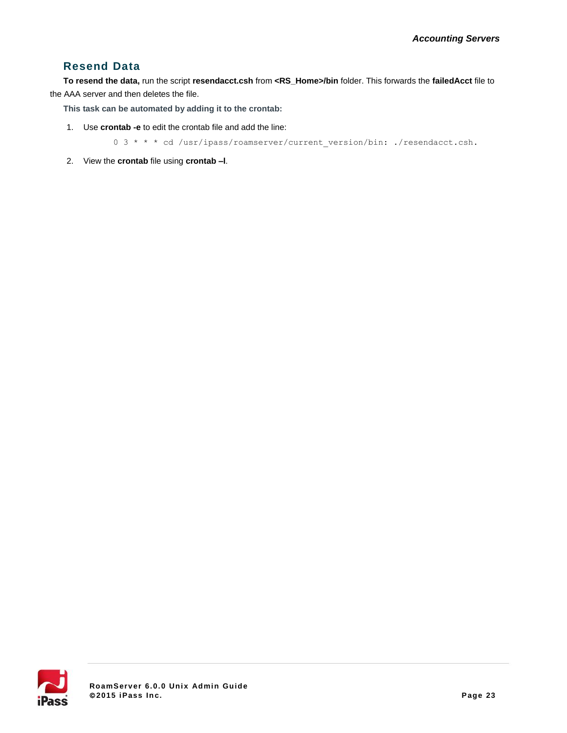## Resend Data

**To resend the data,** run the script **resendacct.csh** from **<RS_Home>/bin** folder. This forwards the **failedAcct** file to the AAA server and then deletes the file.

**This task can be automated by adding it to the crontab:**

1. Use **crontab -e** to edit the crontab file and add the line:

   ```
   0 3 * * * cd /usr/ipass/roamserver/current_version/bin: ./resendacct.csh.
   ```

2. View the **crontab** file using **crontab –l**.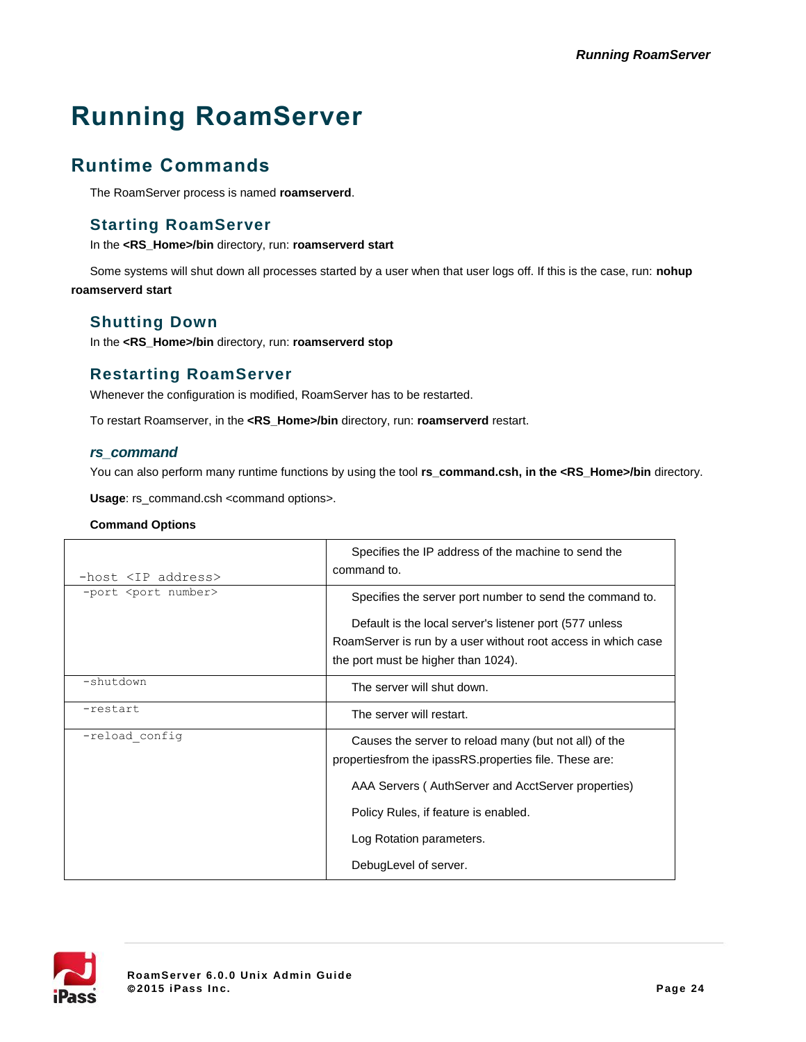# Running RoamServer

## Runtime Commands

The RoamServer process is named **roamserverd**.

### Starting RoamServer

In the **<RS_Home>/bin** directory, run: **roamserverd start**

Some systems will shut down all processes started by a user when that user logs off. If this is the case, run: **nohup roamserverd start**

### Shutting Down

In the **<RS_Home>/bin** directory, run: **roamserverd stop**

### Restarting RoamServer

Whenever the configuration is modified, RoamServer has to be restarted.

To restart Roamserver, in the **<RS_Home>/bin** directory, run: **roamserverd** restart.

### *rs_command*

You can also perform many runtime functions by using the tool **rs_command.csh, in the <RS_Home>/bin** directory.

**Usage**: rs_command.csh <command options>.

**Command Options**

| | |
|---|---|
| `-host <IP address>` | Specifies the IP address of the machine to send the command to. |
| `-port <port number>` | Specifies the server port number to send the command to.<br><br>Default is the local server's listener port (577 unless RoamServer is run by a user without root access in which case the port must be higher than 1024). |
| `-shutdown` | The server will shut down. |
| `-restart` | The server will restart. |
| `-reload_config` | Causes the server to reload many (but not all) of the propertiesfrom the ipassRS.properties file. These are:<br><br>AAA Servers ( AuthServer and AcctServer properties)<br><br>Policy Rules, if feature is enabled.<br><br>Log Rotation parameters.<br><br>DebugLevel of server. |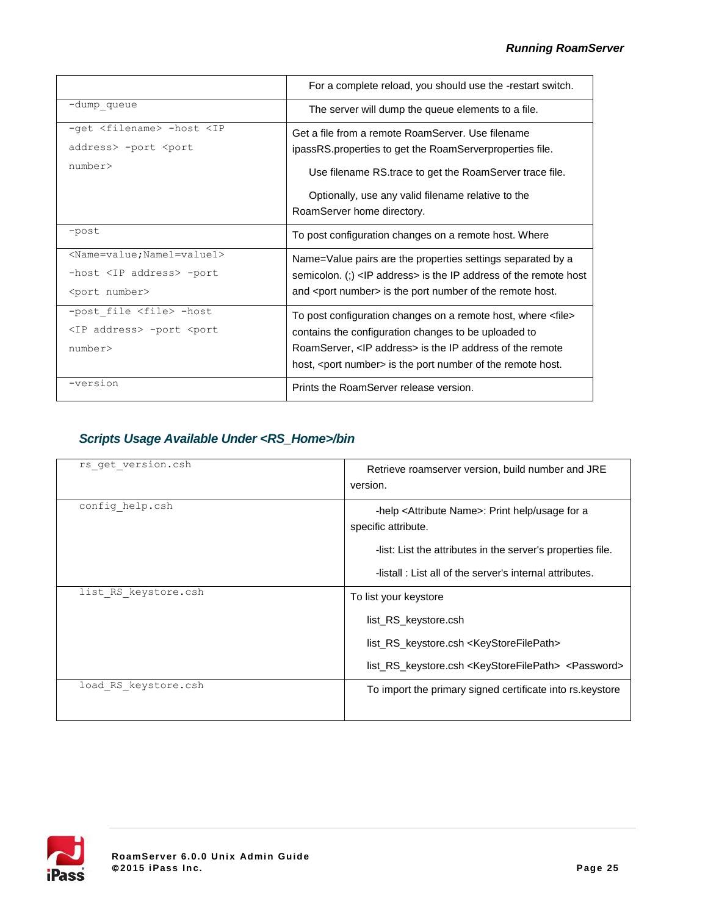| | |
|---|---|
| | For a complete reload, you should use the -restart switch. |
| -dump_queue | The server will dump the queue elements to a file. |
| -get <filename> -host <IP address> -port <port number> | Get a file from a remote RoamServer. Use filename ipassRS.properties to get the RoamServerproperties file.<br>Use filename RS.trace to get the RoamServer trace file.<br>Optionally, use any valid filename relative to the RoamServer home directory. |
| -post | To post configuration changes on a remote host. Where |
| <Name=value;Name1=value1> -host <IP address> -port <port number> | Name=Value pairs are the properties settings separated by a semicolon. (;) <IP address> is the IP address of the remote host and <port number> is the port number of the remote host. |
| -post_file <file> -host <IP address> -port <port number> | To post configuration changes on a remote host, where <file> contains the configuration changes to be uploaded to RoamServer, <IP address> is the IP address of the remote host, <port number> is the port number of the remote host. |
| -version | Prints the RoamServer release version. |

### Scripts Usage Available Under <RS_Home>/bin

| | |
|---|---|
| rs_get_version.csh | Retrieve roamserver version, build number and JRE version. |
| config_help.csh | -help <Attribute Name>: Print help/usage for a specific attribute.<br>-list: List the attributes in the server's properties file.<br>-listall : List all of the server's internal attributes. |
| list_RS_keystore.csh | To list your keystore<br>list_RS_keystore.csh<br>list_RS_keystore.csh <KeyStoreFilePath><br>list_RS_keystore.csh <KeyStoreFilePath> <Password> |
| load_RS_keystore.csh | To import the primary signed certificate into rs.keystore |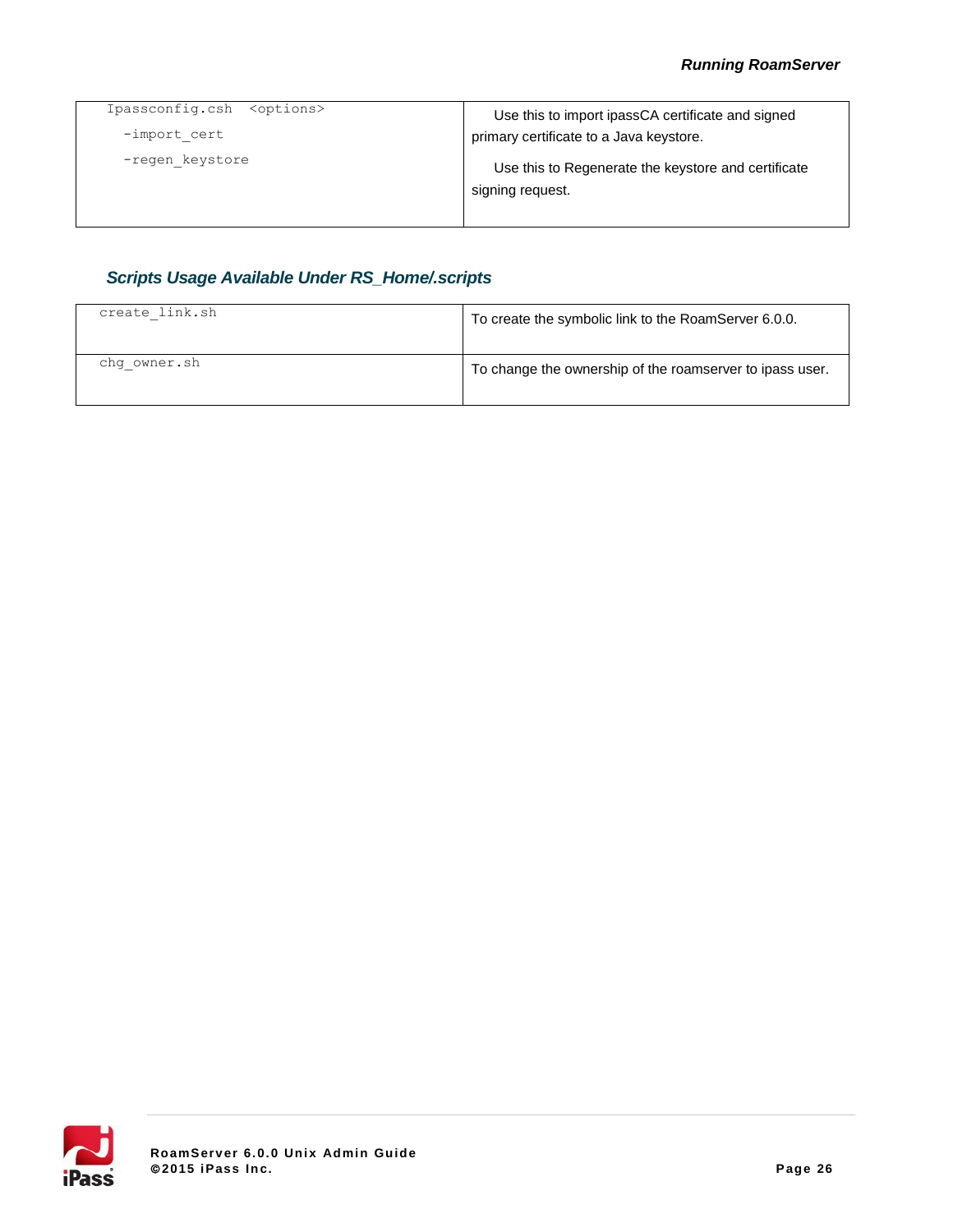| Ipassconfig.csh <options><br>-import_cert<br>-regen_keystore | Use this to import ipassCA certificate and signed primary certificate to a Java keystore.<br>Use this to Regenerate the keystore and certificate signing request. |
|---|---|

### Scripts Usage Available Under RS_Home/.scripts

| create_link.sh | To create the symbolic link to the RoamServer 6.0.0. |
|---|---|
| chg_owner.sh | To change the ownership of the roamserver to ipass user. |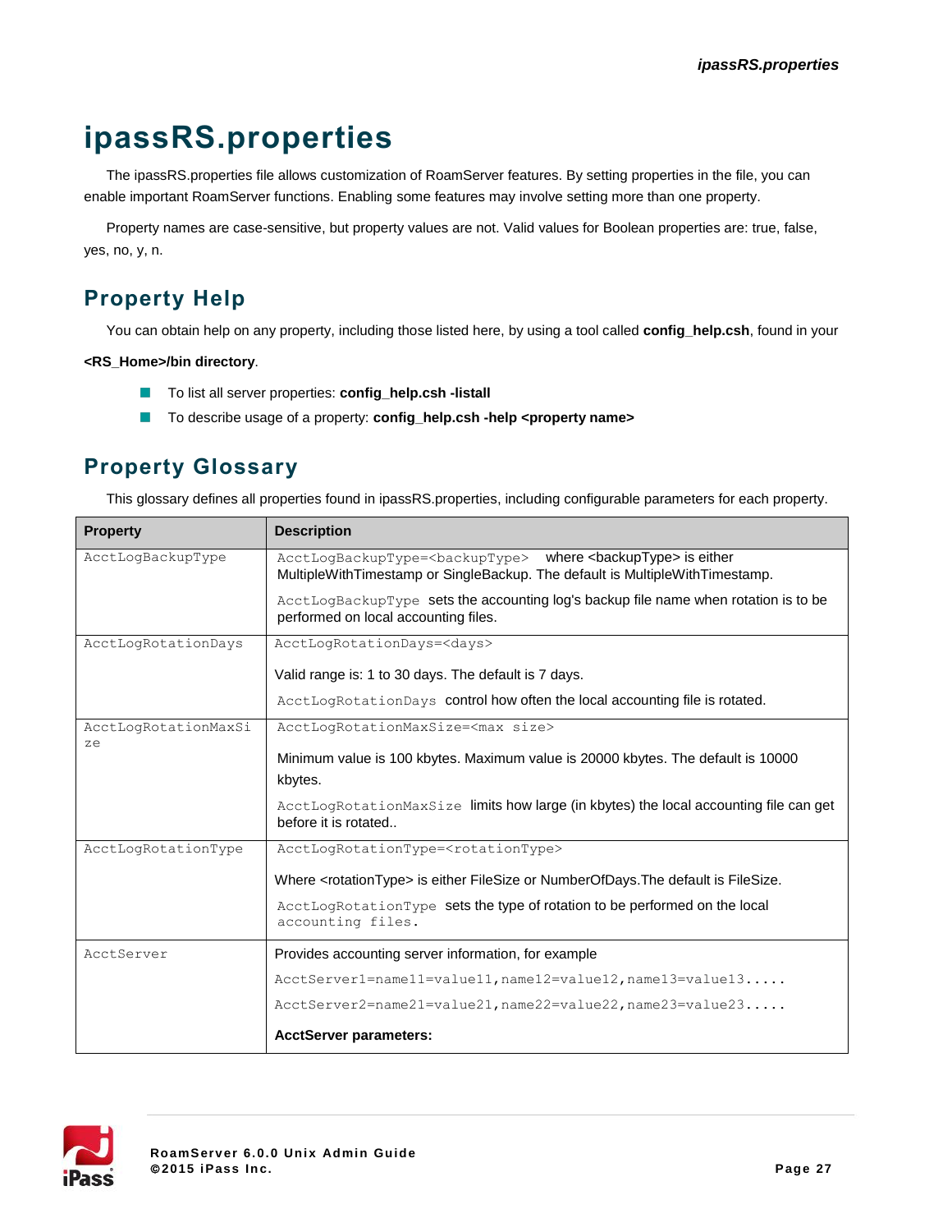# ipassRS.properties

The ipassRS.properties file allows customization of RoamServer features. By setting properties in the file, you can enable important RoamServer functions. Enabling some features may involve setting more than one property.

Property names are case-sensitive, but property values are not. Valid values for Boolean properties are: true, false, yes, no, y, n.

## Property Help

You can obtain help on any property, including those listed here, by using a tool called **config_help.csh**, found in your **<RS_Home>/bin directory**.

- To list all server properties: **config_help.csh -listall**
- To describe usage of a property: **config_help.csh -help <property name>**

## Property Glossary

This glossary defines all properties found in ipassRS.properties, including configurable parameters for each property.

| Property | Description |
|---|---|
| `AcctLogBackupType` | `AcctLogBackupType=<backupType>` where <backupType> is either MultipleWithTimestamp or SingleBackup. The default is MultipleWithTimestamp.<br><br>`AcctLogBackupType` sets the accounting log's backup file name when rotation is to be performed on local accounting files. |
| `AcctLogRotationDays` | `AcctLogRotationDays=<days>`<br><br>Valid range is: 1 to 30 days. The default is 7 days.<br><br>`AcctLogRotationDays` control how often the local accounting file is rotated. |
| `AcctLogRotationMaxSize` | `AcctLogRotationMaxSize=<max size>`<br><br>Minimum value is 100 kbytes. Maximum value is 20000 kbytes. The default is 10000 kbytes.<br><br>`AcctLogRotationMaxSize` limits how large (in kbytes) the local accounting file can get before it is rotated.. |
| `AcctLogRotationType` | `AcctLogRotationType=<rotationType>`<br><br>Where <rotationType> is either FileSize or NumberOfDays.The default is FileSize.<br><br>`AcctLogRotationType` sets the type of rotation to be performed on the local `accounting files.` |
| `AcctServer` | Provides accounting server information, for example<br><br>`AcctServer1=name11=value11,name12=value12,name13=value13.....`<br><br>`AcctServer2=name21=value21,name22=value22,name23=value23.....`<br><br>**AcctServer parameters:** |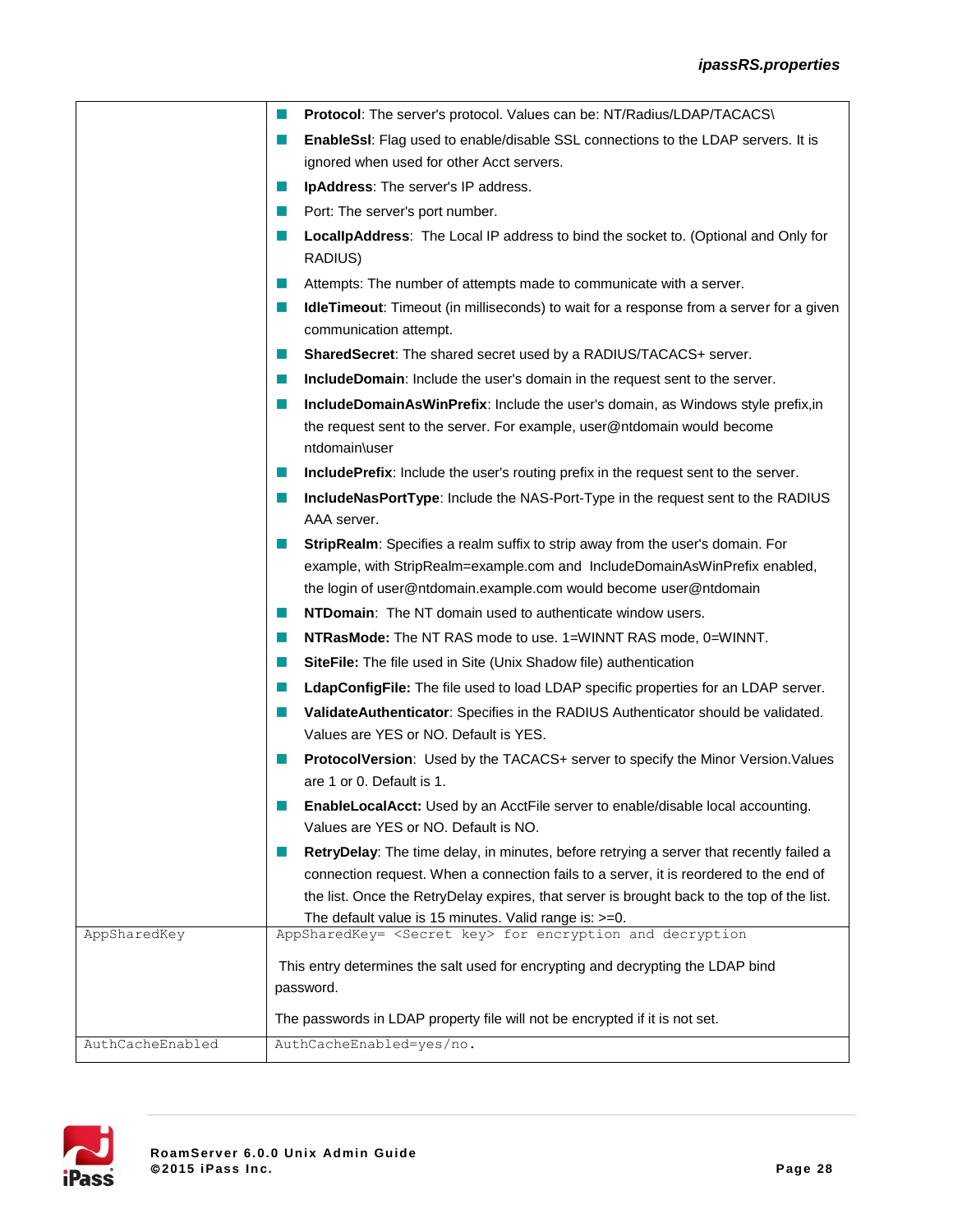| | |
|---|---|
| | ■ **Protocol**: The server's protocol. Values can be: NT/Radius/LDAP/TACACS\ <br> ■ **EnableSsl**: Flag used to enable/disable SSL connections to the LDAP servers. It is ignored when used for other Acct servers. <br> ■ **IpAddress**: The server's IP address. <br> ■ Port: The server's port number. <br> ■ **LocalIpAddress**: The Local IP address to bind the socket to. (Optional and Only for RADIUS) <br> ■ Attempts: The number of attempts made to communicate with a server. <br> ■ **IdleTimeout**: Timeout (in milliseconds) to wait for a response from a server for a given communication attempt. <br> ■ **SharedSecret**: The shared secret used by a RADIUS/TACACS+ server. <br> ■ **IncludeDomain**: Include the user's domain in the request sent to the server. <br> ■ **IncludeDomainAsWinPrefix**: Include the user's domain, as Windows style prefix,in the request sent to the server. For example, user@ntdomain would become ntdomain\user <br> ■ **IncludePrefix**: Include the user's routing prefix in the request sent to the server. <br> ■ **IncludeNasPortType**: Include the NAS-Port-Type in the request sent to the RADIUS AAA server. <br> ■ **StripRealm**: Specifies a realm suffix to strip away from the user's domain. For example, with StripRealm=example.com and IncludeDomainAsWinPrefix enabled, the login of user@ntdomain.example.com would become user@ntdomain <br> ■ **NTDomain**: The NT domain used to authenticate window users. <br> ■ **NTRasMode:** The NT RAS mode to use. 1=WINNT RAS mode, 0=WINNT. <br> ■ **SiteFile:** The file used in Site (Unix Shadow file) authentication <br> ■ **LdapConfigFile:** The file used to load LDAP specific properties for an LDAP server. <br> ■ **ValidateAuthenticator**: Specifies in the RADIUS Authenticator should be validated. Values are YES or NO. Default is YES. <br> ■ **ProtocolVersion**: Used by the TACACS+ server to specify the Minor Version.Values are 1 or 0. Default is 1. <br> ■ **EnableLocalAcct:** Used by an AcctFile server to enable/disable local accounting. Values are YES or NO. Default is NO. <br> ■ **RetryDelay**: The time delay, in minutes, before retrying a server that recently failed a connection request. When a connection fails to a server, it is reordered to the end of the list. Once the RetryDelay expires, that server is brought back to the top of the list. The default value is 15 minutes. Valid range is: >=0. |
| `AppSharedKey` | `AppSharedKey= <Secret key> for encryption and decryption` <br><br> This entry determines the salt used for encrypting and decrypting the LDAP bind password. <br><br> The passwords in LDAP property file will not be encrypted if it is not set. |
| `AuthCacheEnabled` | `AuthCacheEnabled=yes/no.` |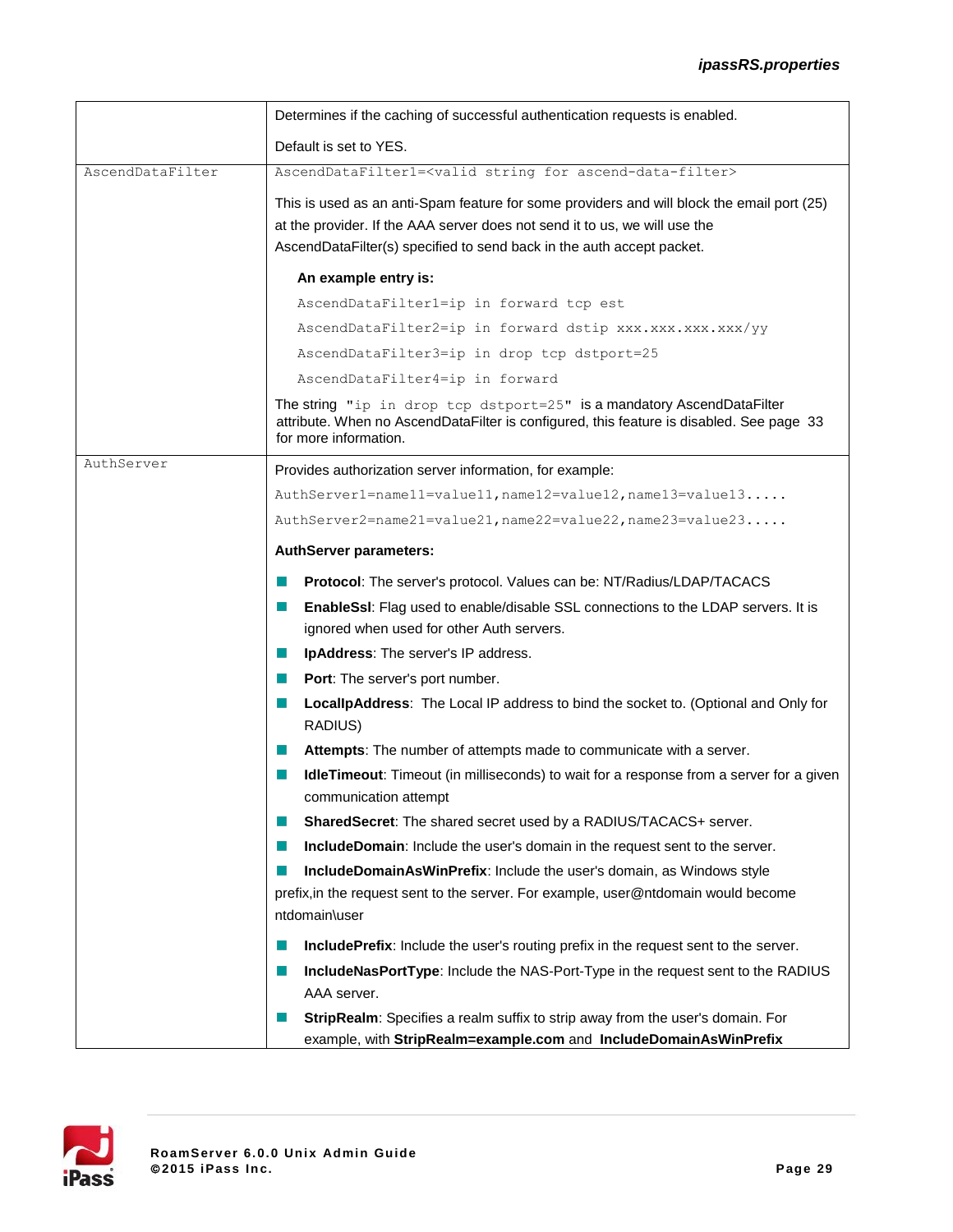| | |
|---|---|
| | Determines if the caching of successful authentication requests is enabled.<br><br>Default is set to YES. |
| AscendDataFilter | `AscendDataFilter1=<valid string for ascend-data-filter>`<br><br>This is used as an anti-Spam feature for some providers and will block the email port (25) at the provider. If the AAA server does not send it to us, we will use the AscendDataFilter(s) specified to send back in the auth accept packet.<br><br>**An example entry is:**<br><br>`AscendDataFilter1=ip in forward tcp est`<br>`AscendDataFilter2=ip in forward dstip xxx.xxx.xxx.xxx/yy`<br>`AscendDataFilter3=ip in drop tcp dstport=25`<br>`AscendDataFilter4=ip in forward`<br><br>The string `"ip in drop tcp dstport=25"` is a mandatory AscendDataFilter attribute. When no AscendDataFilter is configured, this feature is disabled. See page 33 for more information. |
| AuthServer | Provides authorization server information, for example:<br><br>`AuthServer1=name11=value11,name12=value12,name13=value13.....`<br>`AuthServer2=name21=value21,name22=value22,name23=value23.....`<br><br>**AuthServer parameters:**<br><br>- **Protocol**: The server's protocol. Values can be: NT/Radius/LDAP/TACACS<br>- **EnableSsl**: Flag used to enable/disable SSL connections to the LDAP servers. It is ignored when used for other Auth servers.<br>- **IpAddress**: The server's IP address.<br>- **Port**: The server's port number.<br>- **LocalIpAddress**: The Local IP address to bind the socket to. (Optional and Only for RADIUS)<br>- **Attempts**: The number of attempts made to communicate with a server.<br>- **IdleTimeout**: Timeout (in milliseconds) to wait for a response from a server for a given communication attempt<br>- **SharedSecret**: The shared secret used by a RADIUS/TACACS+ server.<br>- **IncludeDomain**: Include the user's domain in the request sent to the server.<br>- **IncludeDomainAsWinPrefix**: Include the user's domain, as Windows style prefix,in the request sent to the server. For example, user@ntdomain would become ntdomain\user<br>- **IncludePrefix**: Include the user's routing prefix in the request sent to the server.<br>- **IncludeNasPortType**: Include the NAS-Port-Type in the request sent to the RADIUS AAA server.<br>- **StripRealm**: Specifies a realm suffix to strip away from the user's domain. For example, with **StripRealm=example.com** and **IncludeDomainAsWinPrefix** |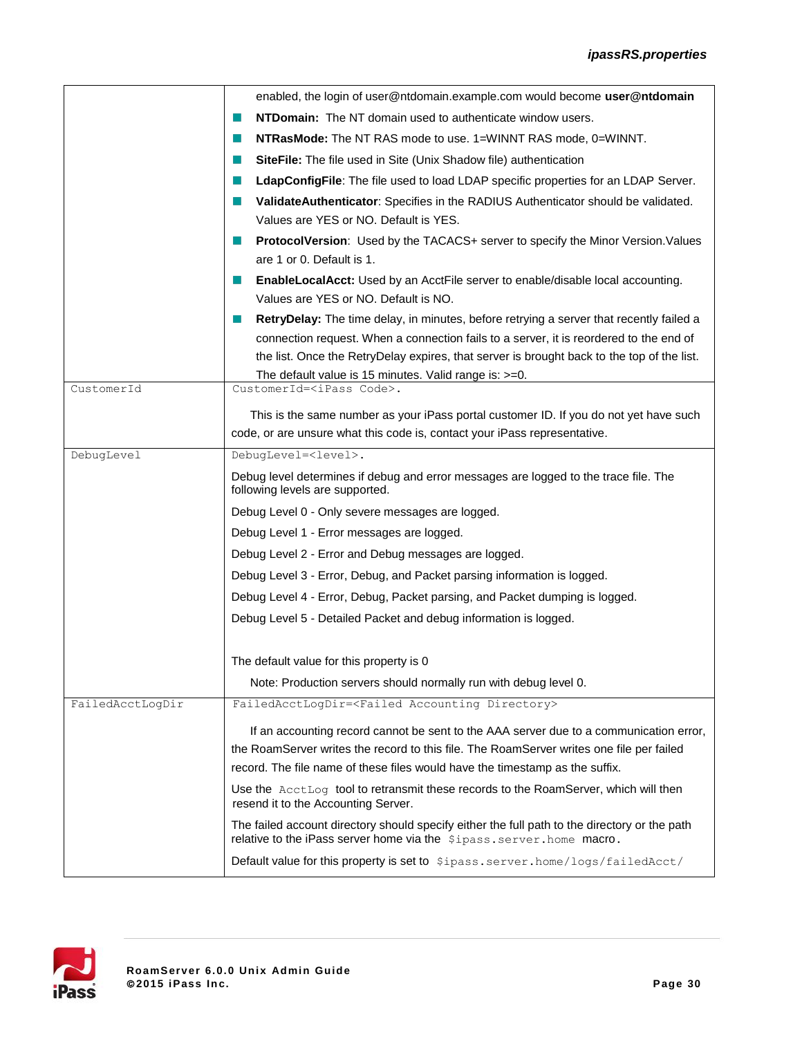| | |
|---|---|
| | enabled, the login of user@ntdomain.example.com would become **user@ntdomain**<br>- **NTDomain:** The NT domain used to authenticate window users.<br>- **NTRasMode:** The NT RAS mode to use. 1=WINNT RAS mode, 0=WINNT.<br>- **SiteFile:** The file used in Site (Unix Shadow file) authentication<br>- **LdapConfigFile**: The file used to load LDAP specific properties for an LDAP Server.<br>- **ValidateAuthenticator**: Specifies in the RADIUS Authenticator should be validated. Values are YES or NO. Default is YES.<br>- **ProtocolVersion**: Used by the TACACS+ server to specify the Minor Version.Values are 1 or 0. Default is 1.<br>- **EnableLocalAcct:** Used by an AcctFile server to enable/disable local accounting. Values are YES or NO. Default is NO.<br>- **RetryDelay:** The time delay, in minutes, before retrying a server that recently failed a connection request. When a connection fails to a server, it is reordered to the end of the list. Once the RetryDelay expires, that server is brought back to the top of the list. The default value is 15 minutes. Valid range is: >=0. |
| `CustomerId` | `CustomerId=<iPass Code>.`<br><br>This is the same number as your iPass portal customer ID. If you do not yet have such code, or are unsure what this code is, contact your iPass representative. |
| `DebugLevel` | `DebugLevel=<level>.`<br><br>Debug level determines if debug and error messages are logged to the trace file. The following levels are supported.<br><br>Debug Level 0 - Only severe messages are logged.<br><br>Debug Level 1 - Error messages are logged.<br><br>Debug Level 2 - Error and Debug messages are logged.<br><br>Debug Level 3 - Error, Debug, and Packet parsing information is logged.<br><br>Debug Level 4 - Error, Debug, Packet parsing, and Packet dumping is logged.<br><br>Debug Level 5 - Detailed Packet and debug information is logged.<br><br>The default value for this property is 0<br><br>Note: Production servers should normally run with debug level 0. |
| `FailedAcctLogDir` | `FailedAcctLogDir=<Failed Accounting Directory>`<br><br>If an accounting record cannot be sent to the AAA server due to a communication error, the RoamServer writes the record to this file. The RoamServer writes one file per failed record. The file name of these files would have the timestamp as the suffix.<br><br>Use the `AcctLog` tool to retransmit these records to the RoamServer, which will then resend it to the Accounting Server.<br><br>The failed account directory should specify either the full path to the directory or the path relative to the iPass server home via the `$ipass.server.home` macro.<br><br>Default value for this property is set to `$ipass.server.home/logs/failedAcct/` |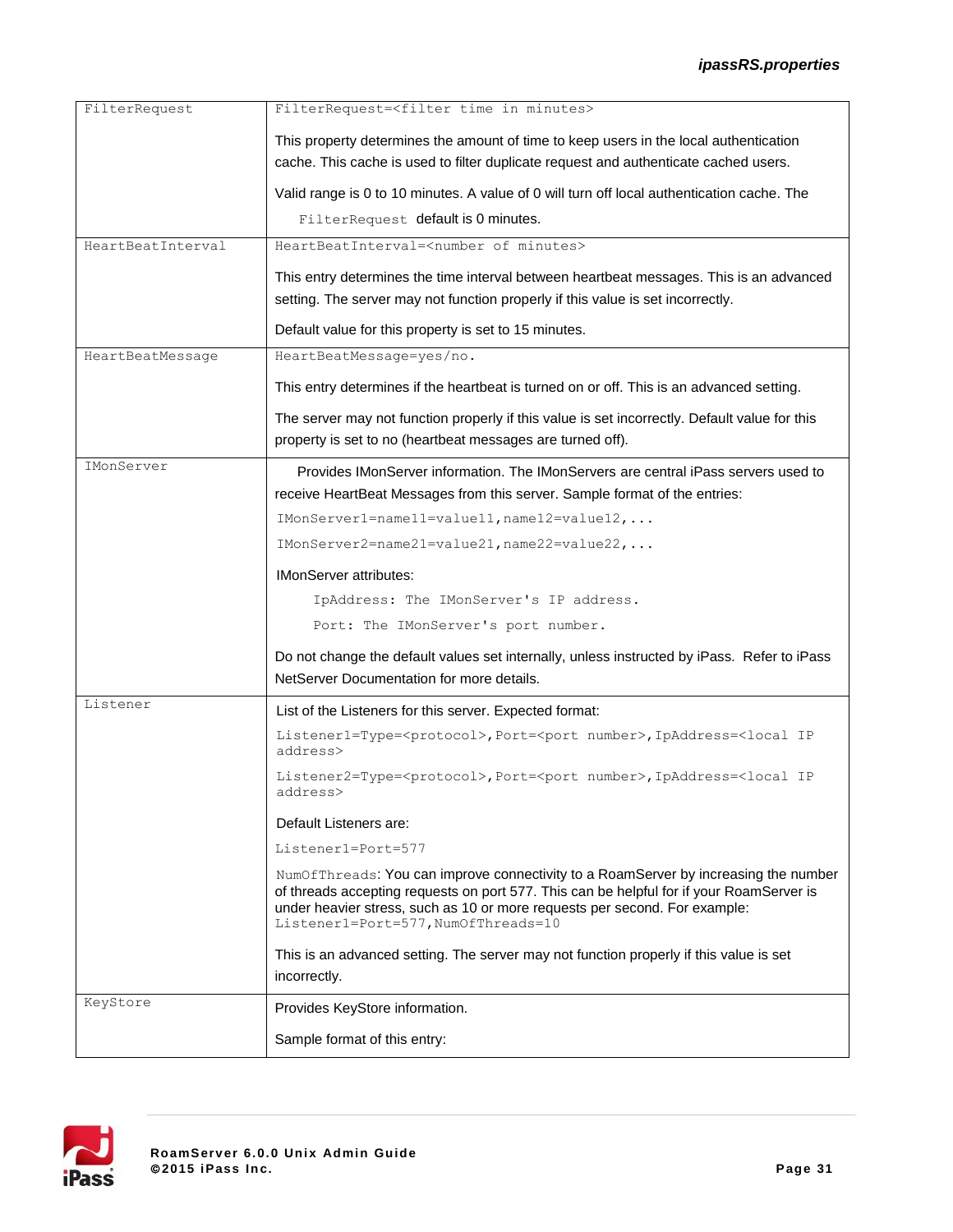| | |
|---|---|
| `FilterRequest` | `FilterRequest=<filter time in minutes>`<br><br>This property determines the amount of time to keep users in the local authentication cache. This cache is used to filter duplicate request and authenticate cached users.<br><br>Valid range is 0 to 10 minutes. A value of 0 will turn off local authentication cache. The `FilterRequest` default is 0 minutes. |
| `HeartBeatInterval` | `HeartBeatInterval=<number of minutes>`<br><br>This entry determines the time interval between heartbeat messages. This is an advanced setting. The server may not function properly if this value is set incorrectly.<br><br>Default value for this property is set to 15 minutes. |
| `HeartBeatMessage` | `HeartBeatMessage=yes/no.`<br><br>This entry determines if the heartbeat is turned on or off. This is an advanced setting.<br><br>The server may not function properly if this value is set incorrectly. Default value for this property is set to no (heartbeat messages are turned off). |
| `IMonServer` | Provides IMonServer information. The IMonServers are central iPass servers used to receive HeartBeat Messages from this server. Sample format of the entries:<br><br>`IMonServer1=name11=value11,name12=value12,...`<br><br>`IMonServer2=name21=value21,name22=value22,...`<br><br>IMonServer attributes:<br><br>`IpAddress: The IMonServer's IP address.`<br><br>`Port: The IMonServer's port number.`<br><br>Do not change the default values set internally, unless instructed by iPass. Refer to iPass NetServer Documentation for more details. |
| `Listener` | List of the Listeners for this server. Expected format:<br><br>`Listener1=Type=<protocol>,Port=<port number>,IpAddress=<local IP address>`<br><br>`Listener2=Type=<protocol>,Port=<port number>,IpAddress=<local IP address>`<br><br>Default Listeners are:<br><br>`Listener1=Port=577`<br><br>`NumOfThreads`: You can improve connectivity to a RoamServer by increasing the number of threads accepting requests on port 577. This can be helpful for if your RoamServer is under heavier stress, such as 10 or more requests per second. For example: `Listener1=Port=577,NumOfThreads=10`<br><br>This is an advanced setting. The server may not function properly if this value is set incorrectly. |
| `KeyStore` | Provides KeyStore information.<br><br>Sample format of this entry: |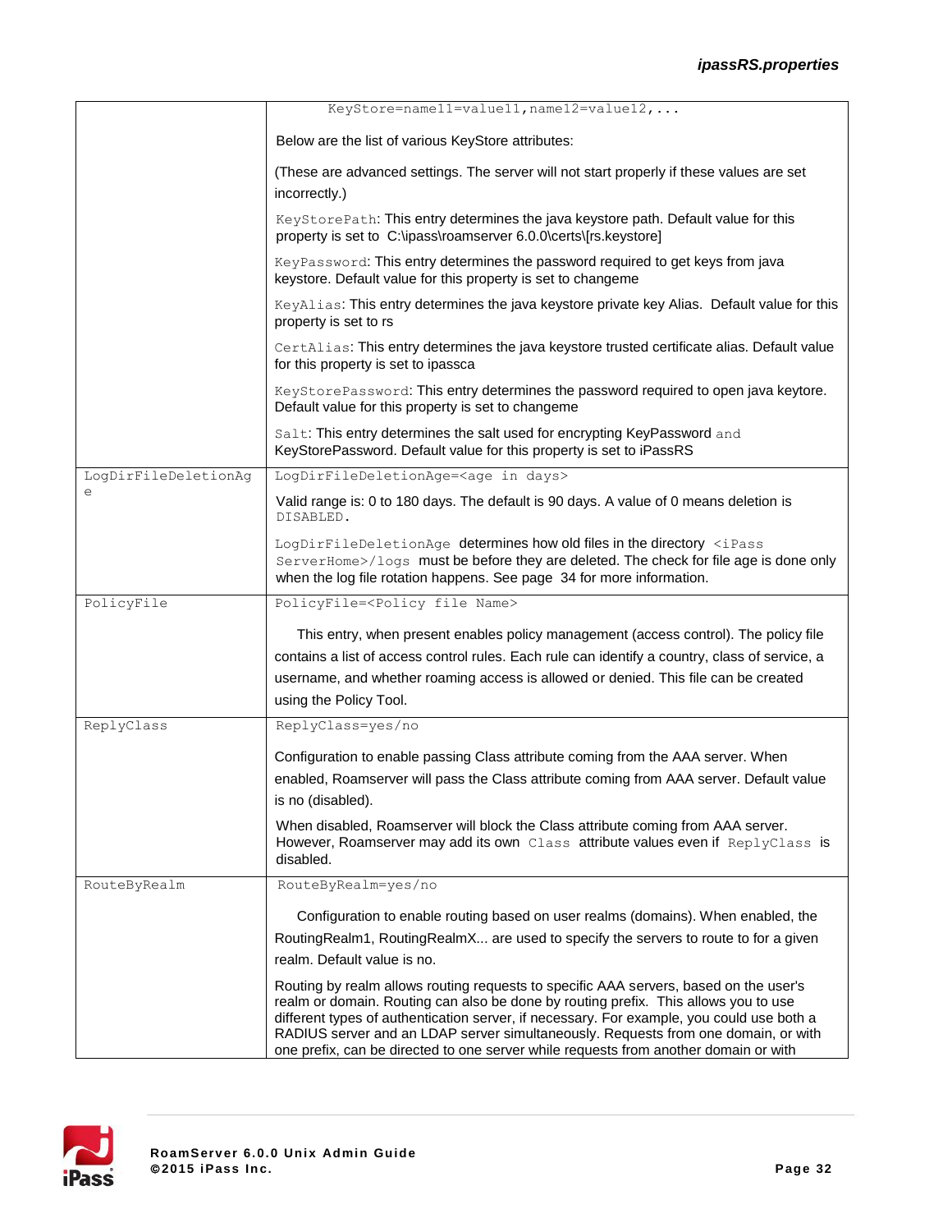| | |
|---|---|
| | KeyStore=name11=value11,name12=value12,...<br><br>Below are the list of various KeyStore attributes:<br><br>(These are advanced settings. The server will not start properly if these values are set incorrectly.)<br><br>KeyStorePath: This entry determines the java keystore path. Default value for this property is set to C:\ipass\roamserver 6.0.0\certs\[rs.keystore]<br><br>KeyPassword: This entry determines the password required to get keys from java keystore. Default value for this property is set to changeme<br><br>KeyAlias: This entry determines the java keystore private key Alias. Default value for this property is set to rs<br><br>CertAlias: This entry determines the java keystore trusted certificate alias. Default value for this property is set to ipassca<br><br>KeyStorePassword: This entry determines the password required to open java keytore. Default value for this property is set to changeme<br><br>Salt: This entry determines the salt used for encrypting KeyPassword and KeyStorePassword. Default value for this property is set to iPassRS |
| LogDirFileDeletionAge | LogDirFileDeletionAge=<age in days><br><br>Valid range is: 0 to 180 days. The default is 90 days. A value of 0 means deletion is DISABLED.<br><br>LogDirFileDeletionAge determines how old files in the directory <iPass ServerHome>/logs must be before they are deleted. The check for file age is done only when the log file rotation happens. See page 34 for more information. |
| PolicyFile | PolicyFile=<Policy file Name><br><br>This entry, when present enables policy management (access control). The policy file contains a list of access control rules. Each rule can identify a country, class of service, a username, and whether roaming access is allowed or denied. This file can be created using the Policy Tool. |
| ReplyClass | ReplyClass=yes/no<br><br>Configuration to enable passing Class attribute coming from the AAA server. When enabled, Roamserver will pass the Class attribute coming from AAA server. Default value is no (disabled).<br><br>When disabled, Roamserver will block the Class attribute coming from AAA server. However, Roamserver may add its own Class attribute values even if ReplyClass is disabled. |
| RouteByRealm | RouteByRealm=yes/no<br><br>Configuration to enable routing based on user realms (domains). When enabled, the RoutingRealm1, RoutingRealmX... are used to specify the servers to route to for a given realm. Default value is no.<br><br>Routing by realm allows routing requests to specific AAA servers, based on the user's realm or domain. Routing can also be done by routing prefix. This allows you to use different types of authentication server, if necessary. For example, you could use both a RADIUS server and an LDAP server simultaneously. Requests from one domain, or with one prefix, can be directed to one server while requests from another domain or with |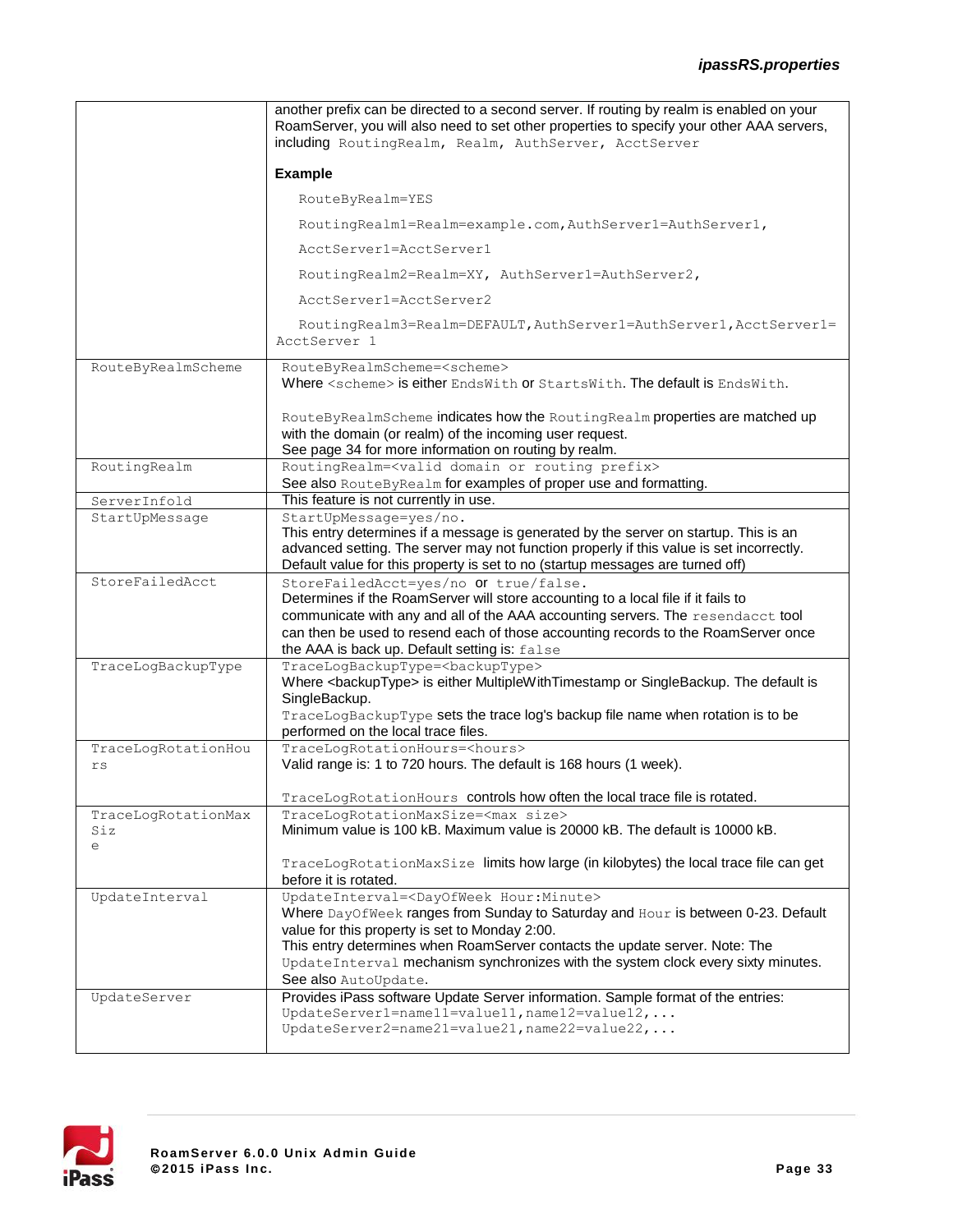| | |
|---|---|
| | another prefix can be directed to a second server. If routing by realm is enabled on your RoamServer, you will also need to set other properties to specify your other AAA servers, including `RoutingRealm, Realm, AuthServer, AcctServer`<br><br>**Example**<br><br>`RouteByRealm=YES`<br><br>`RoutingRealm1=Realm=example.com,AuthServer1=AuthServer1,`<br><br>`AcctServer1=AcctServer1`<br><br>`RoutingRealm2=Realm=XY, AuthServer1=AuthServer2,`<br><br>`AcctServer1=AcctServer2`<br><br>`RoutingRealm3=Realm=DEFAULT,AuthServer1=AuthServer1,AcctServer1=AcctServer 1` |
| RouteByRealmScheme | `RouteByRealmScheme=<scheme>`<br>Where `<scheme>` is either `EndsWith` or `StartsWith`. The default is `EndsWith`.<br><br>`RouteByRealmScheme` indicates how the `RoutingRealm` properties are matched up with the domain (or realm) of the incoming user request.<br>See page 34 for more information on routing by realm. |
| RoutingRealm | `RoutingRealm=<valid domain or routing prefix>`<br>See also `RouteByRealm` for examples of proper use and formatting. |
| ServerInfoId | This feature is not currently in use. |
| StartUpMessage | `StartUpMessage=yes/no.`<br>This entry determines if a message is generated by the server on startup. This is an advanced setting. The server may not function properly if this value is set incorrectly. Default value for this property is set to no (startup messages are turned off) |
| StoreFailedAcct | `StoreFailedAcct=yes/no` or `true/false`.<br>Determines if the RoamServer will store accounting to a local file if it fails to communicate with any and all of the AAA accounting servers. The `resendacct` tool can then be used to resend each of those accounting records to the RoamServer once the AAA is back up. Default setting is: `false` |
| TraceLogBackupType | `TraceLogBackupType=<backupType>`<br>Where <backupType> is either MultipleWithTimestamp or SingleBackup. The default is SingleBackup.<br>`TraceLogBackupType` sets the trace log's backup file name when rotation is to be performed on the local trace files. |
| TraceLogRotationHours | `TraceLogRotationHours=<hours>`<br>Valid range is: 1 to 720 hours. The default is 168 hours (1 week).<br><br>`TraceLogRotationHours` controls how often the local trace file is rotated. |
| TraceLogRotationMaxSize | `TraceLogRotationMaxSize=<max size>`<br>Minimum value is 100 kB. Maximum value is 20000 kB. The default is 10000 kB.<br><br>`TraceLogRotationMaxSize` limits how large (in kilobytes) the local trace file can get before it is rotated. |
| UpdateInterval | `UpdateInterval=<DayOfWeek Hour:Minute>`<br>Where `DayOfWeek` ranges from Sunday to Saturday and `Hour` is between 0-23. Default value for this property is set to Monday 2:00.<br>This entry determines when RoamServer contacts the update server. Note: The `UpdateInterval` mechanism synchronizes with the system clock every sixty minutes.<br>See also `AutoUpdate`. |
| UpdateServer | Provides iPass software Update Server information. Sample format of the entries:<br>`UpdateServer1=name11=value11,name12=value12,...`<br>`UpdateServer2=name21=value21,name22=value22,...` |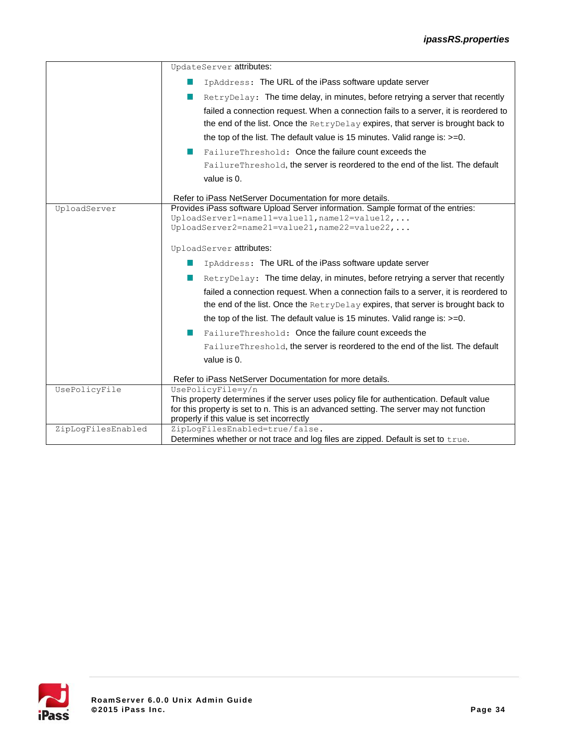| | |
|---|---|
| | `UpdateServer` attributes:<br>- `IpAddress`: The URL of the iPass software update server<br>- `RetryDelay`: The time delay, in minutes, before retrying a server that recently failed a connection request. When a connection fails to a server, it is reordered to the end of the list. Once the `RetryDelay` expires, that server is brought back to the top of the list. The default value is 15 minutes. Valid range is: >=0.<br>- `FailureThreshold`: Once the failure count exceeds the `FailureThreshold`, the server is reordered to the end of the list. The default value is 0.<br><br>Refer to iPass NetServer Documentation for more details. |
| `UploadServer` | Provides iPass software Upload Server information. Sample format of the entries:<br>`UploadServer1=name11=value11,name12=value12,...`<br>`UploadServer2=name21=value21,name22=value22,...`<br><br>`UploadServer` attributes:<br>- `IpAddress`: The URL of the iPass software update server<br>- `RetryDelay`: The time delay, in minutes, before retrying a server that recently failed a connection request. When a connection fails to a server, it is reordered to the end of the list. Once the `RetryDelay` expires, that server is brought back to the top of the list. The default value is 15 minutes. Valid range is: >=0.<br>- `FailureThreshold`: Once the failure count exceeds the `FailureThreshold`, the server is reordered to the end of the list. The default value is 0.<br><br>Refer to iPass NetServer Documentation for more details. |
| `UsePolicyFile` | `UsePolicyFile=y/n`<br>This property determines if the server uses policy file for authentication. Default value for this property is set to n. This is an advanced setting. The server may not function properly if this value is set incorrectly |
| `ZipLogFilesEnabled` | `ZipLogFilesEnabled=true/false.`<br>Determines whether or not trace and log files are zipped. Default is set to `true`. |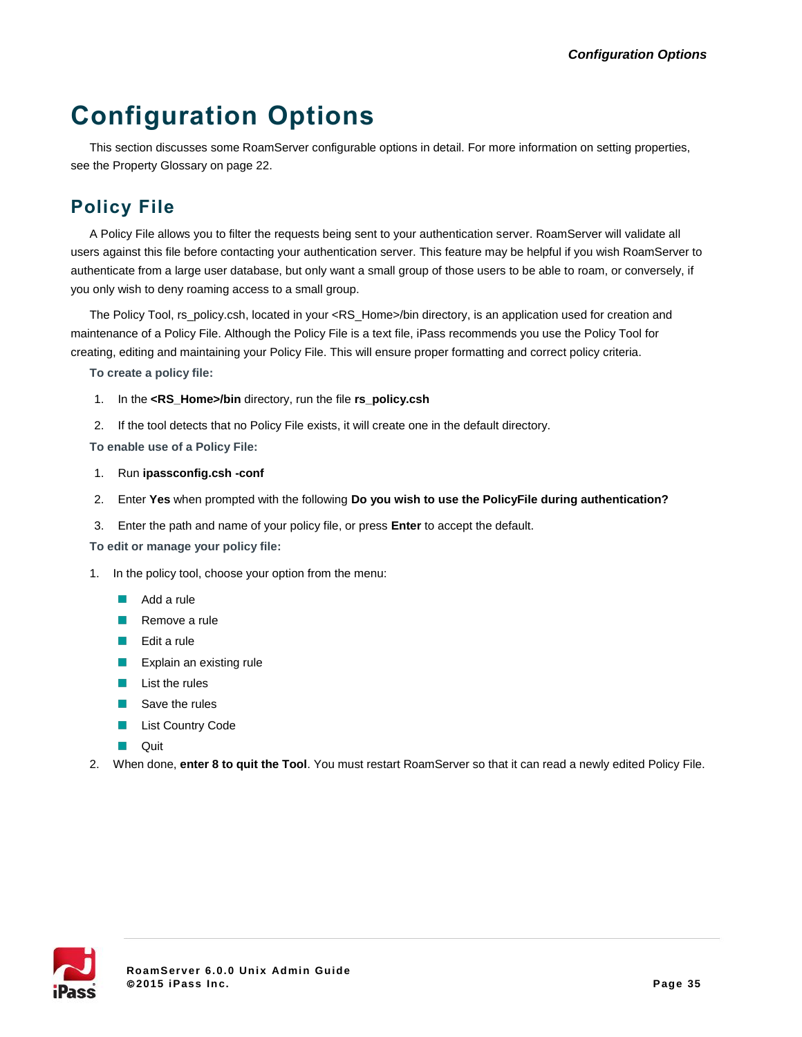# Configuration Options

This section discusses some RoamServer configurable options in detail. For more information on setting properties, see the Property Glossary on page 22.

## Policy File

A Policy File allows you to filter the requests being sent to your authentication server. RoamServer will validate all users against this file before contacting your authentication server. This feature may be helpful if you wish RoamServer to authenticate from a large user database, but only want a small group of those users to be able to roam, or conversely, if you only wish to deny roaming access to a small group.

The Policy Tool, rs_policy.csh, located in your <RS_Home>/bin directory, is an application used for creation and maintenance of a Policy File. Although the Policy File is a text file, iPass recommends you use the Policy Tool for creating, editing and maintaining your Policy File. This will ensure proper formatting and correct policy criteria.

**To create a policy file:**

1. In the **<RS_Home>/bin** directory, run the file **rs_policy.csh**
2. If the tool detects that no Policy File exists, it will create one in the default directory.

**To enable use of a Policy File:**

1. Run **ipassconfig.csh -conf**
2. Enter **Yes** when prompted with the following **Do you wish to use the PolicyFile during authentication?**
3. Enter the path and name of your policy file, or press **Enter** to accept the default.

**To edit or manage your policy file:**

1. In the policy tool, choose your option from the menu:
   - Add a rule
   - Remove a rule
   - Edit a rule
   - Explain an existing rule
   - List the rules
   - Save the rules
   - List Country Code
   - Quit
2. When done, **enter 8 to quit the Tool**. You must restart RoamServer so that it can read a newly edited Policy File.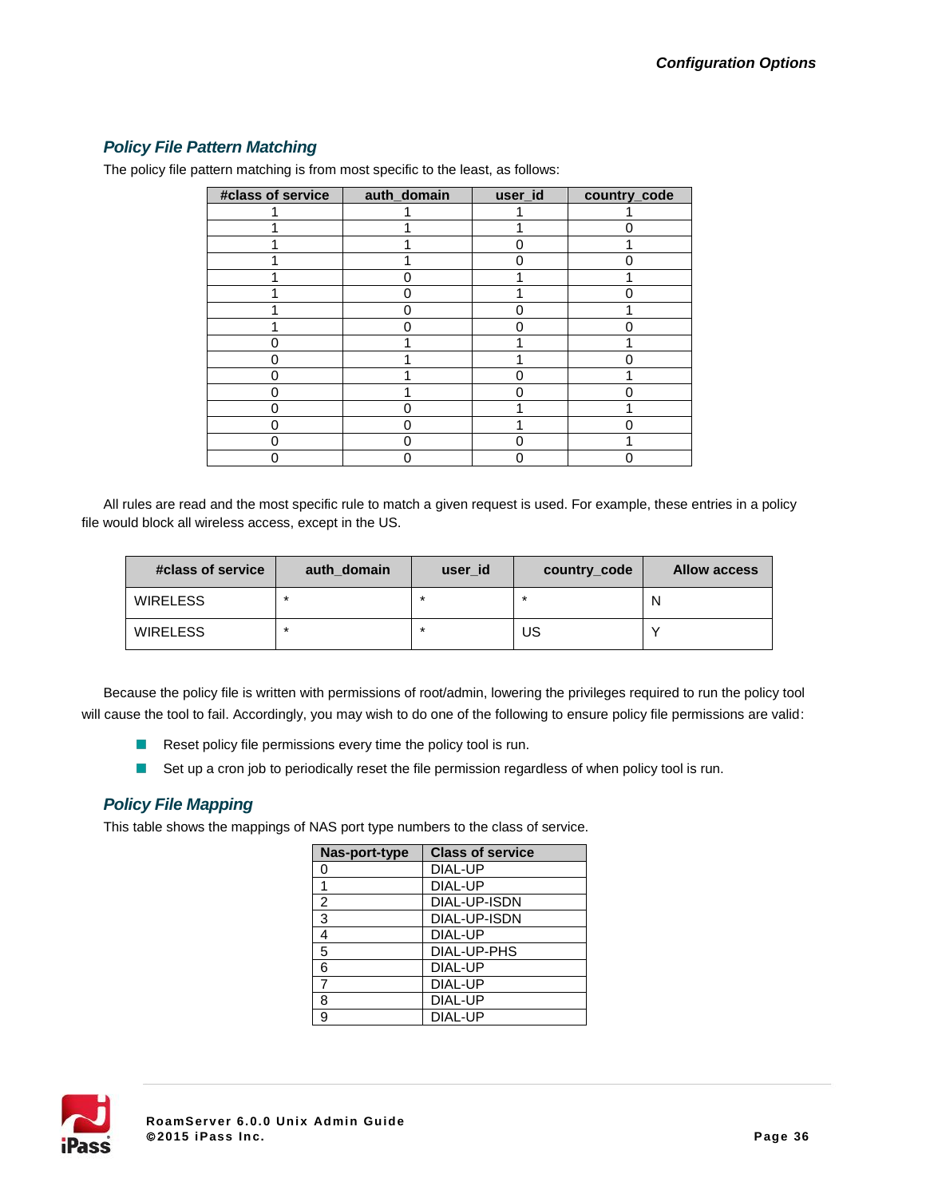## Policy File Pattern Matching

The policy file pattern matching is from most specific to the least, as follows:

| #class of service | auth_domain | user_id | country_code |
|---|---|---|---|
| 1 | 1 | 1 | 1 |
| 1 | 1 | 1 | 0 |
| 1 | 1 | 0 | 1 |
| 1 | 1 | 0 | 0 |
| 1 | 0 | 1 | 1 |
| 1 | 0 | 1 | 0 |
| 1 | 0 | 0 | 1 |
| 1 | 0 | 0 | 0 |
| 0 | 1 | 1 | 1 |
| 0 | 1 | 1 | 0 |
| 0 | 1 | 0 | 1 |
| 0 | 1 | 0 | 0 |
| 0 | 0 | 1 | 1 |
| 0 | 0 | 1 | 0 |
| 0 | 0 | 0 | 1 |
| 0 | 0 | 0 | 0 |

All rules are read and the most specific rule to match a given request is used. For example, these entries in a policy file would block all wireless access, except in the US.

| #class of service | auth_domain | user_id | country_code | Allow access |
|---|---|---|---|---|
| WIRELESS | * | * | * | N |
| WIRELESS | * | * | US | Y |

Because the policy file is written with permissions of root/admin, lowering the privileges required to run the policy tool will cause the tool to fail. Accordingly, you may wish to do one of the following to ensure policy file permissions are valid:

- Reset policy file permissions every time the policy tool is run.
- Set up a cron job to periodically reset the file permission regardless of when policy tool is run.

## Policy File Mapping

This table shows the mappings of NAS port type numbers to the class of service.

| Nas-port-type | Class of service |
|---|---|
| 0 | DIAL-UP |
| 1 | DIAL-UP |
| 2 | DIAL-UP-ISDN |
| 3 | DIAL-UP-ISDN |
| 4 | DIAL-UP |
| 5 | DIAL-UP-PHS |
| 6 | DIAL-UP |
| 7 | DIAL-UP |
| 8 | DIAL-UP |
| 9 | DIAL-UP |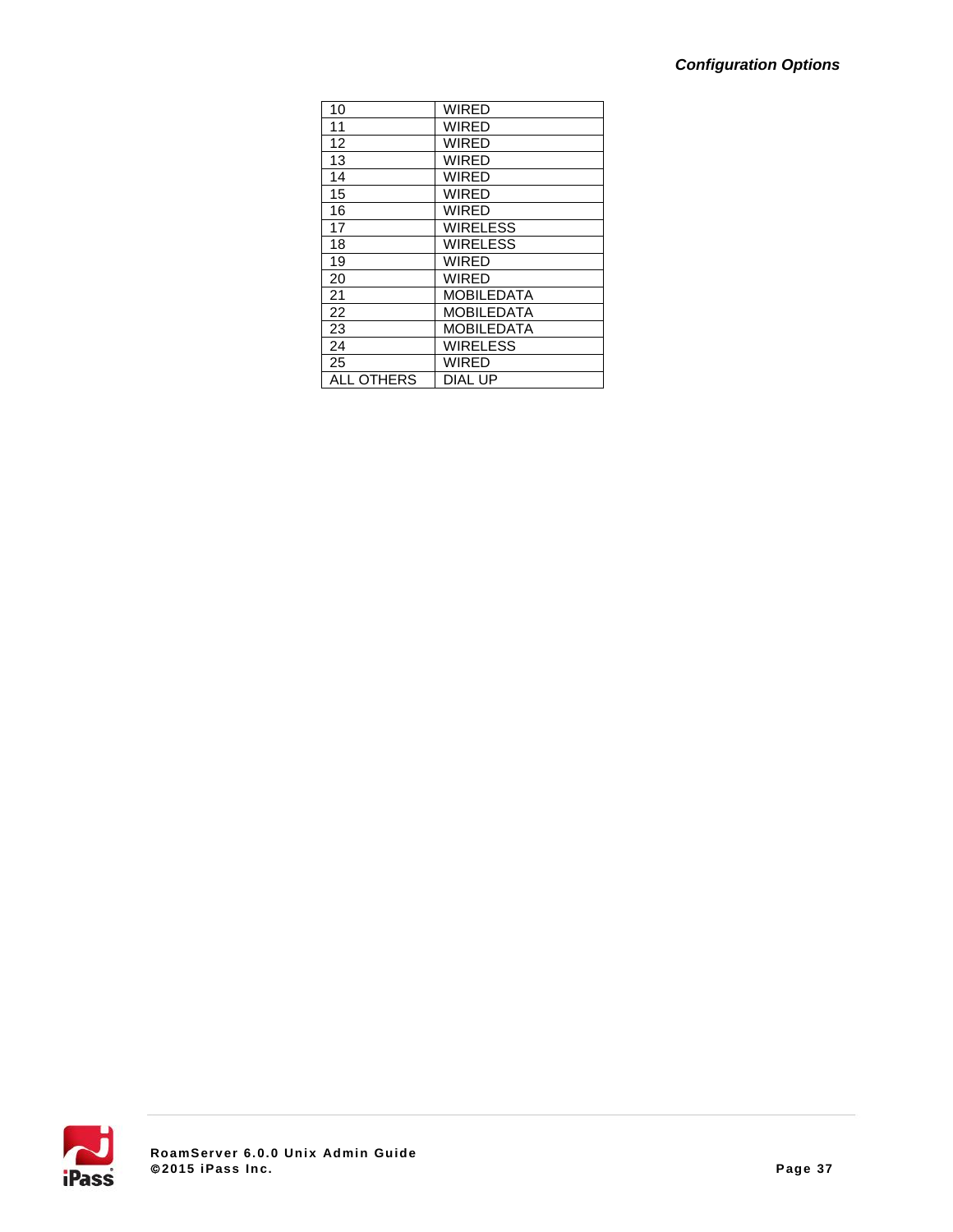| 10 | WIRED |
|---|---|
| 11 | WIRED |
| 12 | WIRED |
| 13 | WIRED |
| 14 | WIRED |
| 15 | WIRED |
| 16 | WIRED |
| 17 | WIRELESS |
| 18 | WIRELESS |
| 19 | WIRED |
| 20 | WIRED |
| 21 | MOBILEDATA |
| 22 | MOBILEDATA |
| 23 | MOBILEDATA |
| 24 | WIRELESS |
| 25 | WIRED |
| ALL OTHERS | DIAL UP |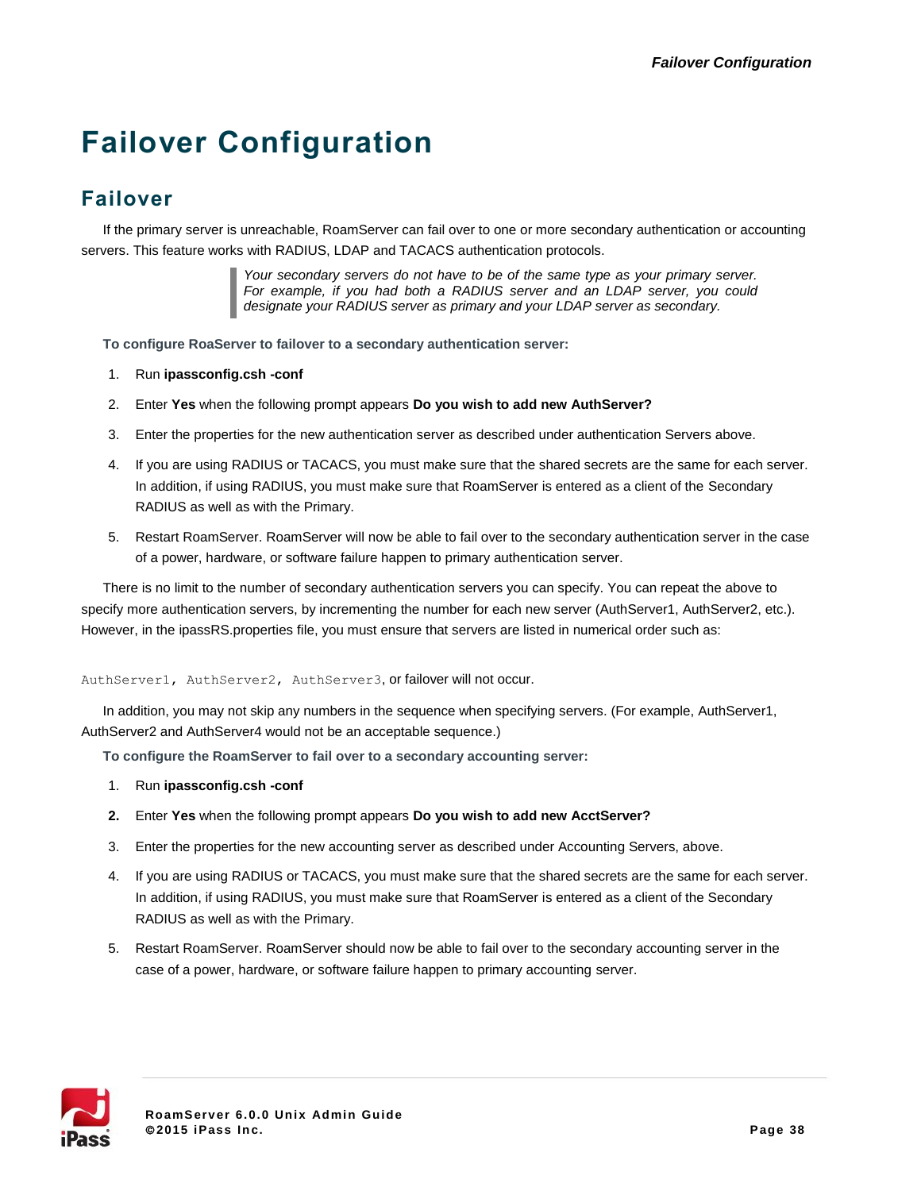# Failover Configuration

## Failover

If the primary server is unreachable, RoamServer can fail over to one or more secondary authentication or accounting servers. This feature works with RADIUS, LDAP and TACACS authentication protocols.

> *Your secondary servers do not have to be of the same type as your primary server. For example, if you had both a RADIUS server and an LDAP server, you could designate your RADIUS server as primary and your LDAP server as secondary.*

**To configure RoaServer to failover to a secondary authentication server:**

1. Run **ipassconfig.csh -conf**
2. Enter **Yes** when the following prompt appears **Do you wish to add new AuthServer?**
3. Enter the properties for the new authentication server as described under authentication Servers above.
4. If you are using RADIUS or TACACS, you must make sure that the shared secrets are the same for each server. In addition, if using RADIUS, you must make sure that RoamServer is entered as a client of the Secondary RADIUS as well as with the Primary.
5. Restart RoamServer. RoamServer will now be able to fail over to the secondary authentication server in the case of a power, hardware, or software failure happen to primary authentication server.

There is no limit to the number of secondary authentication servers you can specify. You can repeat the above to specify more authentication servers, by incrementing the number for each new server (AuthServer1, AuthServer2, etc.). However, in the ipassRS.properties file, you must ensure that servers are listed in numerical order such as:

`AuthServer1, AuthServer2, AuthServer3`, or failover will not occur.

In addition, you may not skip any numbers in the sequence when specifying servers. (For example, AuthServer1, AuthServer2 and AuthServer4 would not be an acceptable sequence.)

**To configure the RoamServer to fail over to a secondary accounting server:**

1. Run **ipassconfig.csh -conf**
2. Enter **Yes** when the following prompt appears **Do you wish to add new AcctServer?**
3. Enter the properties for the new accounting server as described under Accounting Servers, above.
4. If you are using RADIUS or TACACS, you must make sure that the shared secrets are the same for each server. In addition, if using RADIUS, you must make sure that RoamServer is entered as a client of the Secondary RADIUS as well as with the Primary.
5. Restart RoamServer. RoamServer should now be able to fail over to the secondary accounting server in the case of a power, hardware, or software failure happen to primary accounting server.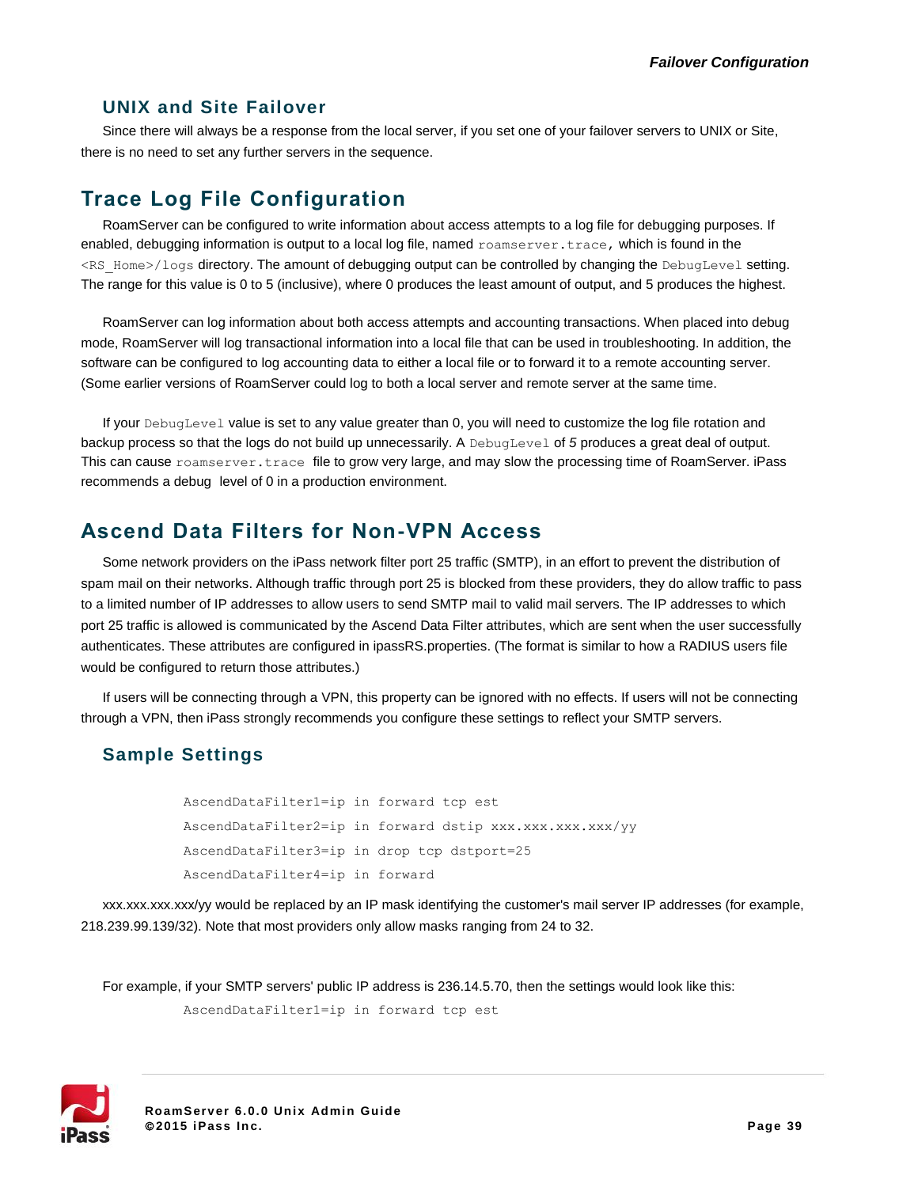### UNIX and Site Failover

Since there will always be a response from the local server, if you set one of your failover servers to UNIX or Site, there is no need to set any further servers in the sequence.

## Trace Log File Configuration

RoamServer can be configured to write information about access attempts to a log file for debugging purposes. If enabled, debugging information is output to a local log file, named `roamserver.trace`, which is found in the `<RS_Home>/logs` directory. The amount of debugging output can be controlled by changing the `DebugLevel` setting. The range for this value is 0 to 5 (inclusive), where 0 produces the least amount of output, and 5 produces the highest.

RoamServer can log information about both access attempts and accounting transactions. When placed into debug mode, RoamServer will log transactional information into a local file that can be used in troubleshooting. In addition, the software can be configured to log accounting data to either a local file or to forward it to a remote accounting server. (Some earlier versions of RoamServer could log to both a local server and remote server at the same time.

If your `DebugLevel` value is set to any value greater than 0, you will need to customize the log file rotation and backup process so that the logs do not build up unnecessarily. A `DebugLevel` of *5* produces a great deal of output. This can cause `roamserver.trace` file to grow very large, and may slow the processing time of RoamServer. iPass recommends a debug level of 0 in a production environment.

## Ascend Data Filters for Non-VPN Access

Some network providers on the iPass network filter port 25 traffic (SMTP), in an effort to prevent the distribution of spam mail on their networks. Although traffic through port 25 is blocked from these providers, they do allow traffic to pass to a limited number of IP addresses to allow users to send SMTP mail to valid mail servers. The IP addresses to which port 25 traffic is allowed is communicated by the Ascend Data Filter attributes, which are sent when the user successfully authenticates. These attributes are configured in ipassRS.properties. (The format is similar to how a RADIUS users file would be configured to return those attributes.)

If users will be connecting through a VPN, this property can be ignored with no effects. If users will not be connecting through a VPN, then iPass strongly recommends you configure these settings to reflect your SMTP servers.

### Sample Settings

```
AscendDataFilter1=ip in forward tcp est
AscendDataFilter2=ip in forward dstip xxx.xxx.xxx.xxx/yy
AscendDataFilter3=ip in drop tcp dstport=25
AscendDataFilter4=ip in forward
```

xxx.xxx.xxx.xxx/yy would be replaced by an IP mask identifying the customer's mail server IP addresses (for example, 218.239.99.139/32). Note that most providers only allow masks ranging from 24 to 32.

For example, if your SMTP servers' public IP address is 236.14.5.70, then the settings would look like this:

```
AscendDataFilter1=ip in forward tcp est
```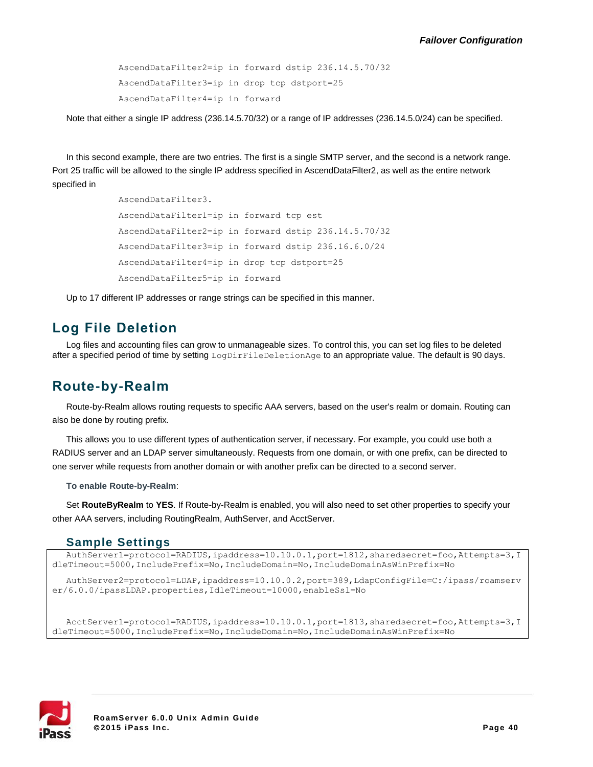```
AscendDataFilter2=ip in forward dstip 236.14.5.70/32
AscendDataFilter3=ip in drop tcp dstport=25
AscendDataFilter4=ip in forward
```

Note that either a single IP address (236.14.5.70/32) or a range of IP addresses (236.14.5.0/24) can be specified.

In this second example, there are two entries. The first is a single SMTP server, and the second is a network range. Port 25 traffic will be allowed to the single IP address specified in AscendDataFilter2, as well as the entire network specified in

```
AscendDataFilter3.
AscendDataFilter1=ip in forward tcp est
AscendDataFilter2=ip in forward dstip 236.14.5.70/32
AscendDataFilter3=ip in forward dstip 236.16.6.0/24
AscendDataFilter4=ip in drop tcp dstport=25
AscendDataFilter5=ip in forward
```

Up to 17 different IP addresses or range strings can be specified in this manner.

## Log File Deletion

Log files and accounting files can grow to unmanageable sizes. To control this, you can set log files to be deleted after a specified period of time by setting `LogDirFileDeletionAge` to an appropriate value. The default is 90 days.

## Route-by-Realm

Route-by-Realm allows routing requests to specific AAA servers, based on the user's realm or domain. Routing can also be done by routing prefix.

This allows you to use different types of authentication server, if necessary. For example, you could use both a RADIUS server and an LDAP server simultaneously. Requests from one domain, or with one prefix, can be directed to one server while requests from another domain or with another prefix can be directed to a second server.

**To enable Route-by-Realm**:

Set **RouteByRealm** to **YES**. If Route-by-Realm is enabled, you will also need to set other properties to specify your other AAA servers, including RoutingRealm, AuthServer, and AcctServer.

### Sample Settings

```
AuthServer1=protocol=RADIUS,ipaddress=10.10.0.1,port=1812,sharedsecret=foo,Attempts=3,IdleTimeout=5000,IncludePrefix=No,IncludeDomain=No,IncludeDomainAsWinPrefix=No

AuthServer2=protocol=LDAP,ipaddress=10.10.0.2,port=389,LdapConfigFile=C:/ipass/roamserver/6.0.0/ipassLDAP.properties,IdleTimeout=10000,enableSsl=No


AcctServer1=protocol=RADIUS,ipaddress=10.10.0.1,port=1813,sharedsecret=foo,Attempts=3,IdleTimeout=5000,IncludePrefix=No,IncludeDomain=No,IncludeDomainAsWinPrefix=No
```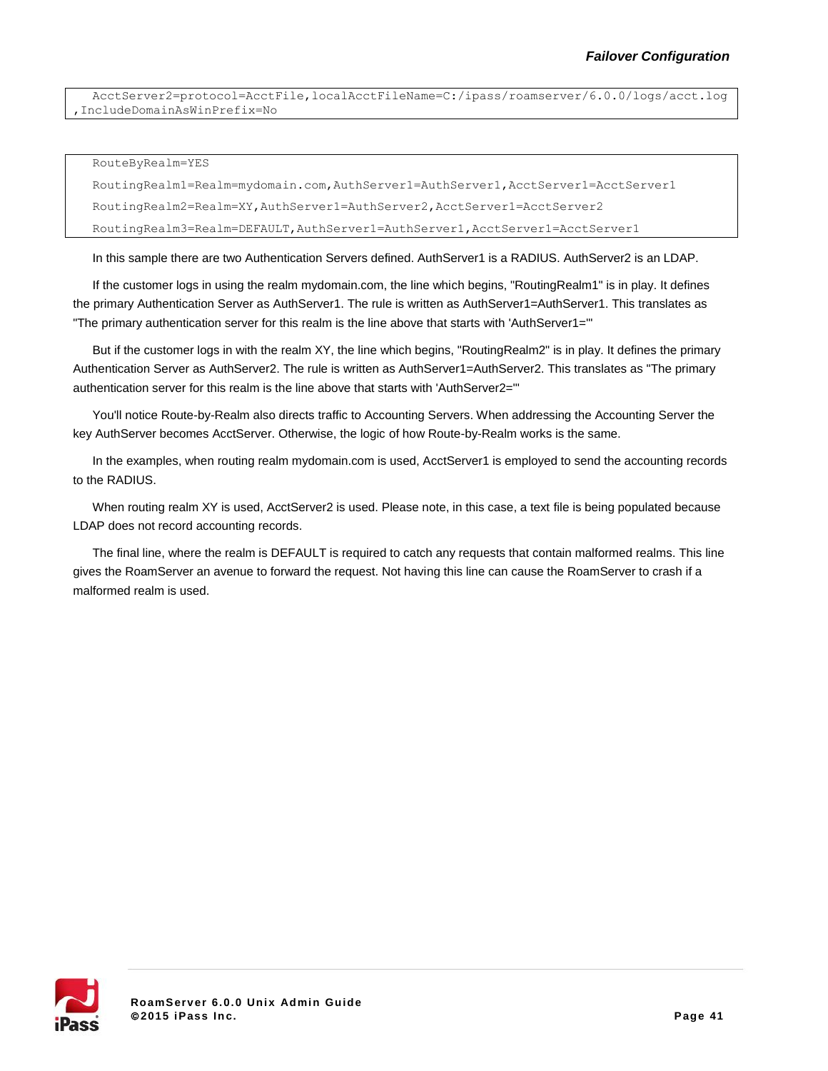```
AcctServer2=protocol=AcctFile,localAcctFileName=C:/ipass/roamserver/6.0.0/logs/acct.log
,IncludeDomainAsWinPrefix=No
```

```
RouteByRealm=YES
RoutingRealm1=Realm=mydomain.com,AuthServer1=AuthServer1,AcctServer1=AcctServer1
RoutingRealm2=Realm=XY,AuthServer1=AuthServer2,AcctServer1=AcctServer2
RoutingRealm3=Realm=DEFAULT,AuthServer1=AuthServer1,AcctServer1=AcctServer1
```

In this sample there are two Authentication Servers defined. AuthServer1 is a RADIUS. AuthServer2 is an LDAP.

If the customer logs in using the realm mydomain.com, the line which begins, "RoutingRealm1" is in play. It defines the primary Authentication Server as AuthServer1. The rule is written as AuthServer1=AuthServer1. This translates as "The primary authentication server for this realm is the line above that starts with 'AuthServer1='"

But if the customer logs in with the realm XY, the line which begins, "RoutingRealm2" is in play. It defines the primary Authentication Server as AuthServer2. The rule is written as AuthServer1=AuthServer2. This translates as "The primary authentication server for this realm is the line above that starts with 'AuthServer2='"

You'll notice Route-by-Realm also directs traffic to Accounting Servers. When addressing the Accounting Server the key AuthServer becomes AcctServer. Otherwise, the logic of how Route-by-Realm works is the same.

In the examples, when routing realm mydomain.com is used, AcctServer1 is employed to send the accounting records to the RADIUS.

When routing realm XY is used, AcctServer2 is used. Please note, in this case, a text file is being populated because LDAP does not record accounting records.

The final line, where the realm is DEFAULT is required to catch any requests that contain malformed realms. This line gives the RoamServer an avenue to forward the request. Not having this line can cause the RoamServer to crash if a malformed realm is used.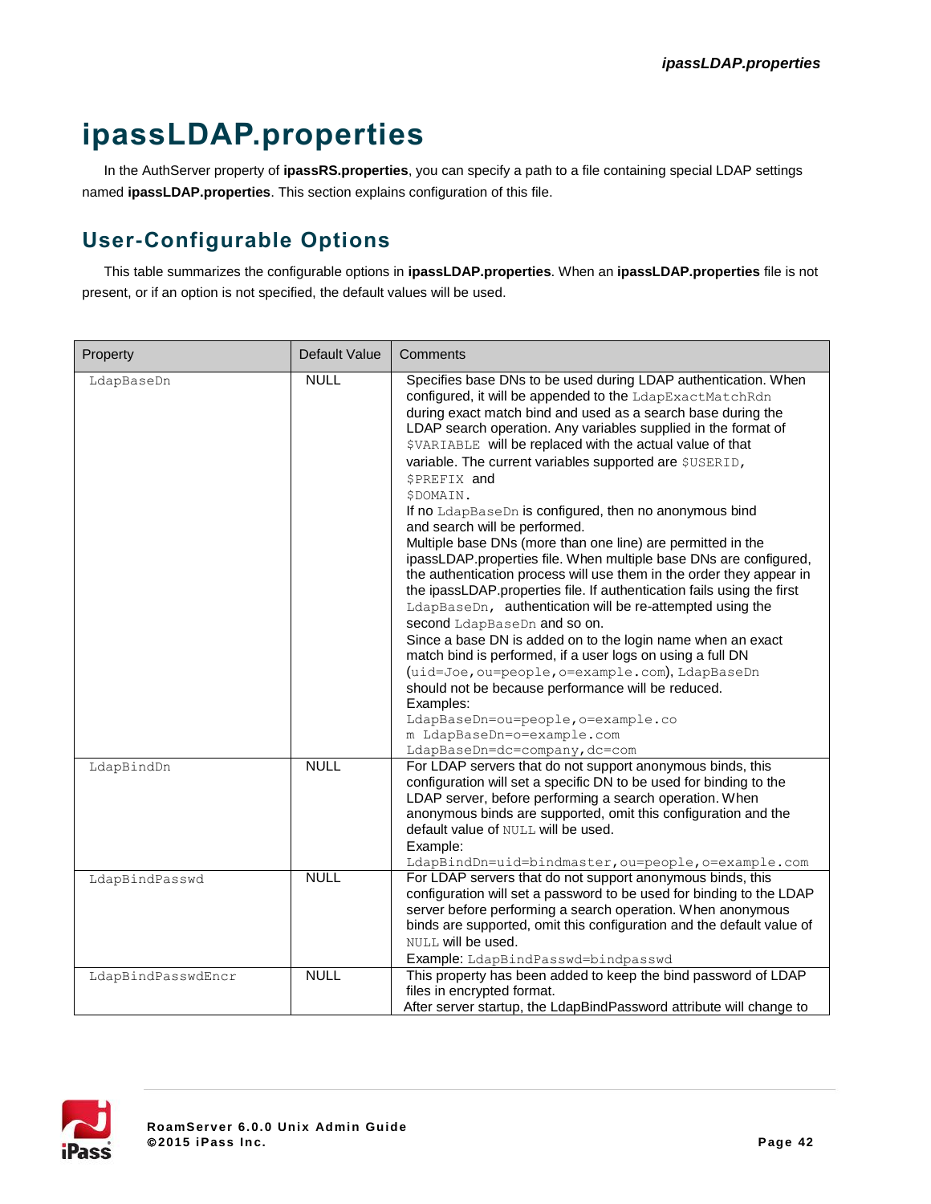# ipassLDAP.properties

In the AuthServer property of **ipassRS.properties**, you can specify a path to a file containing special LDAP settings named **ipassLDAP.properties**. This section explains configuration of this file.

## User-Configurable Options

This table summarizes the configurable options in **ipassLDAP.properties**. When an **ipassLDAP.properties** file is not present, or if an option is not specified, the default values will be used.

| Property | Default Value | Comments |
|---|---|---|
| LdapBaseDn | NULL | Specifies base DNs to be used during LDAP authentication. When configured, it will be appended to the LdapExactMatchRdn during exact match bind and used as a search base during the LDAP search operation. Any variables supplied in the format of $VARIABLE will be replaced with the actual value of that variable. The current variables supported are $USERID, $PREFIX and $DOMAIN.<br>If no LdapBaseDn is configured, then no anonymous bind and search will be performed.<br>Multiple base DNs (more than one line) are permitted in the ipassLDAP.properties file. When multiple base DNs are configured, the authentication process will use them in the order they appear in the ipassLDAP.properties file. If authentication fails using the first LdapBaseDn, authentication will be re-attempted using the second LdapBaseDn and so on.<br>Since a base DN is added on to the login name when an exact match bind is performed, if a user logs on using a full DN (uid=Joe,ou=people,o=example.com), LdapBaseDn should not be because performance will be reduced.<br>Examples:<br>LdapBaseDn=ou=people,o=example.co m LdapBaseDn=o=example.com<br>LdapBaseDn=dc=company,dc=com |
| LdapBindDn | NULL | For LDAP servers that do not support anonymous binds, this configuration will set a specific DN to be used for binding to the LDAP server, before performing a search operation. When anonymous binds are supported, omit this configuration and the default value of NULL will be used.<br>Example:<br>LdapBindDn=uid=bindmaster,ou=people,o=example.com |
| LdapBindPasswd | NULL | For LDAP servers that do not support anonymous binds, this configuration will set a password to be used for binding to the LDAP server before performing a search operation. When anonymous binds are supported, omit this configuration and the default value of NULL will be used.<br>Example: LdapBindPasswd=bindpasswd |
| LdapBindPasswdEncr | NULL | This property has been added to keep the bind password of LDAP files in encrypted format.<br>After server startup, the LdapBindPassword attribute will change to |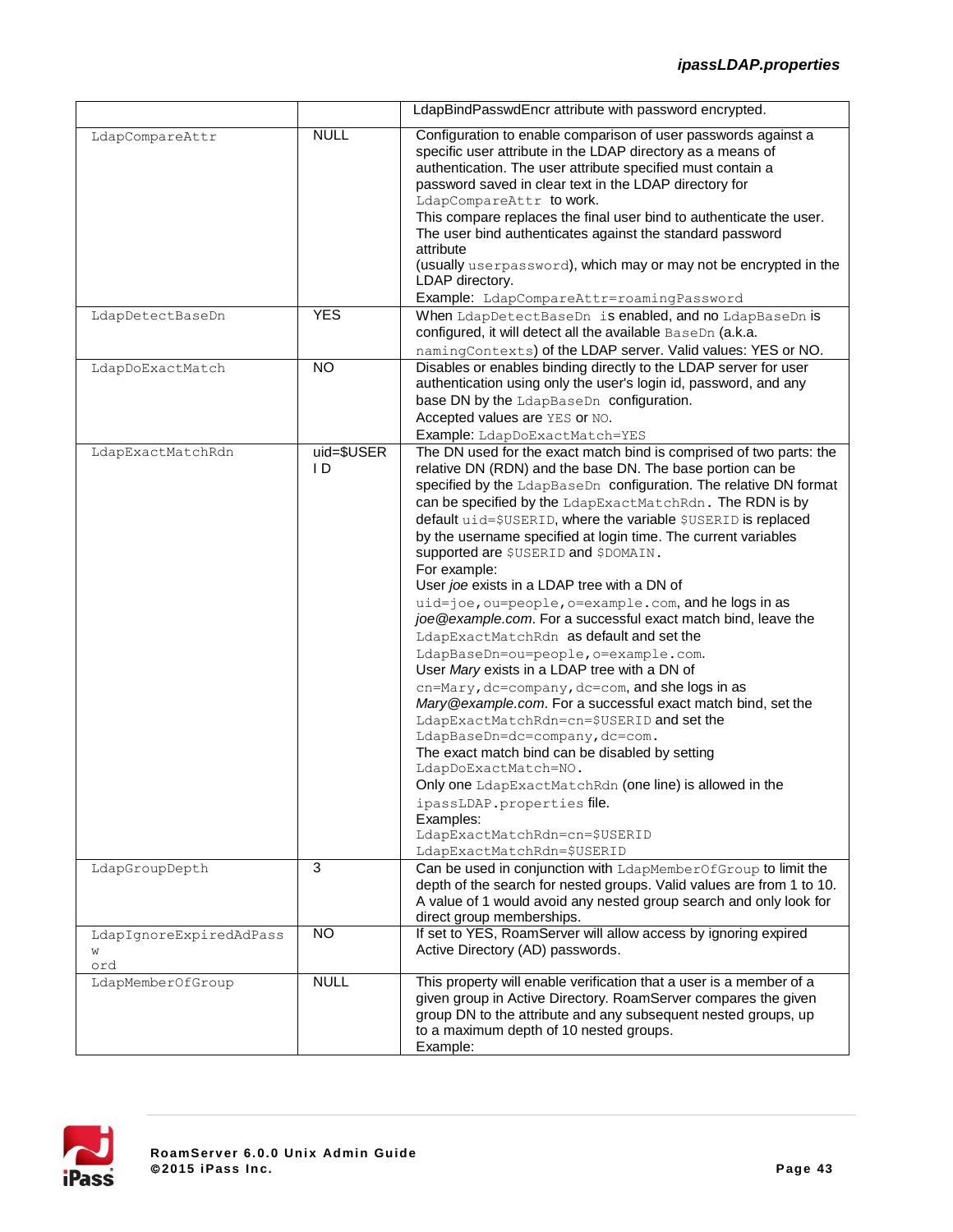| | | |
|---|---|---|
| | | LdapBindPasswdEncr attribute with password encrypted. |
| LdapCompareAttr | NULL | Configuration to enable comparison of user passwords against a specific user attribute in the LDAP directory as a means of authentication. The user attribute specified must contain a password saved in clear text in the LDAP directory for `LdapCompareAttr` to work.<br>This compare replaces the final user bind to authenticate the user. The user bind authenticates against the standard password attribute<br>(usually `userpassword`), which may or may not be encrypted in the LDAP directory.<br>Example: `LdapCompareAttr=roamingPassword` |
| LdapDetectBaseDn | YES | When `LdapDetectBaseDn` is enabled, and no `LdapBaseDn` is configured, it will detect all the available `BaseDn` (a.k.a. `namingContexts`) of the LDAP server. Valid values: YES or NO. |
| LdapDoExactMatch | NO | Disables or enables binding directly to the LDAP server for user authentication using only the user's login id, password, and any base DN by the `LdapBaseDn` configuration.<br>Accepted values are `YES` or `NO`.<br>Example: `LdapDoExactMatch=YES` |
| LdapExactMatchRdn | uid=$USERID | The DN used for the exact match bind is comprised of two parts: the relative DN (RDN) and the base DN. The base portion can be specified by the `LdapBaseDn` configuration. The relative DN format can be specified by the `LdapExactMatchRdn`. The RDN is by default `uid=$USERID`, where the variable `$USERID` is replaced by the username specified at login time. The current variables supported are `$USERID` and `$DOMAIN`.<br>For example:<br>User *joe* exists in a LDAP tree with a DN of `uid=joe,ou=people,o=example.com`, and he logs in as *joe@example.com*. For a successful exact match bind, leave the `LdapExactMatchRdn` as default and set the `LdapBaseDn=ou=people,o=example.com`.<br>User *Mary* exists in a LDAP tree with a DN of `cn=Mary,dc=company,dc=com`, and she logs in as *Mary@example.com*. For a successful exact match bind, set the `LdapExactMatchRdn=cn=$USERID` and set the `LdapBaseDn=dc=company,dc=com`.<br>The exact match bind can be disabled by setting `LdapDoExactMatch=NO`.<br>Only one `LdapExactMatchRdn` (one line) is allowed in the `ipassLDAP.properties` file.<br>Examples:<br>`LdapExactMatchRdn=cn=$USERID`<br>`LdapExactMatchRdn=$USERID` |
| LdapGroupDepth | 3 | Can be used in conjunction with `LdapMemberOfGroup` to limit the depth of the search for nested groups. Valid values are from 1 to 10. A value of 1 would avoid any nested group search and only look for direct group memberships. |
| LdapIgnoreExpiredAdPassword | NO | If set to YES, RoamServer will allow access by ignoring expired Active Directory (AD) passwords. |
| LdapMemberOfGroup | NULL | This property will enable verification that a user is a member of a given group in Active Directory. RoamServer compares the given group DN to the attribute and any subsequent nested groups, up to a maximum depth of 10 nested groups.<br>Example: |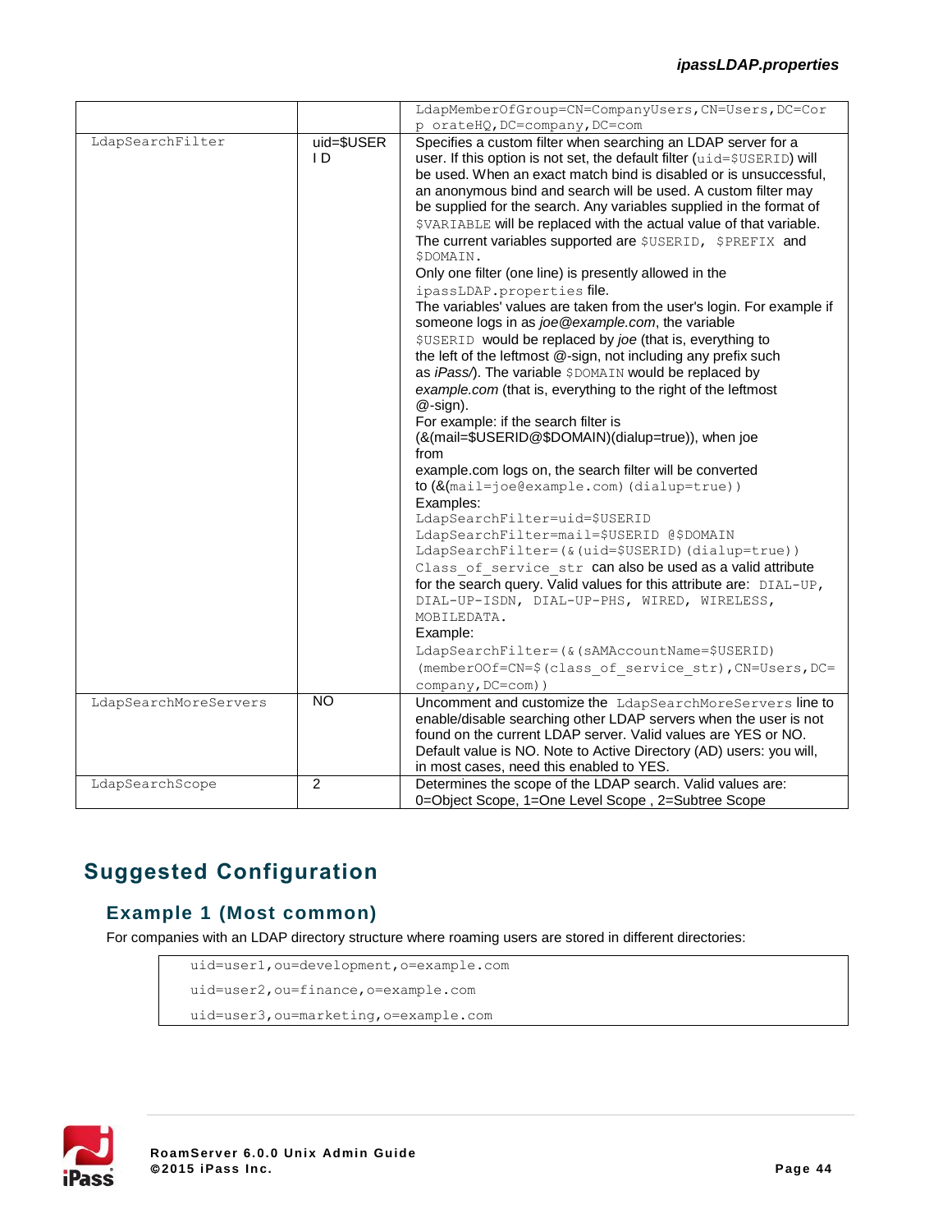| | | |
|---|---|---|
| | | LdapMemberOfGroup=CN=CompanyUsers,CN=Users,DC=Corp orateHQ,DC=company,DC=com |
| LdapSearchFilter | uid=$USERID | Specifies a custom filter when searching an LDAP server for a user. If this option is not set, the default filter (uid=$USERID) will be used. When an exact match bind is disabled or is unsuccessful, an anonymous bind and search will be used. A custom filter may be supplied for the search. Any variables supplied in the format of $VARIABLE will be replaced with the actual value of that variable. The current variables supported are $USERID, $PREFIX and $DOMAIN.<br>Only one filter (one line) is presently allowed in the ipassLDAP.properties file.<br>The variables' values are taken from the user's login. For example if someone logs in as *joe@example.com*, the variable $USERID would be replaced by *joe* (that is, everything to the left of the leftmost @-sign, not including any prefix such as *iPass/*). The variable $DOMAIN would be replaced by *example.com* (that is, everything to the right of the leftmost @-sign).<br>For example: if the search filter is (&(mail=$USERID@$DOMAIN)(dialup=true)), when joe from example.com logs on, the search filter will be converted to (&(mail=joe@example.com)(dialup=true))<br>Examples:<br>LdapSearchFilter=uid=$USERID<br>LdapSearchFilter=mail=$USERID @$DOMAIN<br>LdapSearchFilter=(&(uid=$USERID)(dialup=true))<br>Class_of_service_str can also be used as a valid attribute for the search query. Valid values for this attribute are: DIAL-UP, DIAL-UP-ISDN, DIAL-UP-PHS, WIRED, WIRELESS, MOBILEDATA.<br>Example:<br>LdapSearchFilter=(&(sAMAccountName=$USERID)(member0Of=CN=$(class_of_service_str),CN=Users,DC=company,DC=com)) |
| LdapSearchMoreServers | NO | Uncomment and customize the LdapSearchMoreServers line to enable/disable searching other LDAP servers when the user is not found on the current LDAP server. Valid values are YES or NO. Default value is NO. Note to Active Directory (AD) users: you will, in most cases, need this enabled to YES. |
| LdapSearchScope | 2 | Determines the scope of the LDAP search. Valid values are: 0=Object Scope, 1=One Level Scope , 2=Subtree Scope |

## Suggested Configuration

### Example 1 (Most common)

For companies with an LDAP directory structure where roaming users are stored in different directories:

```
uid=user1,ou=development,o=example.com
uid=user2,ou=finance,o=example.com
uid=user3,ou=marketing,o=example.com
```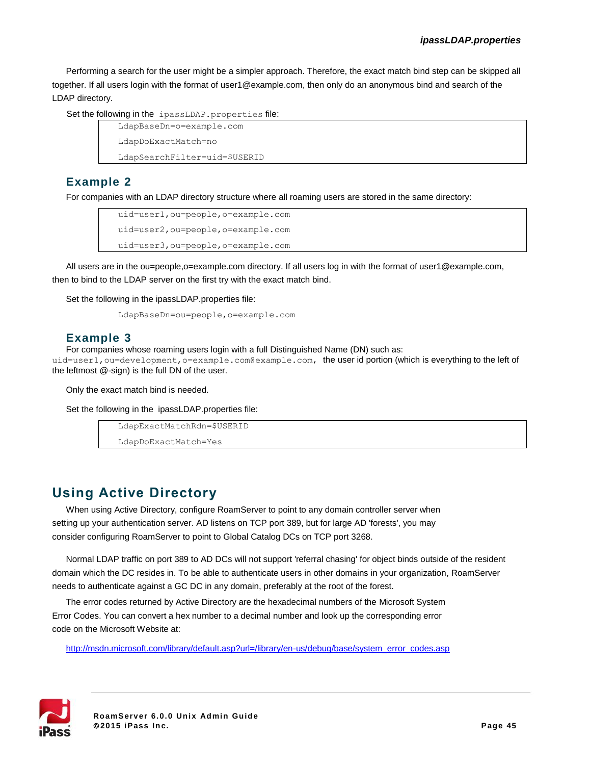Performing a search for the user might be a simpler approach. Therefore, the exact match bind step can be skipped all together. If all users login with the format of user1@example.com, then only do an anonymous bind and search of the LDAP directory.

Set the following in the `ipassLDAP.properties` file:

```
LdapBaseDn=o=example.com
LdapDoExactMatch=no
LdapSearchFilter=uid=$USERID
```

## Example 2

For companies with an LDAP directory structure where all roaming users are stored in the same directory:

```
uid=user1,ou=people,o=example.com
uid=user2,ou=people,o=example.com
uid=user3,ou=people,o=example.com
```

All users are in the ou=people,o=example.com directory. If all users log in with the format of user1@example.com, then to bind to the LDAP server on the first try with the exact match bind.

Set the following in the ipassLDAP.properties file:

```
LdapBaseDn=ou=people,o=example.com
```

## Example 3

For companies whose roaming users login with a full Distinguished Name (DN) such as: `uid=user1,ou=development,o=example.com@example.com,` the user id portion (which is everything to the left of the leftmost @-sign) is the full DN of the user.

Only the exact match bind is needed.

Set the following in the ipassLDAP.properties file:

```
LdapExactMatchRdn=$USERID
LdapDoExactMatch=Yes
```

# Using Active Directory

When using Active Directory, configure RoamServer to point to any domain controller server when setting up your authentication server. AD listens on TCP port 389, but for large AD 'forests', you may consider configuring RoamServer to point to Global Catalog DCs on TCP port 3268.

Normal LDAP traffic on port 389 to AD DCs will not support 'referral chasing' for object binds outside of the resident domain which the DC resides in. To be able to authenticate users in other domains in your organization, RoamServer needs to authenticate against a GC DC in any domain, preferably at the root of the forest.

The error codes returned by Active Directory are the hexadecimal numbers of the Microsoft System Error Codes. You can convert a hex number to a decimal number and look up the corresponding error code on the Microsoft Website at:

http://msdn.microsoft.com/library/default.asp?url=/library/en-us/debug/base/system_error_codes.asp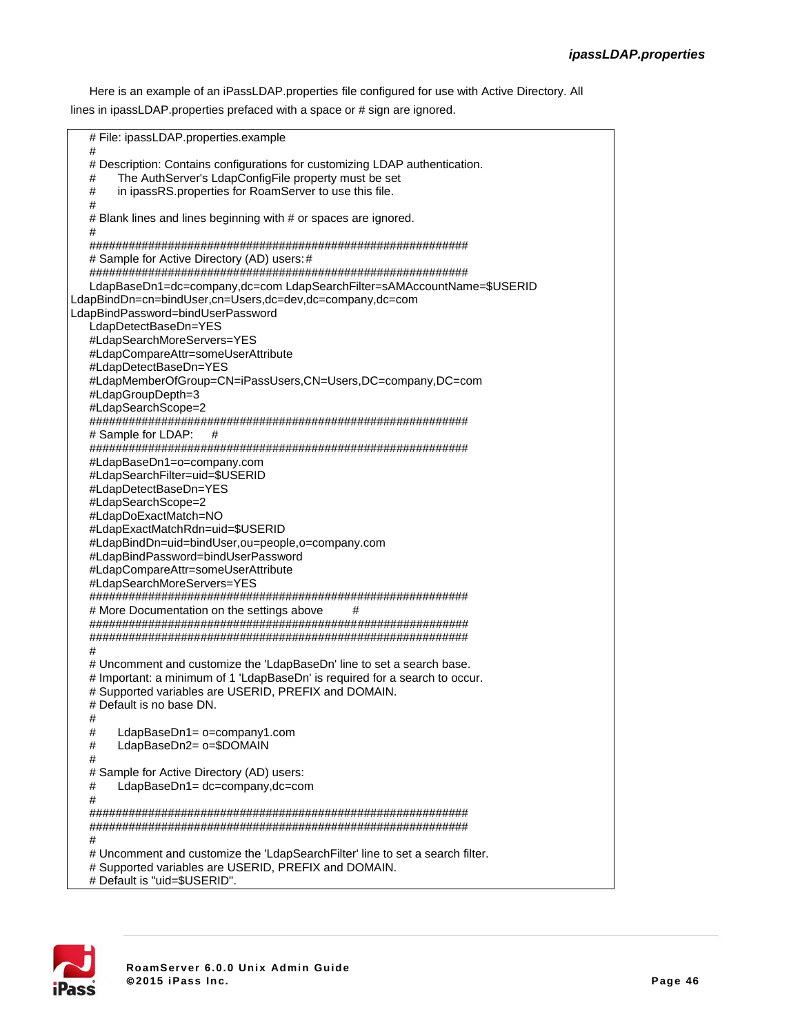Here is an example of an iPassLDAP.properties file configured for use with Active Directory. All lines in ipassLDAP.properties prefaced with a space or # sign are ignored.

```
# File: ipassLDAP.properties.example
#
# Description: Contains configurations for customizing LDAP authentication.
#      The AuthServer's LdapConfigFile property must be set
#      in ipassRS.properties for RoamServer to use this file.
#
# Blank lines and lines beginning with # or spaces are ignored.
#
################################################################
# Sample for Active Directory (AD) users:#
################################################################
LdapBaseDn1=dc=company,dc=com LdapSearchFilter=sAMAccountName=$USERID
LdapBindDn=cn=bindUser,cn=Users,dc=dev,dc=company,dc=com
LdapBindPassword=bindUserPassword
LdapDetectBaseDn=YES
#LdapSearchMoreServers=YES
#LdapCompareAttr=someUserAttribute
#LdapDetectBaseDn=YES
#LdapMemberOfGroup=CN=iPassUsers,CN=Users,DC=company,DC=com
#LdapGroupDepth=3
#LdapSearchScope=2
################################################################
# Sample for LDAP:     #
################################################################
#LdapBaseDn1=o=company.com
#LdapSearchFilter=uid=$USERID
#LdapDetectBaseDn=YES
#LdapSearchScope=2
#LdapDoExactMatch=NO
#LdapExactMatchRdn=uid=$USERID
#LdapBindDn=uid=bindUser,ou=people,o=company.com
#LdapBindPassword=bindUserPassword
#LdapCompareAttr=someUserAttribute
#LdapSearchMoreServers=YES
################################################################
# More Documentation on the settings above        #
################################################################
################################################################
#
# Uncomment and customize the 'LdapBaseDn' line to set a search base.
# Important: a minimum of 1 'LdapBaseDn' is required for a search to occur.
# Supported variables are USERID, PREFIX and DOMAIN.
# Default is no base DN.
#
#      LdapBaseDn1= o=company1.com
#      LdapBaseDn2= o=$DOMAIN
#
# Sample for Active Directory (AD) users:
#      LdapBaseDn1= dc=company,dc=com
#
################################################################
################################################################
#
# Uncomment and customize the 'LdapSearchFilter' line to set a search filter.
# Supported variables are USERID, PREFIX and DOMAIN.
# Default is "uid=$USERID".
```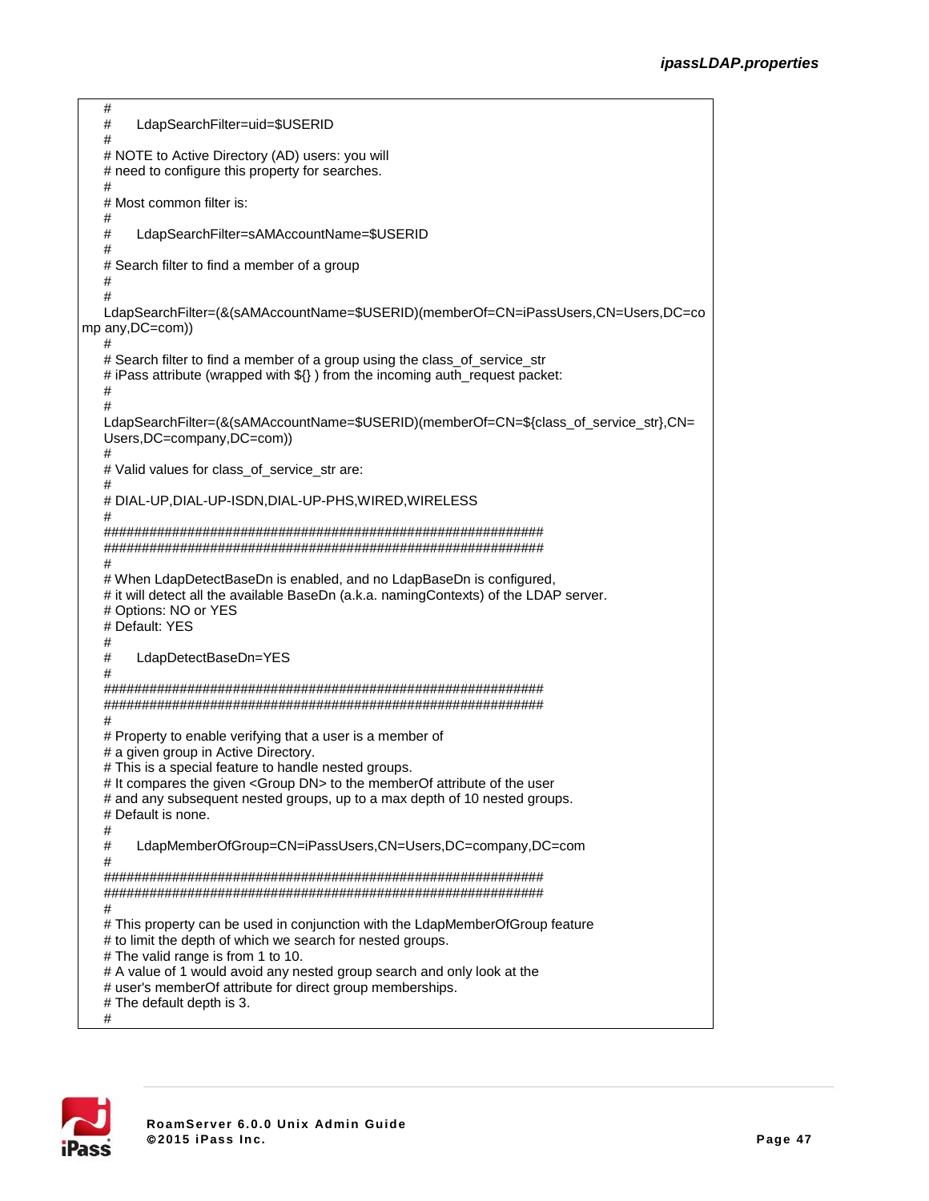```
#
#      LdapSearchFilter=uid=$USERID
#
# NOTE to Active Directory (AD) users: you will
# need to configure this property for searches.
#
# Most common filter is:
#
#      LdapSearchFilter=sAMAccountName=$USERID
#
# Search filter to find a member of a group
#
#
LdapSearchFilter=(&(sAMAccountName=$USERID)(memberOf=CN=iPassUsers,CN=Users,DC=co
mp any,DC=com))
#
# Search filter to find a member of a group using the class_of_service_str
# iPass attribute (wrapped with ${} ) from the incoming auth_request packet:
#
#
LdapSearchFilter=(&(sAMAccountName=$USERID)(memberOf=CN=${class_of_service_str},CN=
Users,DC=company,DC=com))
#
# Valid values for class_of_service_str are:
#
# DIAL-UP,DIAL-UP-ISDN,DIAL-UP-PHS,WIRED,WIRELESS
#
##############################################################
##############################################################
#
# When LdapDetectBaseDn is enabled, and no LdapBaseDn is configured,
# it will detect all the available BaseDn (a.k.a. namingContexts) of the LDAP server.
# Options: NO or YES
# Default: YES
#
#      LdapDetectBaseDn=YES
#
##############################################################
##############################################################
#
# Property to enable verifying that a user is a member of
# a given group in Active Directory.
# This is a special feature to handle nested groups.
# It compares the given <Group DN> to the memberOf attribute of the user
# and any subsequent nested groups, up to a max depth of 10 nested groups.
# Default is none.
#
#      LdapMemberOfGroup=CN=iPassUsers,CN=Users,DC=company,DC=com
#
##############################################################
##############################################################
#
# This property can be used in conjunction with the LdapMemberOfGroup feature
# to limit the depth of which we search for nested groups.
# The valid range is from 1 to 10.
# A value of 1 would avoid any nested group search and only look at the
# user's memberOf attribute for direct group memberships.
# The default depth is 3.
#
```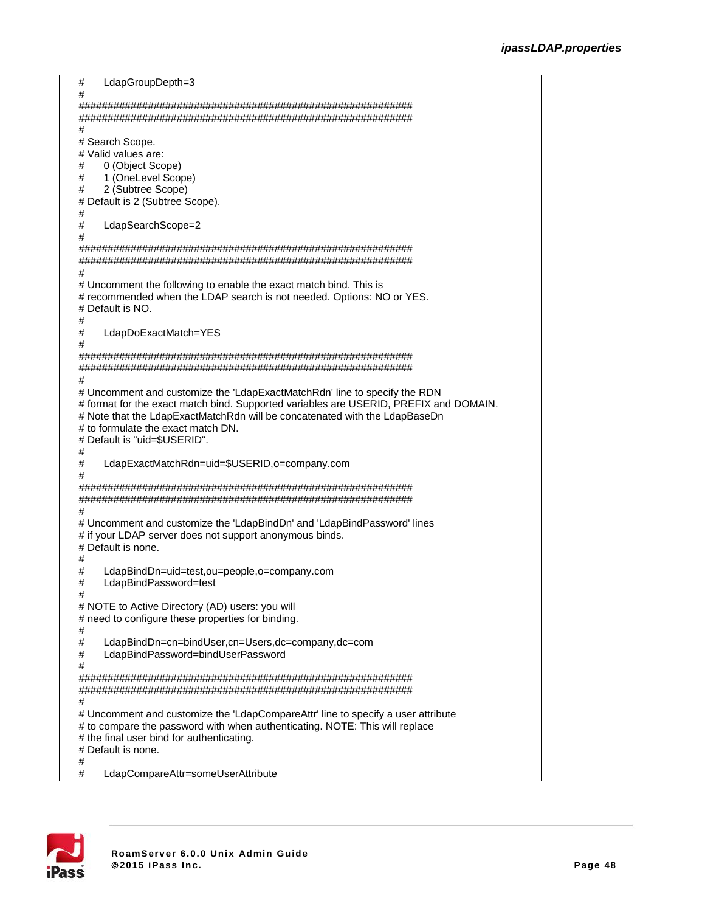```
#      LdapGroupDepth=3
#
############################################################
############################################################
#
# Search Scope.
# Valid values are:
#      0 (Object Scope)
#      1 (OneLevel Scope)
#      2 (Subtree Scope)
# Default is 2 (Subtree Scope).
#
#      LdapSearchScope=2
#
############################################################
############################################################
#
# Uncomment the following to enable the exact match bind. This is
# recommended when the LDAP search is not needed. Options: NO or YES.
# Default is NO.
#
#      LdapDoExactMatch=YES
#
############################################################
############################################################
#
# Uncomment and customize the 'LdapExactMatchRdn' line to specify the RDN
# format for the exact match bind. Supported variables are USERID, PREFIX and DOMAIN.
# Note that the LdapExactMatchRdn will be concatenated with the LdapBaseDn
# to formulate the exact match DN.
# Default is "uid=$USERID".
#
#      LdapExactMatchRdn=uid=$USERID,o=company.com
#
############################################################
############################################################
#
# Uncomment and customize the 'LdapBindDn' and 'LdapBindPassword' lines
# if your LDAP server does not support anonymous binds.
# Default is none.
#
#      LdapBindDn=uid=test,ou=people,o=company.com
#      LdapBindPassword=test
#
# NOTE to Active Directory (AD) users: you will
# need to configure these properties for binding.
#
#      LdapBindDn=cn=bindUser,cn=Users,dc=company,dc=com
#      LdapBindPassword=bindUserPassword
#
############################################################
############################################################
#
# Uncomment and customize the 'LdapCompareAttr' line to specify a user attribute
# to compare the password with when authenticating. NOTE: This will replace
# the final user bind for authenticating.
# Default is none.
#
#      LdapCompareAttr=someUserAttribute
```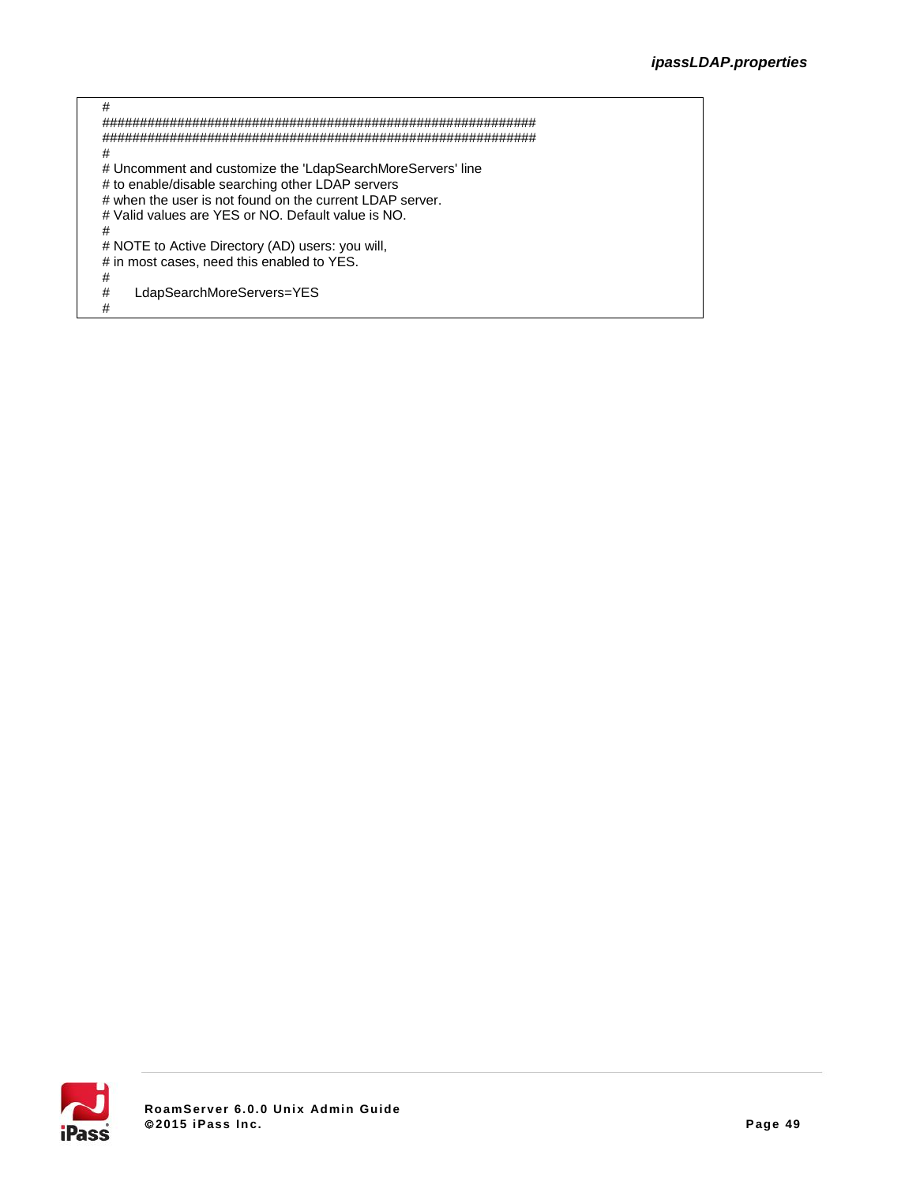```
#
############################################################
############################################################
#
# Uncomment and customize the 'LdapSearchMoreServers' line
# to enable/disable searching other LDAP servers
# when the user is not found on the current LDAP server.
# Valid values are YES or NO. Default value is NO.
#
# NOTE to Active Directory (AD) users: you will,
# in most cases, need this enabled to YES.
#
#      LdapSearchMoreServers=YES
#
```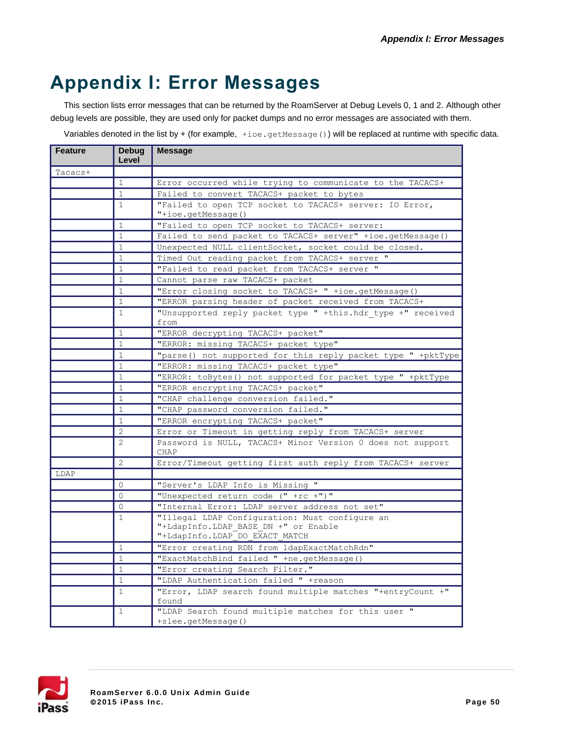# Appendix I: Error Messages

This section lists error messages that can be returned by the RoamServer at Debug Levels 0, 1 and 2. Although other debug levels are possible, they are used only for packet dumps and no error messages are associated with them.

Variables denoted in the list by + (for example, `+ioe.getMessage()`) will be replaced at runtime with specific data.

| Feature | Debug Level | Message |
|---|---|---|
| Tacacs+ | | |
| | 1 | Error occurred while trying to communicate to the TACACS+ |
| | 1 | Failed to convert TACACS+ packet to bytes |
| | 1 | "Failed to open TCP socket to TACACS+ server: IO Error, "+ioe.getMessage() |
| | 1 | "Failed to open TCP socket to TACACS+ server: |
| | 1 | Failed to send packet to TACACS+ server" +ioe.getMessage() |
| | 1 | Unexpected NULL clientSocket, socket could be closed. |
| | 1 | Timed Out reading packet from TACACS+ server " |
| | 1 | "Failed to read packet from TACACS+ server " |
| | 1 | Cannot parse raw TACACS+ packet |
| | 1 | "Error closing socket to TACACS+ " +ioe.getMessage() |
| | 1 | "ERROR parsing header of packet received from TACACS+ |
| | 1 | "Unsupported reply packet type " +this.hdr_type +" received from |
| | 1 | "ERROR decrypting TACACS+ packet" |
| | 1 | "ERROR: missing TACACS+ packet type" |
| | 1 | "parse() not supported for this reply packet type " +pktType |
| | 1 | "ERROR: missing TACACS+ packet type" |
| | 1 | "ERROR: toBytes() not supported for packet type " +pktType |
| | 1 | "ERROR encrypting TACACS+ packet" |
| | 1 | "CHAP challenge conversion failed." |
| | 1 | "CHAP password conversion failed." |
| | 1 | "ERROR encrypting TACACS+ packet" |
| | 2 | Error or Timeout in getting reply from TACACS+ server |
| | 2 | Password is NULL, TACACS+ Minor Version 0 does not support CHAP |
| | 2 | Error/Timeout getting first auth reply from TACACS+ server |
| LDAP | | |
| | 0 | "Server's LDAP Info is Missing " |
| | 0 | "Unexpected return code (" +rc +")" |
| | 0 | "Internal Error: LDAP server address not set" |
| | 1 | "Illegal LDAP Configuration: Must configure an "+LdapInfo.LDAP_BASE_DN +" or Enable "+LdapInfo.LDAP_DO_EXACT_MATCH |
| | 1 | "Error creating RDN from ldapExactMatchRdn" |
| | 1 | "ExactMatchBind failed " +ne.getMessage() |
| | 1 | "Error creating Search Filter." |
| | 1 | "LDAP Authentication failed " +reason |
| | 1 | "Error, LDAP search found multiple matches "+entryCount +" found |
| | 1 | "LDAP Search found multiple matches for this user " +slee.getMessage() |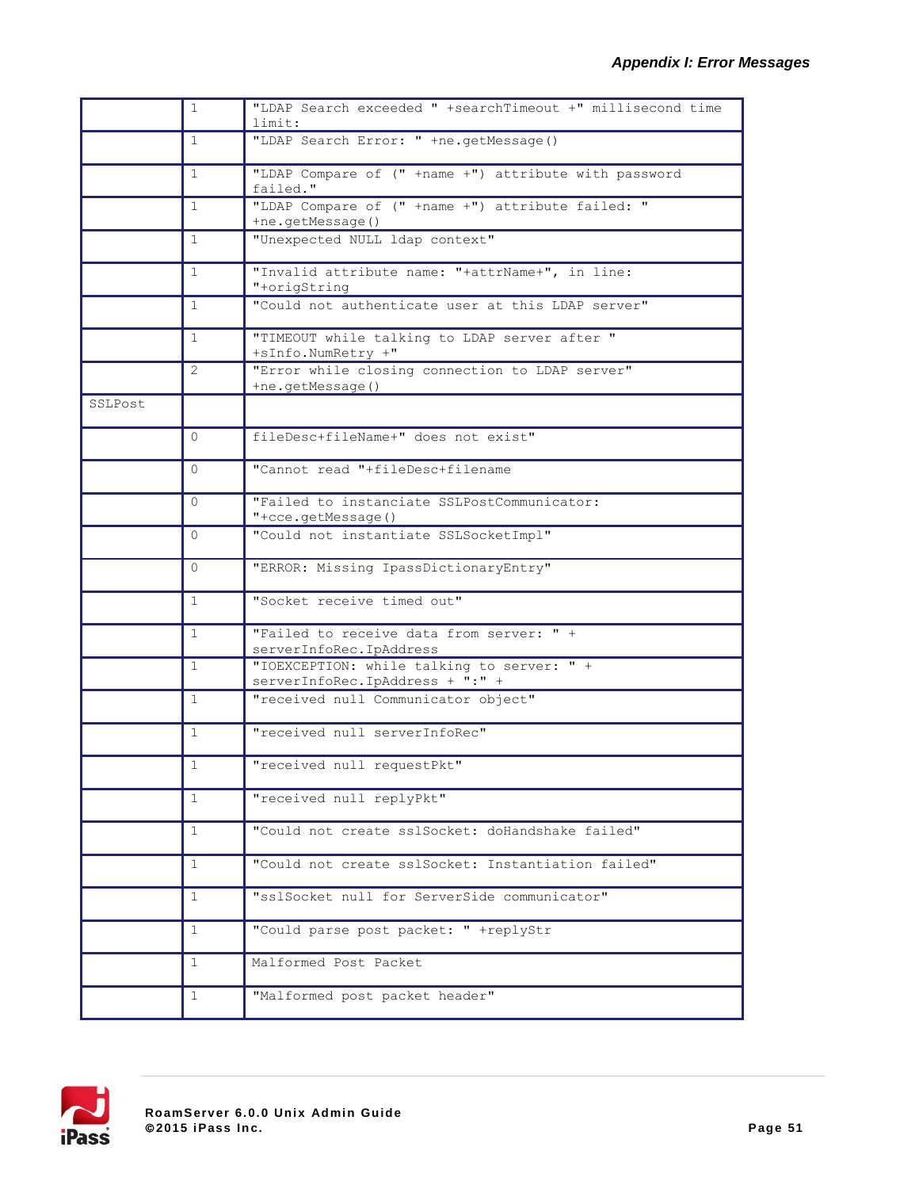| | | |
|---|---|---|
| | 1 | "LDAP Search exceeded " +searchTimeout +" millisecond time limit: |
| | 1 | "LDAP Search Error: " +ne.getMessage() |
| | 1 | "LDAP Compare of (" +name +") attribute with password failed." |
| | 1 | "LDAP Compare of (" +name +") attribute failed: " +ne.getMessage() |
| | 1 | "Unexpected NULL ldap context" |
| | 1 | "Invalid attribute name: "+attrName+", in line: "+origString |
| | 1 | "Could not authenticate user at this LDAP server" |
| | 1 | "TIMEOUT while talking to LDAP server after " +sInfo.NumRetry +" |
| | 2 | "Error while closing connection to LDAP server" +ne.getMessage() |
| SSLPost | | |
| | 0 | fileDesc+fileName+" does not exist" |
| | 0 | "Cannot read "+fileDesc+filename |
| | 0 | "Failed to instanciate SSLPostCommunicator: "+cce.getMessage() |
| | 0 | "Could not instantiate SSLSocketImpl" |
| | 0 | "ERROR: Missing IpassDictionaryEntry" |
| | 1 | "Socket receive timed out" |
| | 1 | "Failed to receive data from server: " + serverInfoRec.IpAddress |
| | 1 | "IOEXCEPTION: while talking to server: " + serverInfoRec.IpAddress + ":" + |
| | 1 | "received null Communicator object" |
| | 1 | "received null serverInfoRec" |
| | 1 | "received null requestPkt" |
| | 1 | "received null replyPkt" |
| | 1 | "Could not create sslSocket: doHandshake failed" |
| | 1 | "Could not create sslSocket: Instantiation failed" |
| | 1 | "sslSocket null for ServerSide communicator" |
| | 1 | "Could parse post packet: " +replyStr |
| | 1 | Malformed Post Packet |
| | 1 | "Malformed post packet header" |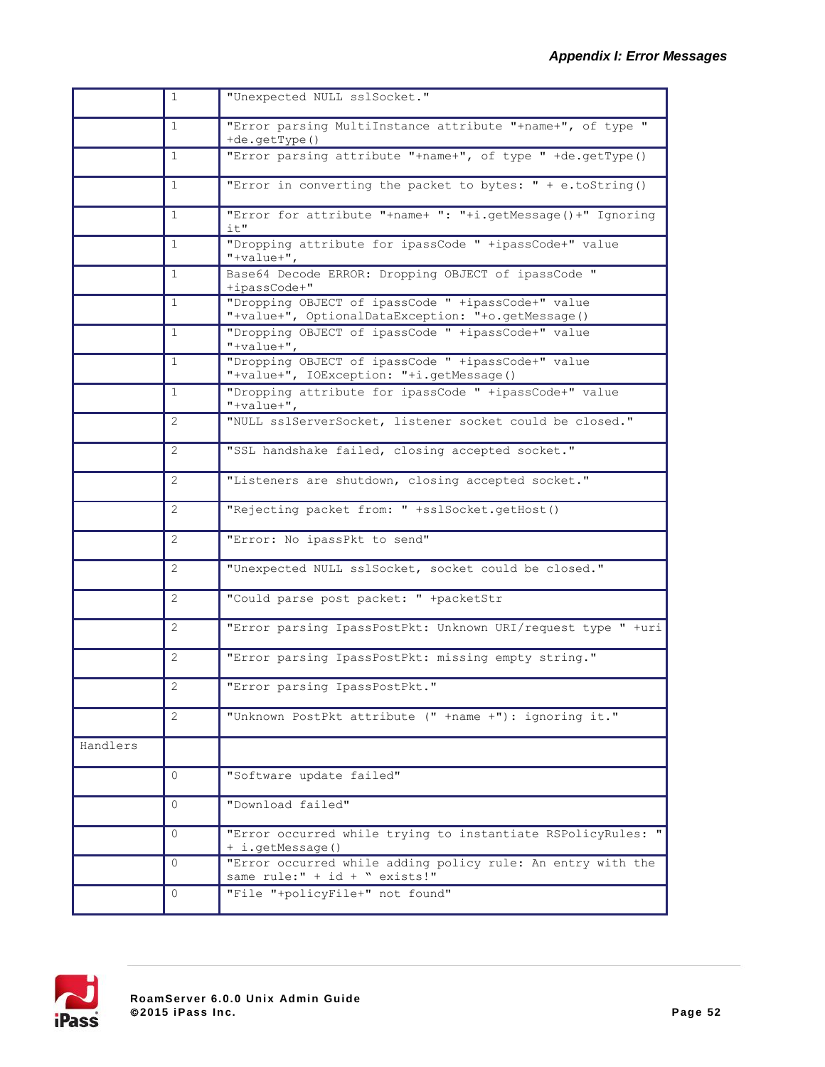| | | |
|---|---|---|
| | 1 | "Unexpected NULL sslSocket." |
| | 1 | "Error parsing MultiInstance attribute "+name+", of type " +de.getType() |
| | 1 | "Error parsing attribute "+name+", of type " +de.getType() |
| | 1 | "Error in converting the packet to bytes: " + e.toString() |
| | 1 | "Error for attribute "+name+ ": "+i.getMessage()+" Ignoring it" |
| | 1 | "Dropping attribute for ipassCode " +ipassCode+" value "+value+", |
| | 1 | Base64 Decode ERROR: Dropping OBJECT of ipassCode " +ipassCode+" |
| | 1 | "Dropping OBJECT of ipassCode " +ipassCode+" value "+value+", OptionalDataException: "+o.getMessage() |
| | 1 | "Dropping OBJECT of ipassCode " +ipassCode+" value "+value+", |
| | 1 | "Dropping OBJECT of ipassCode " +ipassCode+" value "+value+", IOException: "+i.getMessage() |
| | 1 | "Dropping attribute for ipassCode " +ipassCode+" value "+value+", |
| | 2 | "NULL sslServerSocket, listener socket could be closed." |
| | 2 | "SSL handshake failed, closing accepted socket." |
| | 2 | "Listeners are shutdown, closing accepted socket." |
| | 2 | "Rejecting packet from: " +sslSocket.getHost() |
| | 2 | "Error: No ipassPkt to send" |
| | 2 | "Unexpected NULL sslSocket, socket could be closed." |
| | 2 | "Could parse post packet: " +packetStr |
| | 2 | "Error parsing IpassPostPkt: Unknown URI/request type " +uri |
| | 2 | "Error parsing IpassPostPkt: missing empty string." |
| | 2 | "Error parsing IpassPostPkt." |
| | 2 | "Unknown PostPkt attribute (" +name +"): ignoring it." |
| Handlers | | |
| | 0 | "Software update failed" |
| | 0 | "Download failed" |
| | 0 | "Error occurred while trying to instantiate RSPolicyRules: " + i.getMessage() |
| | 0 | "Error occurred while adding policy rule: An entry with the same rule:" + id + " exists!" |
| | 0 | "File "+policyFile+" not found" |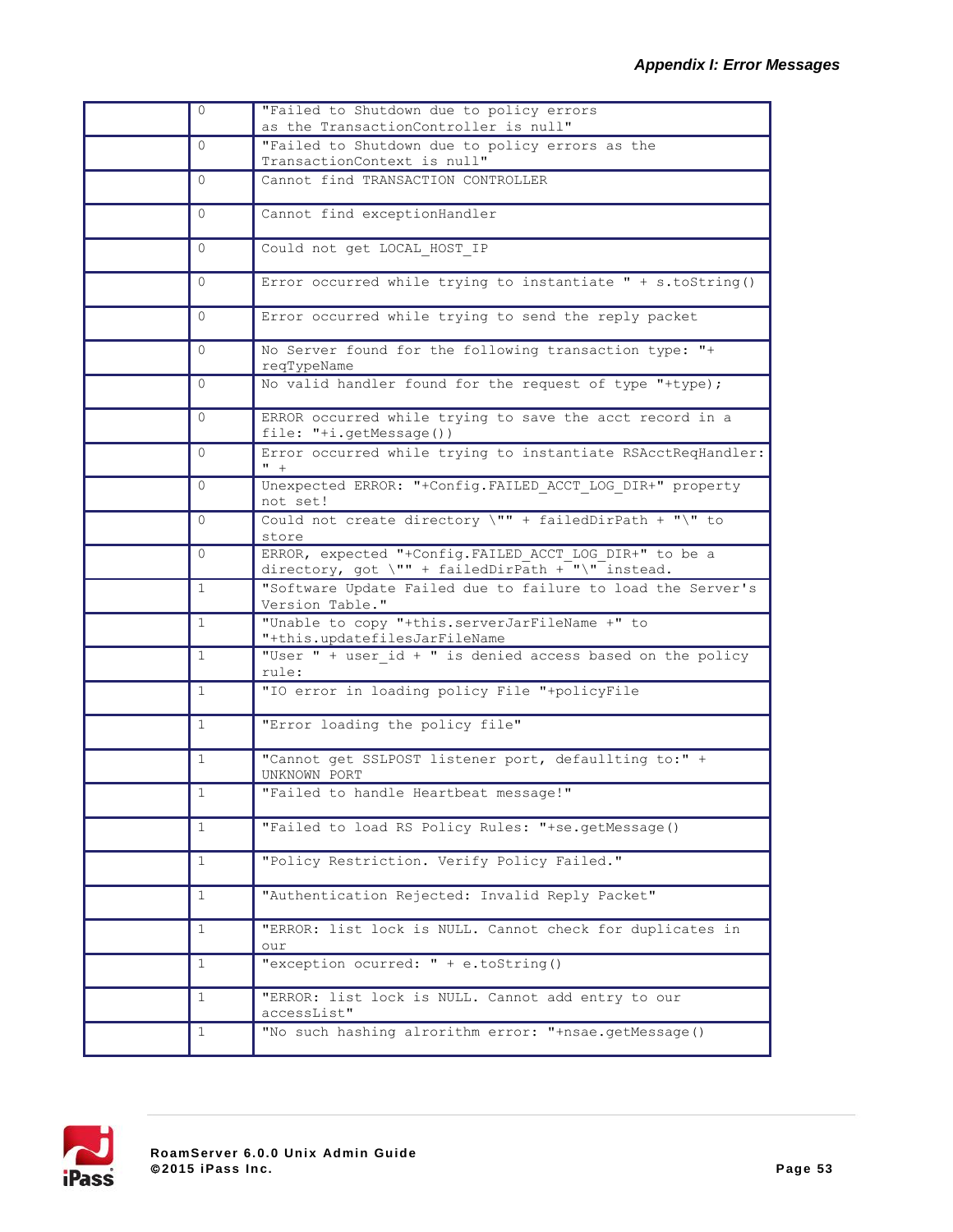| | | |
|---|---|---|
| | 0 | "Failed to Shutdown due to policy errors as the TransactionController is null" |
| | 0 | "Failed to Shutdown due to policy errors as the TransactionContext is null" |
| | 0 | Cannot find TRANSACTION CONTROLLER |
| | 0 | Cannot find exceptionHandler |
| | 0 | Could not get LOCAL_HOST_IP |
| | 0 | Error occurred while trying to instantiate " + s.toString() |
| | 0 | Error occurred while trying to send the reply packet |
| | 0 | No Server found for the following transaction type: "+ reqTypeName |
| | 0 | No valid handler found for the request of type "+type); |
| | 0 | ERROR occurred while trying to save the acct record in a file: "+i.getMessage()) |
| | 0 | Error occurred while trying to instantiate RSAcctReqHandler: " + |
| | 0 | Unexpected ERROR: "+Config.FAILED_ACCT_LOG_DIR+" property not set! |
| | 0 | Could not create directory \"" + failedDirPath + "\" to store |
| | 0 | ERROR, expected "+Config.FAILED_ACCT_LOG_DIR+" to be a directory, got \"" + failedDirPath + "\" instead. |
| | 1 | "Software Update Failed due to failure to load the Server's Version Table." |
| | 1 | "Unable to copy "+this.serverJarFileName +" to "+this.updatefilesJarFileName |
| | 1 | "User " + user_id + " is denied access based on the policy rule: |
| | 1 | "IO error in loading policy File "+policyFile |
| | 1 | "Error loading the policy file" |
| | 1 | "Cannot get SSLPOST listener port, defaullting to:" + UNKNOWN_PORT |
| | 1 | "Failed to handle Heartbeat message!" |
| | 1 | "Failed to load RS Policy Rules: "+se.getMessage() |
| | 1 | "Policy Restriction. Verify Policy Failed." |
| | 1 | "Authentication Rejected: Invalid Reply Packet" |
| | 1 | "ERROR: list lock is NULL. Cannot check for duplicates in our |
| | 1 | "exception ocurred: " + e.toString() |
| | 1 | "ERROR: list lock is NULL. Cannot add entry to our accessList" |
| | 1 | "No such hashing alrorithm error: "+nsae.getMessage() |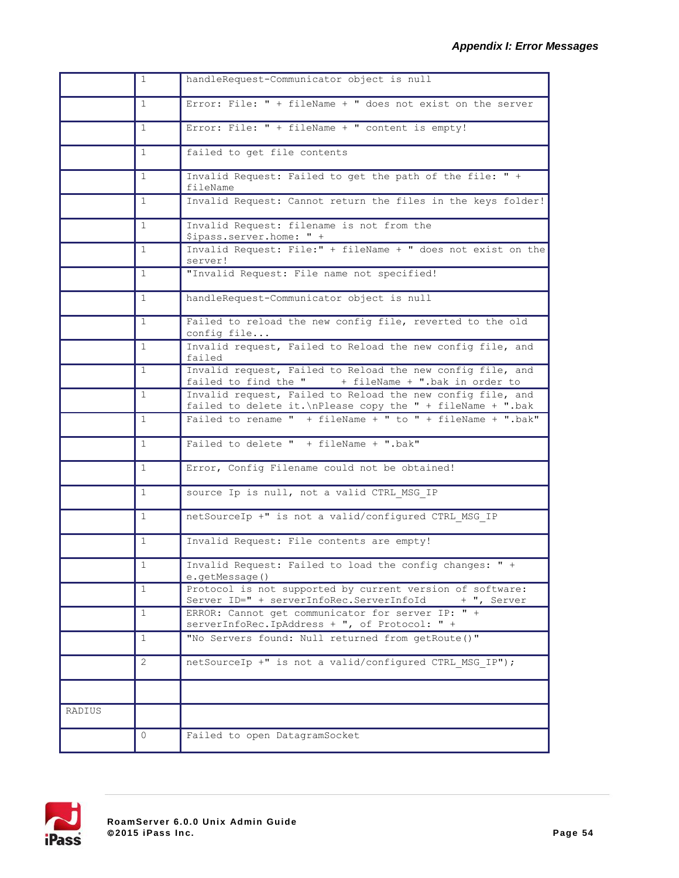| | | |
|---|---|---|
| | 1 | handleRequest-Communicator object is null |
| | 1 | Error: File: " + fileName + " does not exist on the server |
| | 1 | Error: File: " + fileName + " content is empty! |
| | 1 | failed to get file contents |
| | 1 | Invalid Request: Failed to get the path of the file: " + fileName |
| | 1 | Invalid Request: Cannot return the files in the keys folder! |
| | 1 | Invalid Request: filename is not from the $ipass.server.home: " + |
| | 1 | Invalid Request: File:" + fileName + " does not exist on the server! |
| | 1 | "Invalid Request: File name not specified! |
| | 1 | handleRequest-Communicator object is null |
| | 1 | Failed to reload the new config file, reverted to the old config file... |
| | 1 | Invalid request, Failed to Reload the new config file, and failed |
| | 1 | Invalid request, Failed to Reload the new config file, and failed to find the " + fileName + ".bak in order to |
| | 1 | Invalid request, Failed to Reload the new config file, and failed to delete it.\nPlease copy the " + fileName + ".bak |
| | 1 | Failed to rename " + fileName + " to " + fileName + ".bak" |
| | 1 | Failed to delete " + fileName + ".bak" |
| | 1 | Error, Config Filename could not be obtained! |
| | 1 | source Ip is null, not a valid CTRL_MSG_IP |
| | 1 | netSourceIp +" is not a valid/configured CTRL_MSG_IP |
| | 1 | Invalid Request: File contents are empty! |
| | 1 | Invalid Request: Failed to load the config changes: " + e.getMessage() |
| | 1 | Protocol is not supported by current version of software: Server ID=" + serverInfoRec.ServerInfoId + ", Server |
| | 1 | ERROR: Cannot get communicator for server IP: " + serverInfoRec.IpAddress + ", of Protocol: " + |
| | 1 | "No Servers found: Null returned from getRoute()" |
| | 2 | netSourceIp +" is not a valid/configured CTRL_MSG_IP"); |
| | | |
| RADIUS | | |
| | 0 | Failed to open DatagramSocket |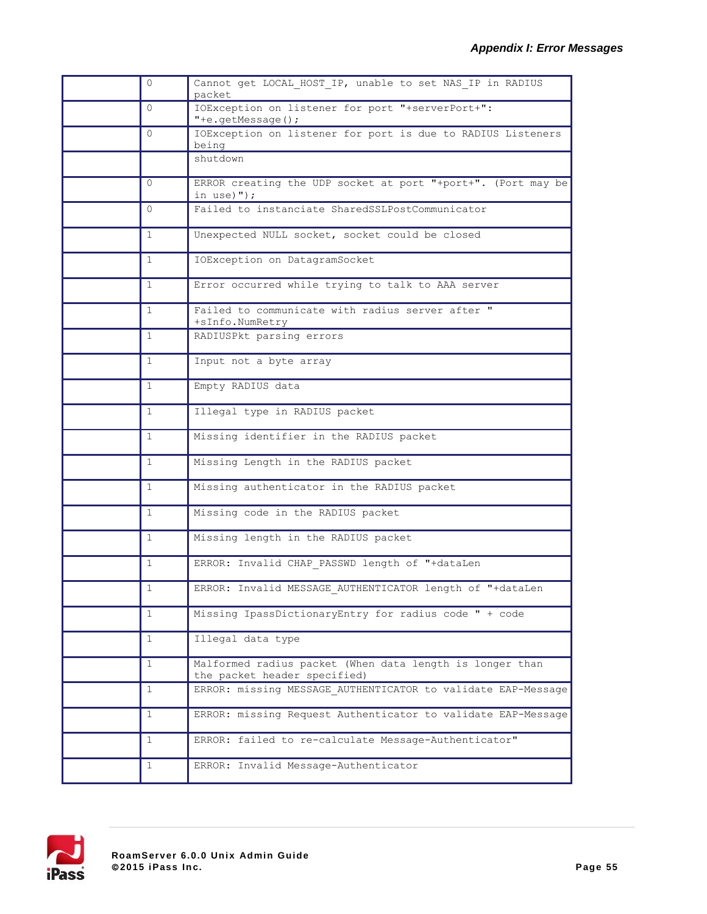| | | |
|---|---|---|
| | 0 | Cannot get LOCAL_HOST_IP, unable to set NAS_IP in RADIUS packet |
| | 0 | IOException on listener for port "+serverPort+": "+e.getMessage(); |
| | 0 | IOException on listener for port is due to RADIUS Listeners being |
| | | shutdown |
| | 0 | ERROR creating the UDP socket at port "+port+". (Port may be in use)"); |
| | 0 | Failed to instanciate SharedSSLPostCommunicator |
| | 1 | Unexpected NULL socket, socket could be closed |
| | 1 | IOException on DatagramSocket |
| | 1 | Error occurred while trying to talk to AAA server |
| | 1 | Failed to communicate with radius server after " +sInfo.NumRetry |
| | 1 | RADIUSPkt parsing errors |
| | 1 | Input not a byte array |
| | 1 | Empty RADIUS data |
| | 1 | Illegal type in RADIUS packet |
| | 1 | Missing identifier in the RADIUS packet |
| | 1 | Missing Length in the RADIUS packet |
| | 1 | Missing authenticator in the RADIUS packet |
| | 1 | Missing code in the RADIUS packet |
| | 1 | Missing length in the RADIUS packet |
| | 1 | ERROR: Invalid CHAP_PASSWD length of "+dataLen |
| | 1 | ERROR: Invalid MESSAGE_AUTHENTICATOR length of "+dataLen |
| | 1 | Missing IpassDictionaryEntry for radius code " + code |
| | 1 | Illegal data type |
| | 1 | Malformed radius packet (When data length is longer than the packet header specified) |
| | 1 | ERROR: missing MESSAGE_AUTHENTICATOR to validate EAP-Message |
| | 1 | ERROR: missing Request Authenticator to validate EAP-Message |
| | 1 | ERROR: failed to re-calculate Message-Authenticator" |
| | 1 | ERROR: Invalid Message-Authenticator |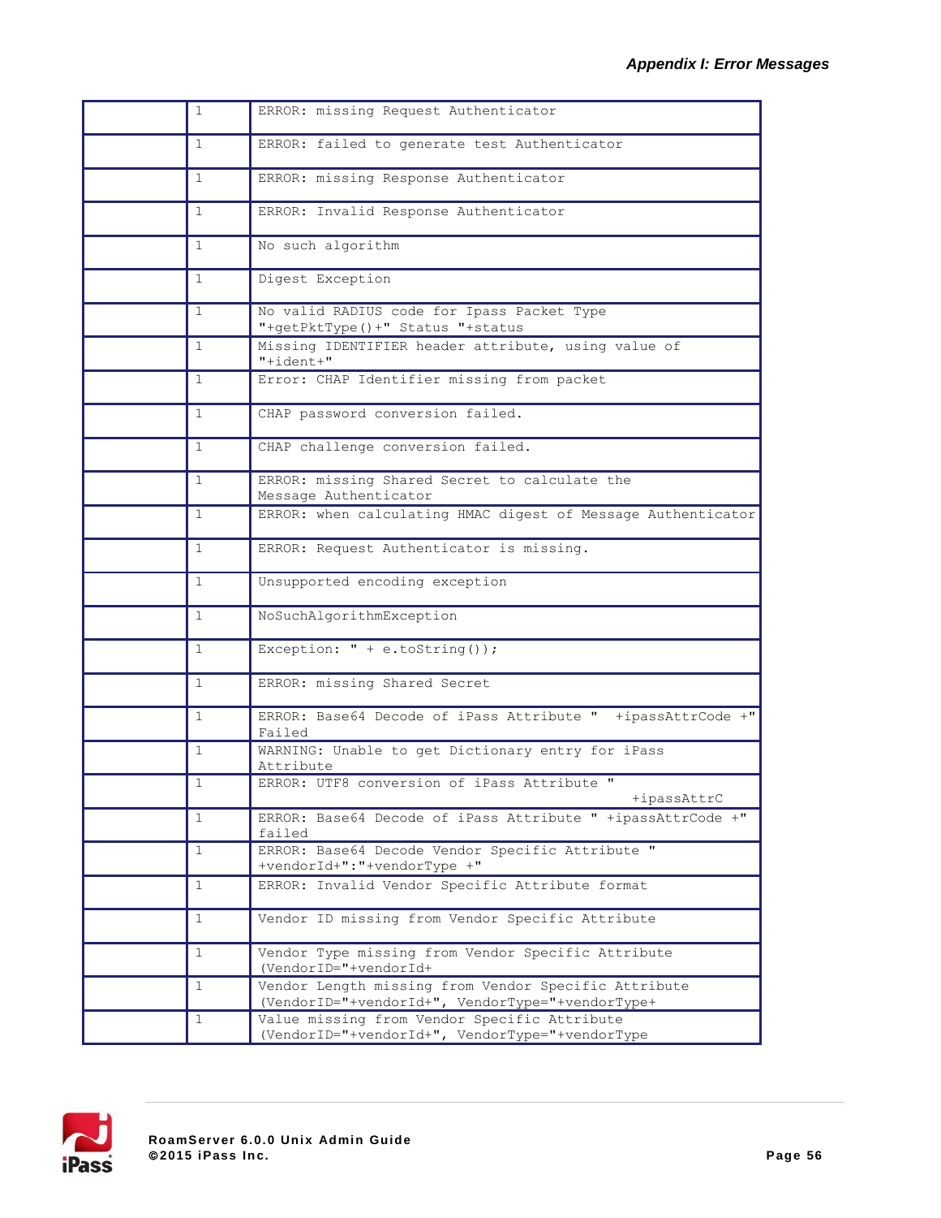| | | |
|---|---|---|
| | 1 | ERROR: missing Request Authenticator |
| | 1 | ERROR: failed to generate test Authenticator |
| | 1 | ERROR: missing Response Authenticator |
| | 1 | ERROR: Invalid Response Authenticator |
| | 1 | No such algorithm |
| | 1 | Digest Exception |
| | 1 | No valid RADIUS code for Ipass Packet Type "+getPktType()+" Status "+status |
| | 1 | Missing IDENTIFIER header attribute, using value of "+ident+" |
| | 1 | Error: CHAP Identifier missing from packet |
| | 1 | CHAP password conversion failed. |
| | 1 | CHAP challenge conversion failed. |
| | 1 | ERROR: missing Shared Secret to calculate the Message Authenticator |
| | 1 | ERROR: when calculating HMAC digest of Message Authenticator |
| | 1 | ERROR: Request Authenticator is missing. |
| | 1 | Unsupported encoding exception |
| | 1 | NoSuchAlgorithmException |
| | 1 | Exception: " + e.toString()); |
| | 1 | ERROR: missing Shared Secret |
| | 1 | ERROR: Base64 Decode of iPass Attribute " +ipassAttrCode +" Failed |
| | 1 | WARNING: Unable to get Dictionary entry for iPass Attribute |
| | 1 | ERROR: UTF8 conversion of iPass Attribute " +ipassAttrC |
| | 1 | ERROR: Base64 Decode of iPass Attribute " +ipassAttrCode +" failed |
| | 1 | ERROR: Base64 Decode Vendor Specific Attribute " +vendorId+":"+vendorType +" |
| | 1 | ERROR: Invalid Vendor Specific Attribute format |
| | 1 | Vendor ID missing from Vendor Specific Attribute |
| | 1 | Vendor Type missing from Vendor Specific Attribute (VendorID="+vendorId+ |
| | 1 | Vendor Length missing from Vendor Specific Attribute (VendorID="+vendorId+", VendorType="+vendorType+ |
| | 1 | Value missing from Vendor Specific Attribute (VendorID="+vendorId+", VendorType="+vendorType |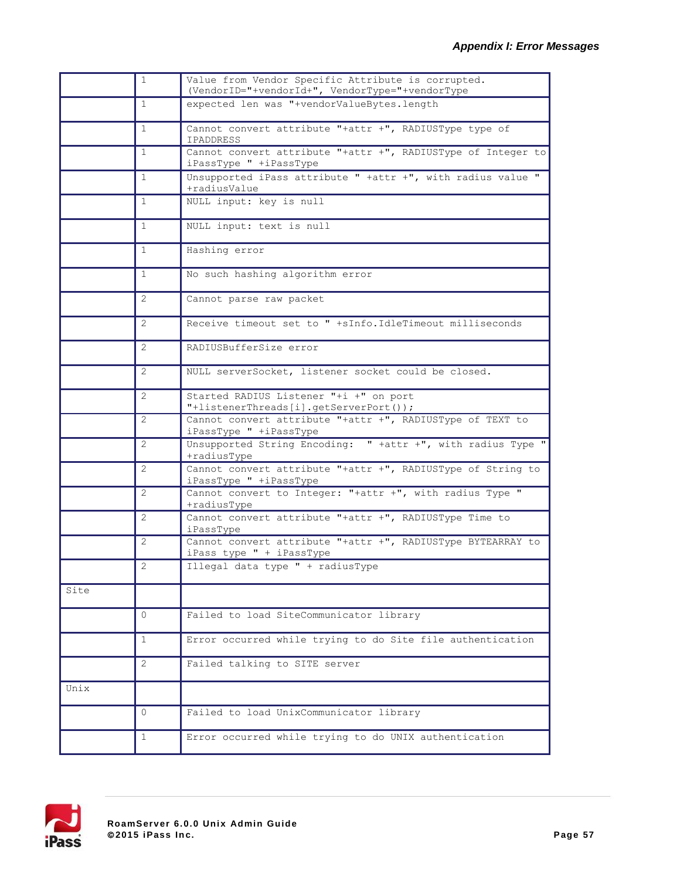| | | |
|---|---|---|
| | 1 | Value from Vendor Specific Attribute is corrupted. (VendorID="+vendorId+", VendorType="+vendorType |
| | 1 | expected len was "+vendorValueBytes.length |
| | 1 | Cannot convert attribute "+attr +", RADIUSType type of IPADDRESS |
| | 1 | Cannot convert attribute "+attr +", RADIUSType of Integer to iPassType " +iPassType |
| | 1 | Unsupported iPass attribute " +attr +", with radius value " +radiusValue |
| | 1 | NULL input: key is null |
| | 1 | NULL input: text is null |
| | 1 | Hashing error |
| | 1 | No such hashing algorithm error |
| | 2 | Cannot parse raw packet |
| | 2 | Receive timeout set to " +sInfo.IdleTimeout milliseconds |
| | 2 | RADIUSBufferSize error |
| | 2 | NULL serverSocket, listener socket could be closed. |
| | 2 | Started RADIUS Listener "+i +" on port "+listenerThreads[i].getServerPort()); |
| | 2 | Cannot convert attribute "+attr +", RADIUSType of TEXT to iPassType " +iPassType |
| | 2 | Unsupported String Encoding: " +attr +", with radius Type " +radiusType |
| | 2 | Cannot convert attribute "+attr +", RADIUSType of String to iPassType " +iPassType |
| | 2 | Cannot convert to Integer: "+attr +", with radius Type " +radiusType |
| | 2 | Cannot convert attribute "+attr +", RADIUSType Time to iPassType |
| | 2 | Cannot convert attribute "+attr +", RADIUSType BYTEARRAY to iPass type " + iPassType |
| | 2 | Illegal data type " + radiusType |
| Site | | |
| | 0 | Failed to load SiteCommunicator library |
| | 1 | Error occurred while trying to do Site file authentication |
| | 2 | Failed talking to SITE server |
| Unix | | |
| | 0 | Failed to load UnixCommunicator library |
| | 1 | Error occurred while trying to do UNIX authentication |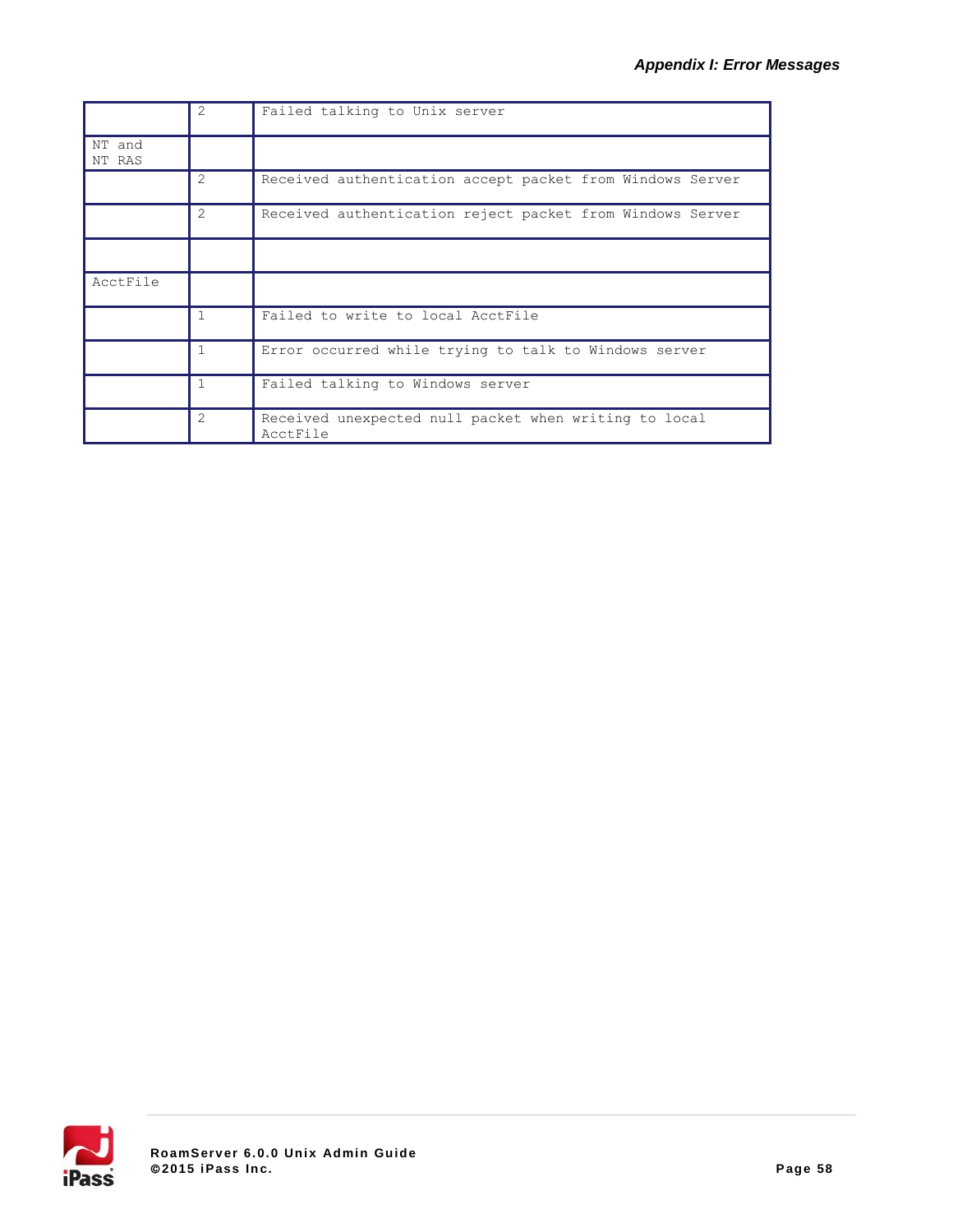| | | |
|---|---|---|
| | 2 | Failed talking to Unix server |
| NT and NT RAS | | |
| | 2 | Received authentication accept packet from Windows Server |
| | 2 | Received authentication reject packet from Windows Server |
| | | |
| AcctFile | | |
| | 1 | Failed to write to local AcctFile |
| | 1 | Error occurred while trying to talk to Windows server |
| | 1 | Failed talking to Windows server |
| | 2 | Received unexpected null packet when writing to local AcctFile |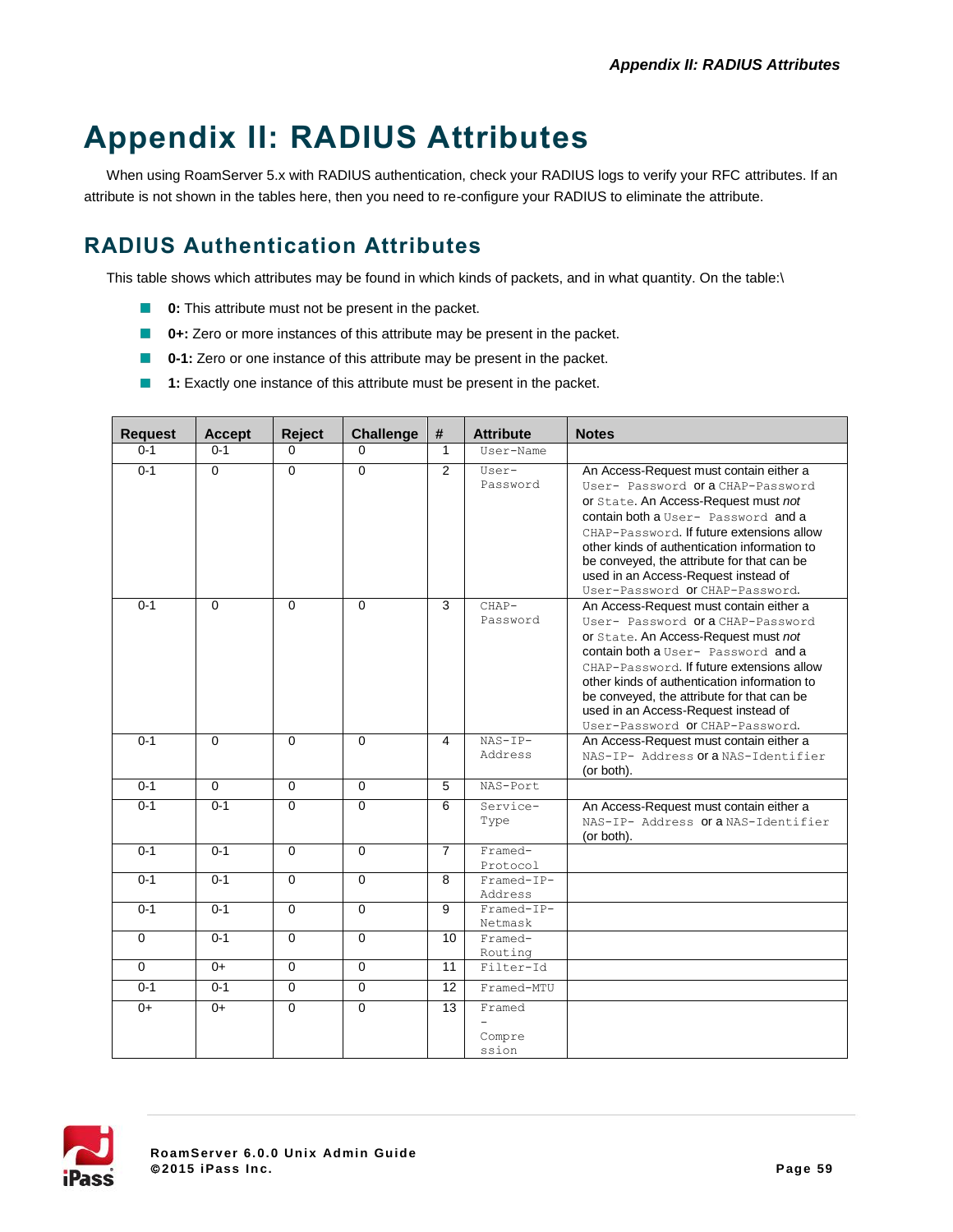# Appendix II: RADIUS Attributes

When using RoamServer 5.x with RADIUS authentication, check your RADIUS logs to verify your RFC attributes. If an attribute is not shown in the tables here, then you need to re-configure your RADIUS to eliminate the attribute.

## RADIUS Authentication Attributes

This table shows which attributes may be found in which kinds of packets, and in what quantity. On the table:\

- **0:** This attribute must not be present in the packet.
- **0+:** Zero or more instances of this attribute may be present in the packet.
- **0-1:** Zero or one instance of this attribute may be present in the packet.
- **1:** Exactly one instance of this attribute must be present in the packet.

| Request | Accept | Reject | Challenge | # | Attribute | Notes |
|---|---|---|---|---|---|---|
| 0-1 | 0-1 | 0 | 0 | 1 | `User-Name` | |
| 0-1 | 0 | 0 | 0 | 2 | `User-Password` | An Access-Request must contain either a `User- Password` or a `CHAP-Password` or `State`. An Access-Request must *not* contain both a `User- Password` and a `CHAP-Password`. If future extensions allow other kinds of authentication information to be conveyed, the attribute for that can be used in an Access-Request instead of `User-Password` or `CHAP-Password`. |
| 0-1 | 0 | 0 | 0 | 3 | `CHAP-Password` | An Access-Request must contain either a `User- Password` or a `CHAP-Password` or `State`. An Access-Request must *not* contain both a `User- Password` and a `CHAP-Password`. If future extensions allow other kinds of authentication information to be conveyed, the attribute for that can be used in an Access-Request instead of `User-Password` or `CHAP-Password`. |
| 0-1 | 0 | 0 | 0 | 4 | `NAS-IP-Address` | An Access-Request must contain either a `NAS-IP- Address` or a `NAS-Identifier` (or both). |
| 0-1 | 0 | 0 | 0 | 5 | `NAS-Port` | |
| 0-1 | 0-1 | 0 | 0 | 6 | `Service-Type` | An Access-Request must contain either a `NAS-IP- Address` or a `NAS-Identifier` (or both). |
| 0-1 | 0-1 | 0 | 0 | 7 | `Framed-Protocol` | |
| 0-1 | 0-1 | 0 | 0 | 8 | `Framed-IP-Address` | |
| 0-1 | 0-1 | 0 | 0 | 9 | `Framed-IP-Netmask` | |
| 0 | 0-1 | 0 | 0 | 10 | `Framed-Routing` | |
| 0 | 0+ | 0 | 0 | 11 | `Filter-Id` | |
| 0-1 | 0-1 | 0 | 0 | 12 | `Framed-MTU` | |
| 0+ | 0+ | 0 | 0 | 13 | `Framed-Compression` | |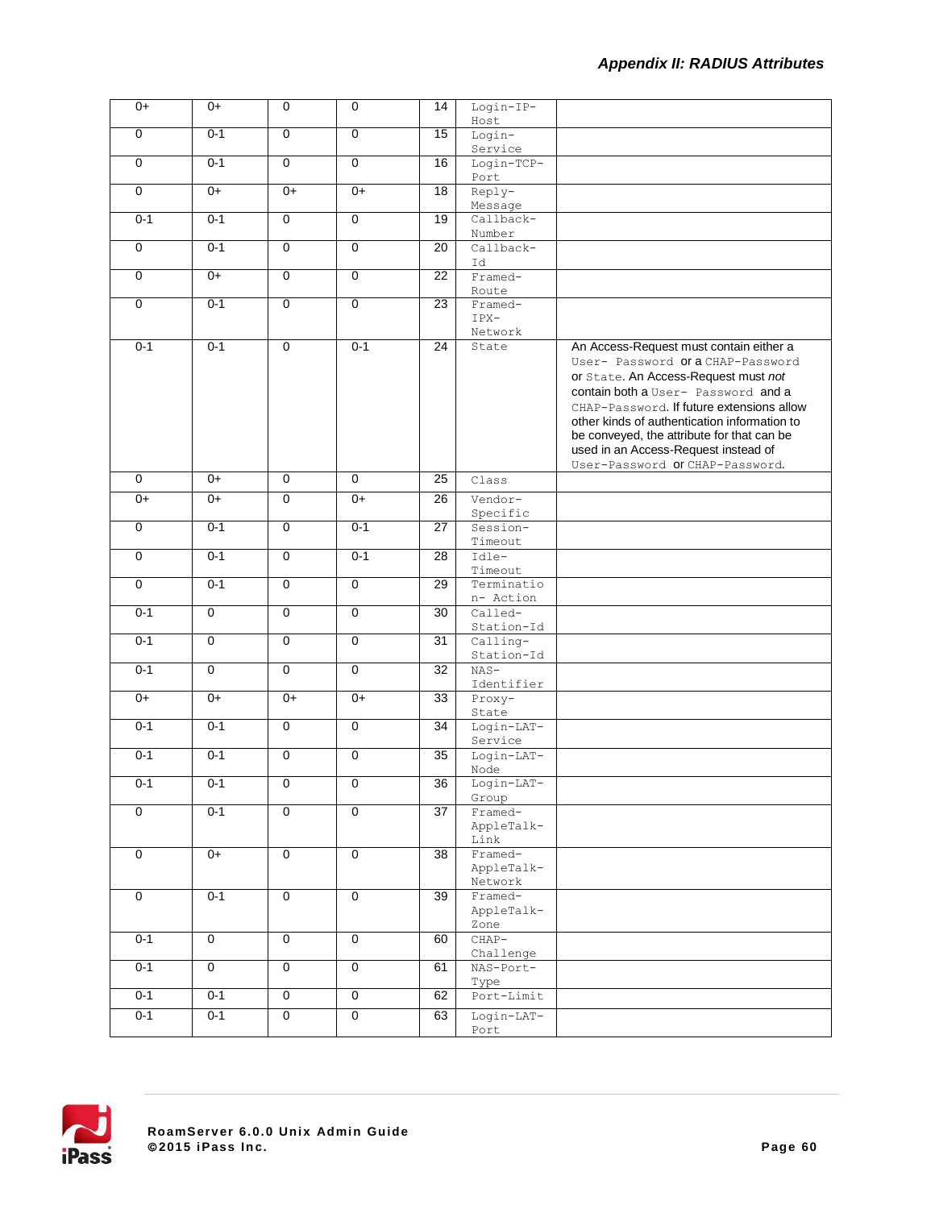| 0+ | 0+ | 0 | 0 | 14 | Login-IP-Host | |
|---|---|---|---|---|---|---|
| 0 | 0-1 | 0 | 0 | 15 | Login-Service | |
| 0 | 0-1 | 0 | 0 | 16 | Login-TCP-Port | |
| 0 | 0+ | 0+ | 0+ | 18 | Reply-Message | |
| 0-1 | 0-1 | 0 | 0 | 19 | Callback-Number | |
| 0 | 0-1 | 0 | 0 | 20 | Callback-Id | |
| 0 | 0+ | 0 | 0 | 22 | Framed-Route | |
| 0 | 0-1 | 0 | 0 | 23 | Framed-IPX-Network | |
| 0-1 | 0-1 | 0 | 0-1 | 24 | State | An Access-Request must contain either a `User- Password` or a `CHAP-Password` or `State`. An Access-Request must *not* contain both a `User- Password` and a `CHAP-Password`. If future extensions allow other kinds of authentication information to be conveyed, the attribute for that can be used in an Access-Request instead of `User-Password` or `CHAP-Password`. |
| 0 | 0+ | 0 | 0 | 25 | Class | |
| 0+ | 0+ | 0 | 0+ | 26 | Vendor-Specific | |
| 0 | 0-1 | 0 | 0-1 | 27 | Session-Timeout | |
| 0 | 0-1 | 0 | 0-1 | 28 | Idle-Timeout | |
| 0 | 0-1 | 0 | 0 | 29 | Termination- Action | |
| 0-1 | 0 | 0 | 0 | 30 | Called-Station-Id | |
| 0-1 | 0 | 0 | 0 | 31 | Calling-Station-Id | |
| 0-1 | 0 | 0 | 0 | 32 | NAS-Identifier | |
| 0+ | 0+ | 0+ | 0+ | 33 | Proxy-State | |
| 0-1 | 0-1 | 0 | 0 | 34 | Login-LAT-Service | |
| 0-1 | 0-1 | 0 | 0 | 35 | Login-LAT-Node | |
| 0-1 | 0-1 | 0 | 0 | 36 | Login-LAT-Group | |
| 0 | 0-1 | 0 | 0 | 37 | Framed-AppleTalk-Link | |
| 0 | 0+ | 0 | 0 | 38 | Framed-AppleTalk-Network | |
| 0 | 0-1 | 0 | 0 | 39 | Framed-AppleTalk-Zone | |
| 0-1 | 0 | 0 | 0 | 60 | CHAP-Challenge | |
| 0-1 | 0 | 0 | 0 | 61 | NAS-Port-Type | |
| 0-1 | 0-1 | 0 | 0 | 62 | Port-Limit | |
| 0-1 | 0-1 | 0 | 0 | 63 | Login-LAT-Port | |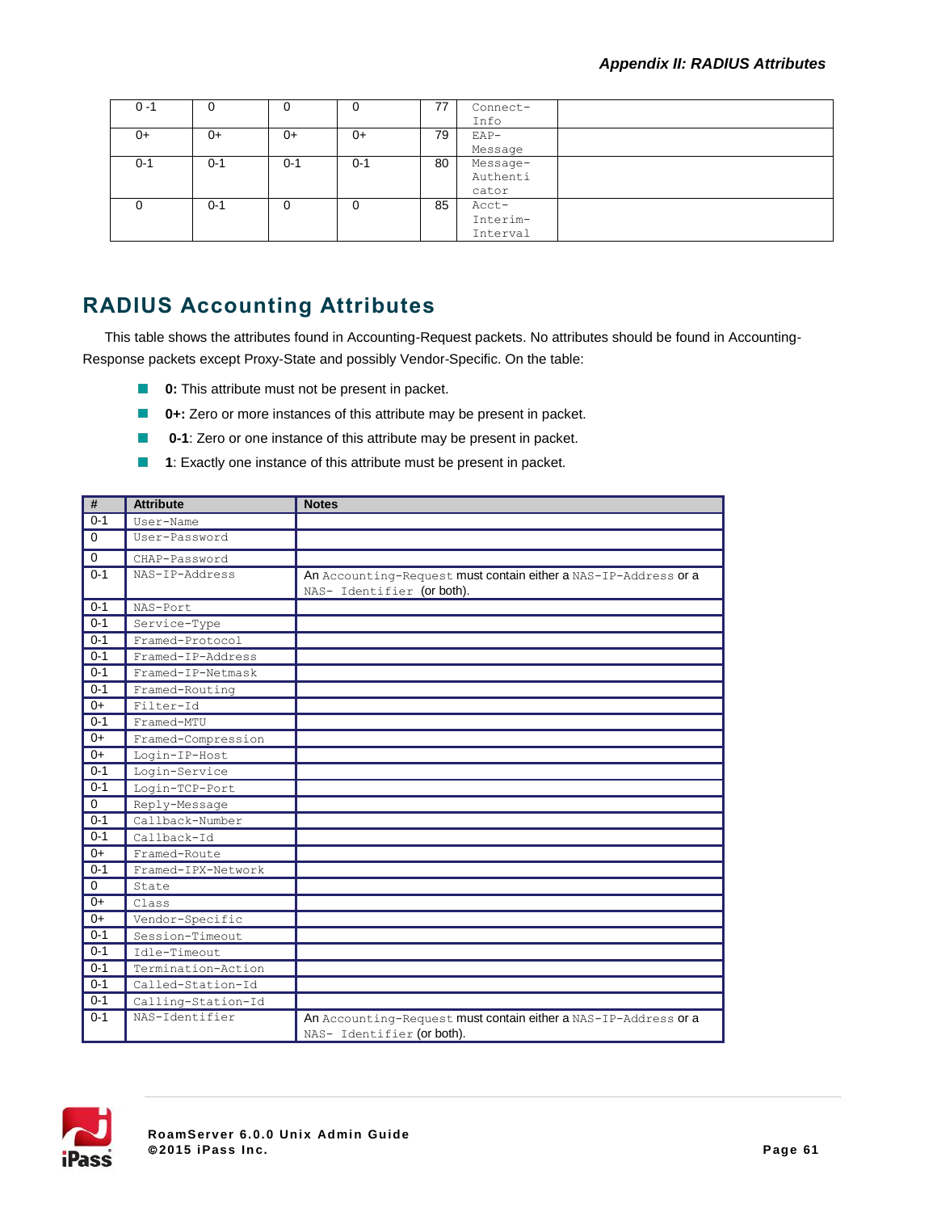| 0 -1 | 0 | 0 | 0 | 77 | Connect-Info | |
|---|---|---|---|---|---|---|
| 0+ | 0+ | 0+ | 0+ | 79 | EAP-Message | |
| 0-1 | 0-1 | 0-1 | 0-1 | 80 | Message-Authenticator | |
| 0 | 0-1 | 0 | 0 | 85 | Acct-Interim-Interval | |

## RADIUS Accounting Attributes

This table shows the attributes found in Accounting-Request packets. No attributes should be found in Accounting-Response packets except Proxy-State and possibly Vendor-Specific. On the table:

- **0:** This attribute must not be present in packet.
- **0+:** Zero or more instances of this attribute may be present in packet.
- **0-1**: Zero or one instance of this attribute may be present in packet.
- **1**: Exactly one instance of this attribute must be present in packet.

| # | Attribute | Notes |
|---|---|---|
| 0-1 | User-Name | |
| 0 | User-Password | |
| 0 | CHAP-Password | |
| 0-1 | NAS-IP-Address | An Accounting-Request must contain either a NAS-IP-Address or a NAS- Identifier (or both). |
| 0-1 | NAS-Port | |
| 0-1 | Service-Type | |
| 0-1 | Framed-Protocol | |
| 0-1 | Framed-IP-Address | |
| 0-1 | Framed-IP-Netmask | |
| 0-1 | Framed-Routing | |
| 0+ | Filter-Id | |
| 0-1 | Framed-MTU | |
| 0+ | Framed-Compression | |
| 0+ | Login-IP-Host | |
| 0-1 | Login-Service | |
| 0-1 | Login-TCP-Port | |
| 0 | Reply-Message | |
| 0-1 | Callback-Number | |
| 0-1 | Callback-Id | |
| 0+ | Framed-Route | |
| 0-1 | Framed-IPX-Network | |
| 0 | State | |
| 0+ | Class | |
| 0+ | Vendor-Specific | |
| 0-1 | Session-Timeout | |
| 0-1 | Idle-Timeout | |
| 0-1 | Termination-Action | |
| 0-1 | Called-Station-Id | |
| 0-1 | Calling-Station-Id | |
| 0-1 | NAS-Identifier | An Accounting-Request must contain either a NAS-IP-Address or a NAS- Identifier (or both). |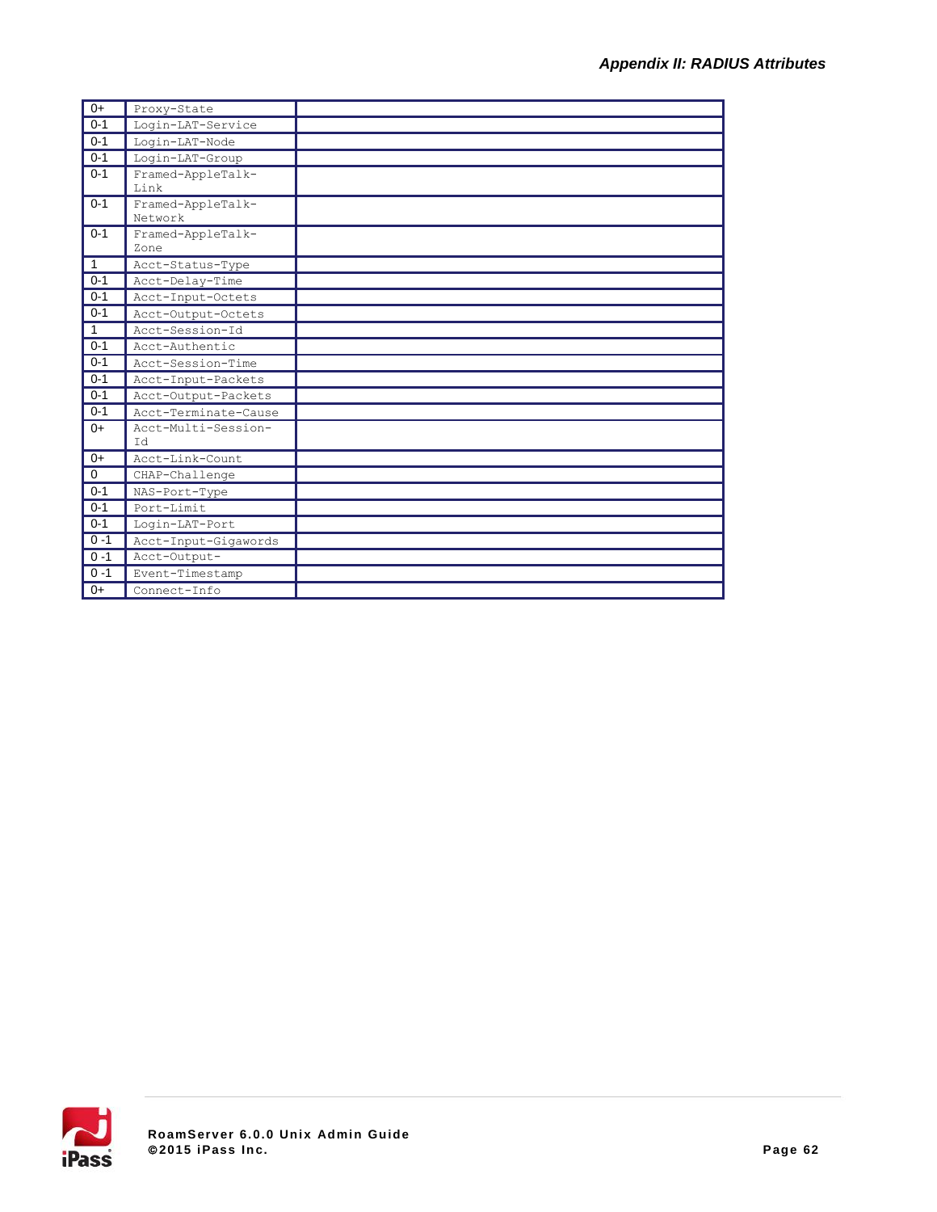| | | |
|---|---|---|
| 0+ | Proxy-State | |
| 0-1 | Login-LAT-Service | |
| 0-1 | Login-LAT-Node | |
| 0-1 | Login-LAT-Group | |
| 0-1 | Framed-AppleTalk-Link | |
| 0-1 | Framed-AppleTalk-Network | |
| 0-1 | Framed-AppleTalk-Zone | |
| 1 | Acct-Status-Type | |
| 0-1 | Acct-Delay-Time | |
| 0-1 | Acct-Input-Octets | |
| 0-1 | Acct-Output-Octets | |
| 1 | Acct-Session-Id | |
| 0-1 | Acct-Authentic | |
| 0-1 | Acct-Session-Time | |
| 0-1 | Acct-Input-Packets | |
| 0-1 | Acct-Output-Packets | |
| 0-1 | Acct-Terminate-Cause | |
| 0+ | Acct-Multi-Session-Id | |
| 0+ | Acct-Link-Count | |
| 0 | CHAP-Challenge | |
| 0-1 | NAS-Port-Type | |
| 0-1 | Port-Limit | |
| 0-1 | Login-LAT-Port | |
| 0 -1 | Acct-Input-Gigawords | |
| 0 -1 | Acct-Output- | |
| 0 -1 | Event-Timestamp | |
| 0+ | Connect-Info | |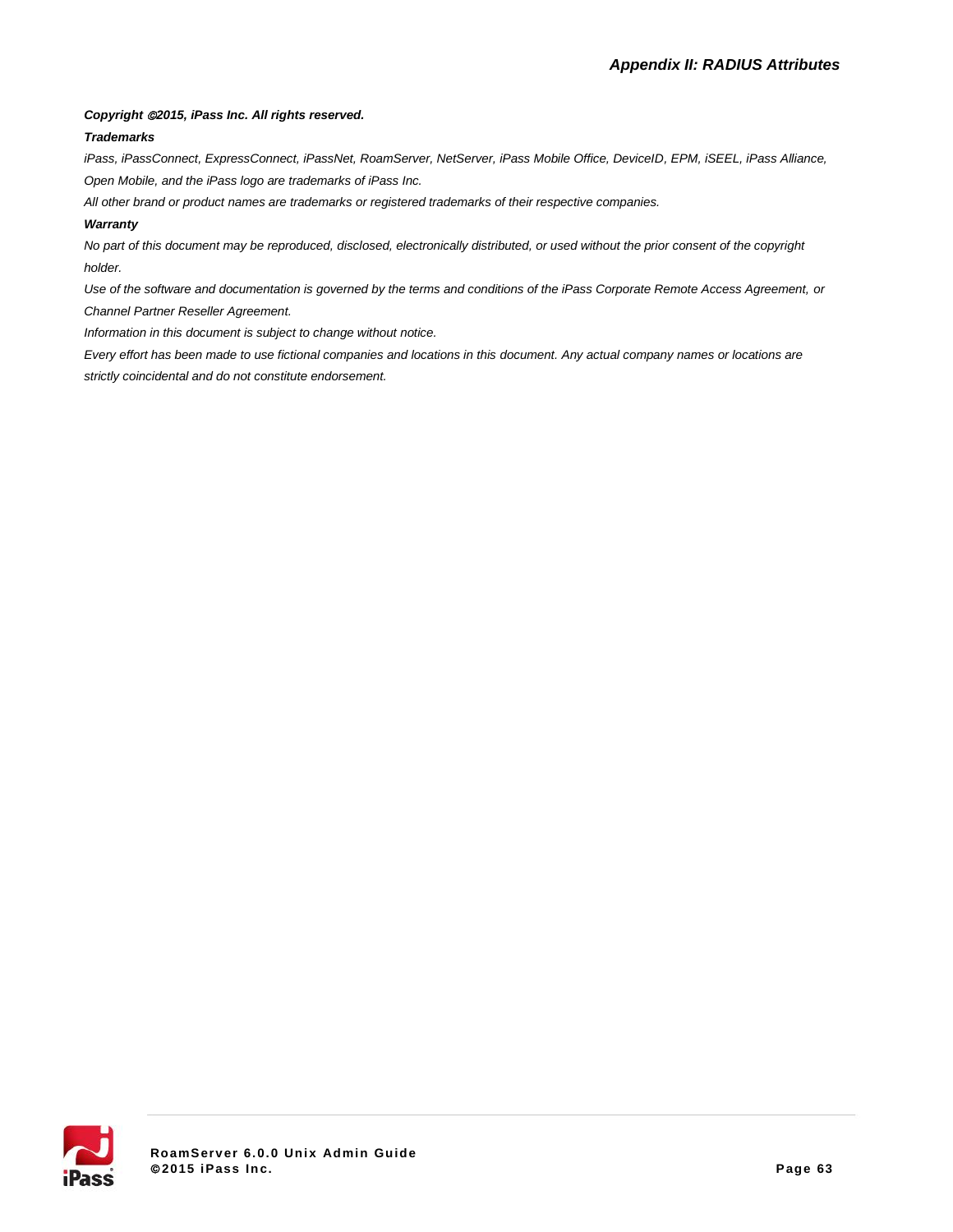***Copyright ©2015, iPass Inc. All rights reserved.***

***Trademarks***

*iPass, iPassConnect, ExpressConnect, iPassNet, RoamServer, NetServer, iPass Mobile Office, DeviceID, EPM, iSEEL, iPass Alliance, Open Mobile, and the iPass logo are trademarks of iPass Inc.*

*All other brand or product names are trademarks or registered trademarks of their respective companies.*

***Warranty***

*No part of this document may be reproduced, disclosed, electronically distributed, or used without the prior consent of the copyright holder.*

*Use of the software and documentation is governed by the terms and conditions of the iPass Corporate Remote Access Agreement, or Channel Partner Reseller Agreement.*

*Information in this document is subject to change without notice.*

*Every effort has been made to use fictional companies and locations in this document. Any actual company names or locations are strictly coincidental and do not constitute endorsement.*